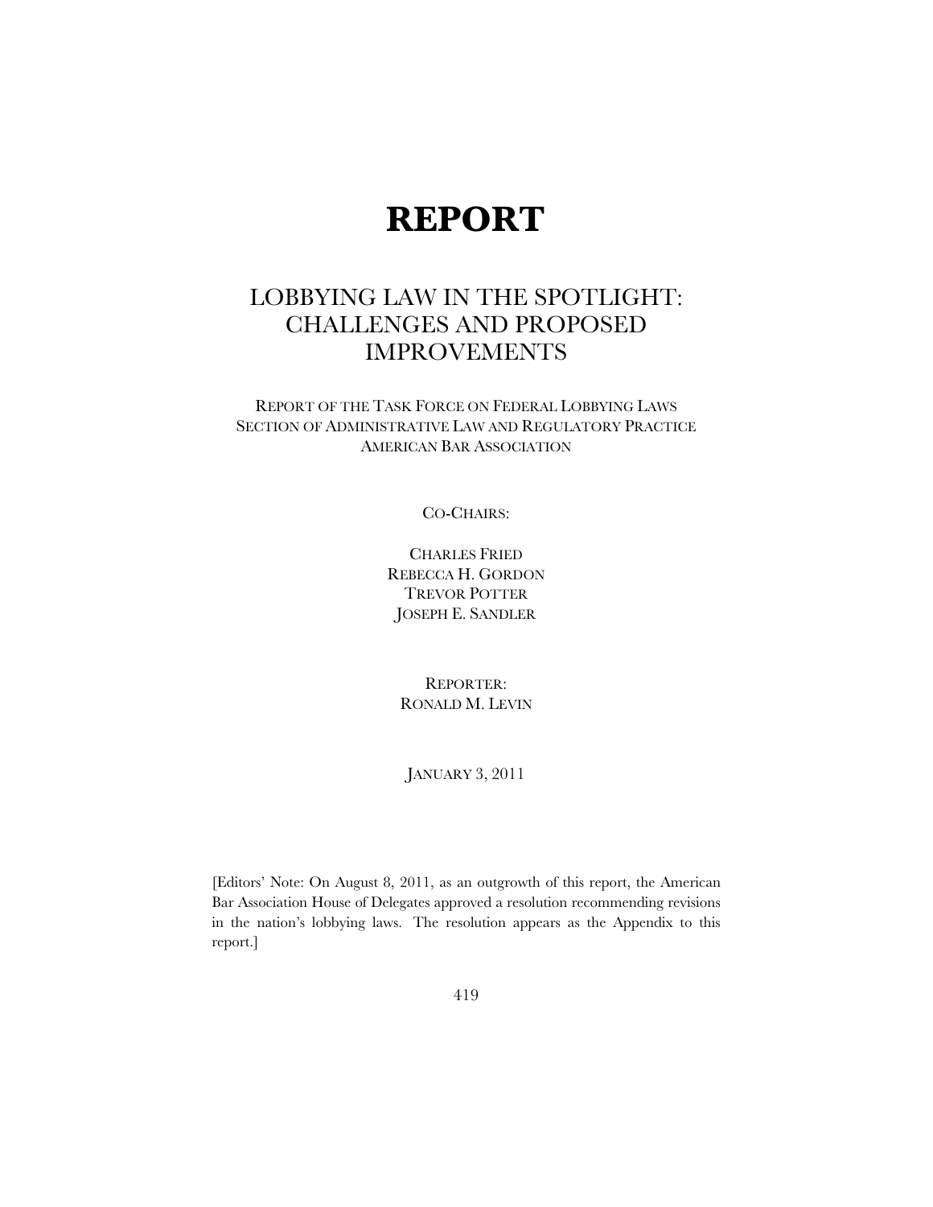# REPORT

## LOBBYING LAW IN THE SPOTLIGHT: CHALLENGES AND PROPOSED IMPROVEMENTS

REPORT OF THE TASK FORCE ON FEDERAL LOBBYING LAWS
SECTION OF ADMINISTRATIVE LAW AND REGULATORY PRACTICE
AMERICAN BAR ASSOCIATION

CO-CHAIRS:

CHARLES FRIED
REBECCA H. GORDON
TREVOR POTTER
JOSEPH E. SANDLER

REPORTER:
RONALD M. LEVIN

JANUARY 3, 2011

[Editors' Note: On August 8, 2011, as an outgrowth of this report, the American Bar Association House of Delegates approved a resolution recommending revisions in the nation's lobbying laws. The resolution appears as the Appendix to this report.]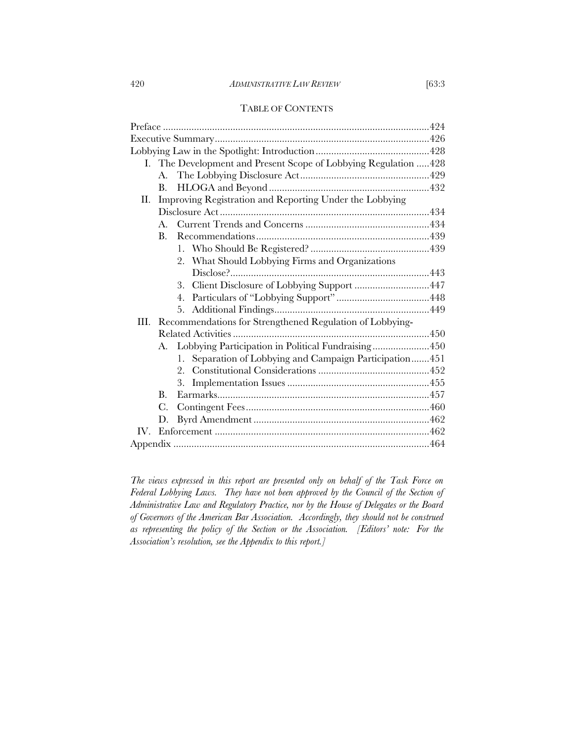## TABLE OF CONTENTS

Preface ....................................................................................................424
Executive Summary.................................................................................426
Lobbying Law in the Spotlight: Introduction..........................................428

- I. The Development and Present Scope of Lobbying Regulation .....428
  - A. The Lobbying Disclosure Act.................................................429
  - B. HLOGA and Beyond..............................................................432
- II. Improving Registration and Reporting Under the Lobbying Disclosure Act.................................................................................434
  - A. Current Trends and Concerns ................................................434
  - B. Recommendations...................................................................439
    - 1. Who Should Be Registered? ..............................................439
    - 2. What Should Lobbying Firms and Organizations Disclose?............................................................................443
    - 3. Client Disclosure of Lobbying Support .............................447
    - 4. Particulars of "Lobbying Support" ....................................448
    - 5. Additional Findings............................................................449
- III. Recommendations for Strengthened Regulation of Lobbying-Related Activities ............................................................................450
  - A. Lobbying Participation in Political Fundraising......................450
    - 1. Separation of Lobbying and Campaign Participation.......451
    - 2. Constitutional Considerations ...........................................452
    - 3. Implementation Issues .......................................................455
  - B. Earmarks..................................................................................457
  - C. Contingent Fees.......................................................................460
  - D. Byrd Amendment ....................................................................462
- IV. Enforcement ...................................................................................462

Appendix ..................................................................................................464

*The views expressed in this report are presented only on behalf of the Task Force on Federal Lobbying Laws. They have not been approved by the Council of the Section of Administrative Law and Regulatory Practice, nor by the House of Delegates or the Board of Governors of the American Bar Association. Accordingly, they should not be construed as representing the policy of the Section or the Association. [Editors' note: For the Association's resolution, see the Appendix to this report.]*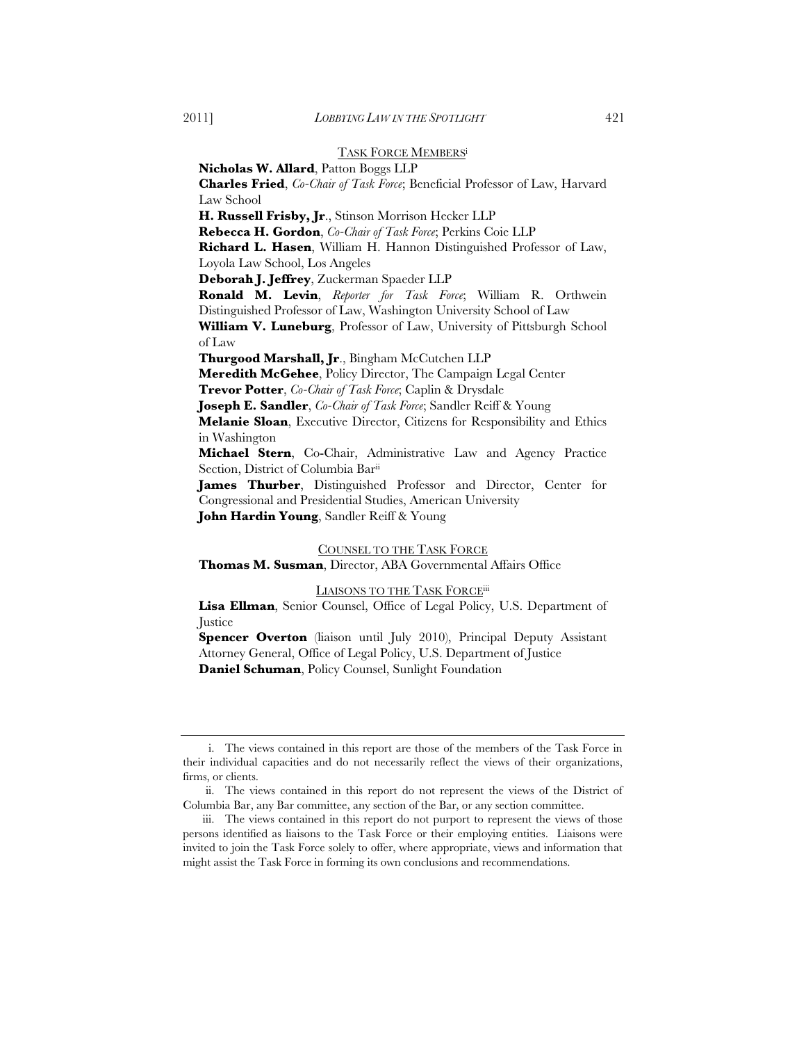## TASK FORCE MEMBERS[i]

**Nicholas W. Allard**, Patton Boggs LLP

**Charles Fried**, *Co-Chair of Task Force*; Beneficial Professor of Law, Harvard Law School

**H. Russell Frisby, Jr**., Stinson Morrison Hecker LLP

**Rebecca H. Gordon**, *Co-Chair of Task Force*; Perkins Coie LLP

**Richard L. Hasen**, William H. Hannon Distinguished Professor of Law, Loyola Law School, Los Angeles

**Deborah J. Jeffrey**, Zuckerman Spaeder LLP

**Ronald M. Levin**, *Reporter for Task Force*; William R. Orthwein Distinguished Professor of Law, Washington University School of Law

**William V. Luneburg**, Professor of Law, University of Pittsburgh School of Law

**Thurgood Marshall, Jr**., Bingham McCutchen LLP

**Meredith McGehee**, Policy Director, The Campaign Legal Center

**Trevor Potter**, *Co-Chair of Task Force*; Caplin & Drysdale

**Joseph E. Sandler**, *Co-Chair of Task Force*; Sandler Reiff & Young

**Melanie Sloan**, Executive Director, Citizens for Responsibility and Ethics in Washington

**Michael Stern**, Co-Chair, Administrative Law and Agency Practice Section, District of Columbia Bar[ii]

**James Thurber**, Distinguished Professor and Director, Center for Congressional and Presidential Studies, American University

**John Hardin Young**, Sandler Reiff & Young

## COUNSEL TO THE TASK FORCE

**Thomas M. Susman**, Director, ABA Governmental Affairs Office

## LIAISONS TO THE TASK FORCE[iii]

**Lisa Ellman**, Senior Counsel, Office of Legal Policy, U.S. Department of Justice

**Spencer Overton** (liaison until July 2010), Principal Deputy Assistant Attorney General, Office of Legal Policy, U.S. Department of Justice

**Daniel Schuman**, Policy Counsel, Sunlight Foundation

---

i. The views contained in this report are those of the members of the Task Force in their individual capacities and do not necessarily reflect the views of their organizations, firms, or clients.

ii. The views contained in this report do not represent the views of the District of Columbia Bar, any Bar committee, any section of the Bar, or any section committee.

iii. The views contained in this report do not purport to represent the views of those persons identified as liaisons to the Task Force or their employing entities. Liaisons were invited to join the Task Force solely to offer, where appropriate, views and information that might assist the Task Force in forming its own conclusions and recommendations.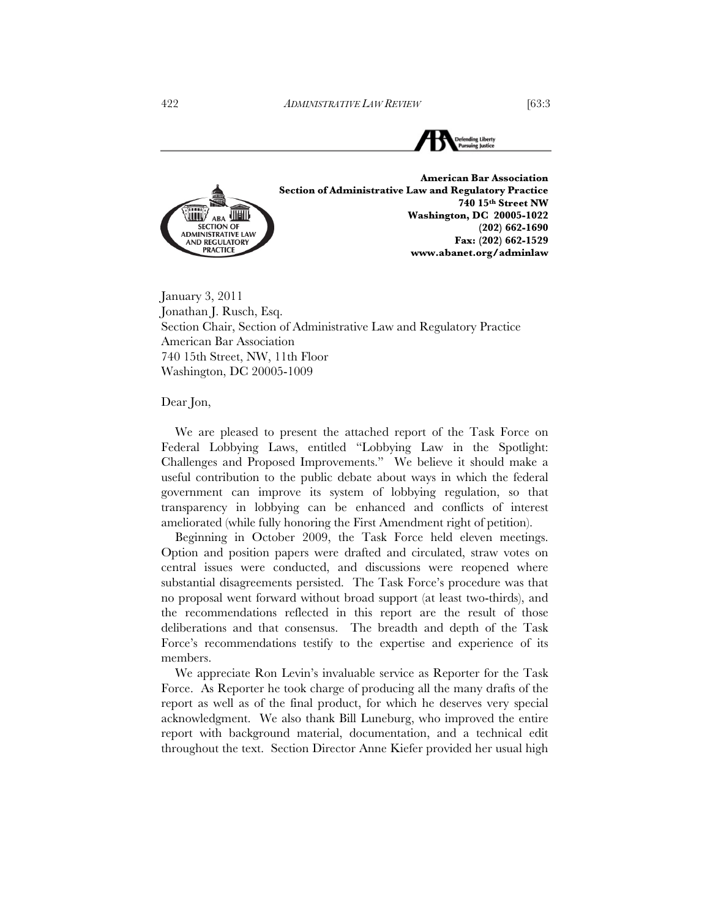**American Bar Association**
**Section of Administrative Law and Regulatory Practice**
**740 15th Street NW**
**Washington, DC 20005-1022**
**(202) 662-1690**
**Fax: (202) 662-1529**
**www.abanet.org/adminlaw**

January 3, 2011
Jonathan J. Rusch, Esq.
Section Chair, Section of Administrative Law and Regulatory Practice
American Bar Association
740 15th Street, NW, 11th Floor
Washington, DC 20005-1009

Dear Jon,

We are pleased to present the attached report of the Task Force on Federal Lobbying Laws, entitled "Lobbying Law in the Spotlight: Challenges and Proposed Improvements." We believe it should make a useful contribution to the public debate about ways in which the federal government can improve its system of lobbying regulation, so that transparency in lobbying can be enhanced and conflicts of interest ameliorated (while fully honoring the First Amendment right of petition).

Beginning in October 2009, the Task Force held eleven meetings. Option and position papers were drafted and circulated, straw votes on central issues were conducted, and discussions were reopened where substantial disagreements persisted. The Task Force's procedure was that no proposal went forward without broad support (at least two-thirds), and the recommendations reflected in this report are the result of those deliberations and that consensus. The breadth and depth of the Task Force's recommendations testify to the expertise and experience of its members.

We appreciate Ron Levin's invaluable service as Reporter for the Task Force. As Reporter he took charge of producing all the many drafts of the report as well as of the final product, for which he deserves very special acknowledgment. We also thank Bill Luneburg, who improved the entire report with background material, documentation, and a technical edit throughout the text. Section Director Anne Kiefer provided her usual high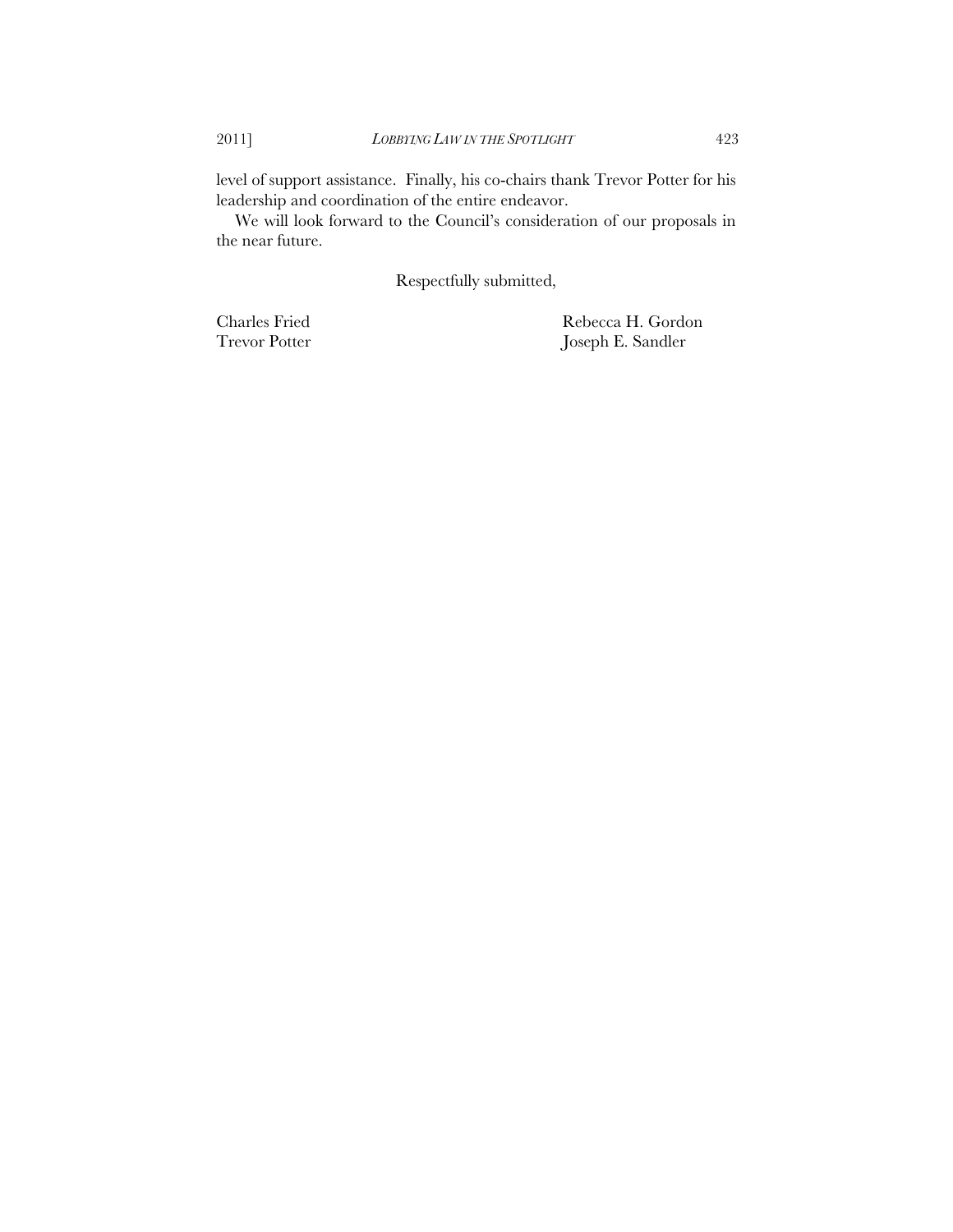level of support assistance. Finally, his co-chairs thank Trevor Potter for his leadership and coordination of the entire endeavor.

We will look forward to the Council's consideration of our proposals in the near future.

Respectfully submitted,

Charles Fried
Trevor Potter

Rebecca H. Gordon
Joseph E. Sandler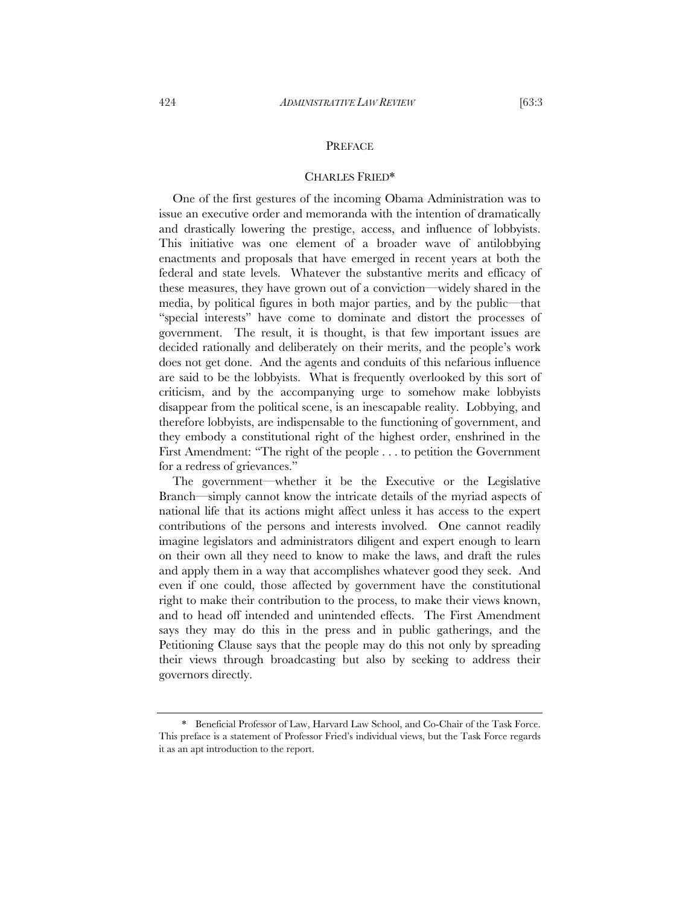## PREFACE

### CHARLES FRIED*

One of the first gestures of the incoming Obama Administration was to issue an executive order and memoranda with the intention of dramatically and drastically lowering the prestige, access, and influence of lobbyists. This initiative was one element of a broader wave of antilobbying enactments and proposals that have emerged in recent years at both the federal and state levels. Whatever the substantive merits and efficacy of these measures, they have grown out of a conviction—widely shared in the media, by political figures in both major parties, and by the public—that "special interests" have come to dominate and distort the processes of government. The result, it is thought, is that few important issues are decided rationally and deliberately on their merits, and the people's work does not get done. And the agents and conduits of this nefarious influence are said to be the lobbyists. What is frequently overlooked by this sort of criticism, and by the accompanying urge to somehow make lobbyists disappear from the political scene, is an inescapable reality. Lobbying, and therefore lobbyists, are indispensable to the functioning of government, and they embody a constitutional right of the highest order, enshrined in the First Amendment: "The right of the people . . . to petition the Government for a redress of grievances."

The government—whether it be the Executive or the Legislative Branch—simply cannot know the intricate details of the myriad aspects of national life that its actions might affect unless it has access to the expert contributions of the persons and interests involved. One cannot readily imagine legislators and administrators diligent and expert enough to learn on their own all they need to know to make the laws, and draft the rules and apply them in a way that accomplishes whatever good they seek. And even if one could, those affected by government have the constitutional right to make their contribution to the process, to make their views known, and to head off intended and unintended effects. The First Amendment says they may do this in the press and in public gatherings, and the Petitioning Clause says that the people may do this not only by spreading their views through broadcasting but also by seeking to address their governors directly.

---

\* Beneficial Professor of Law, Harvard Law School, and Co-Chair of the Task Force. This preface is a statement of Professor Fried's individual views, but the Task Force regards it as an apt introduction to the report.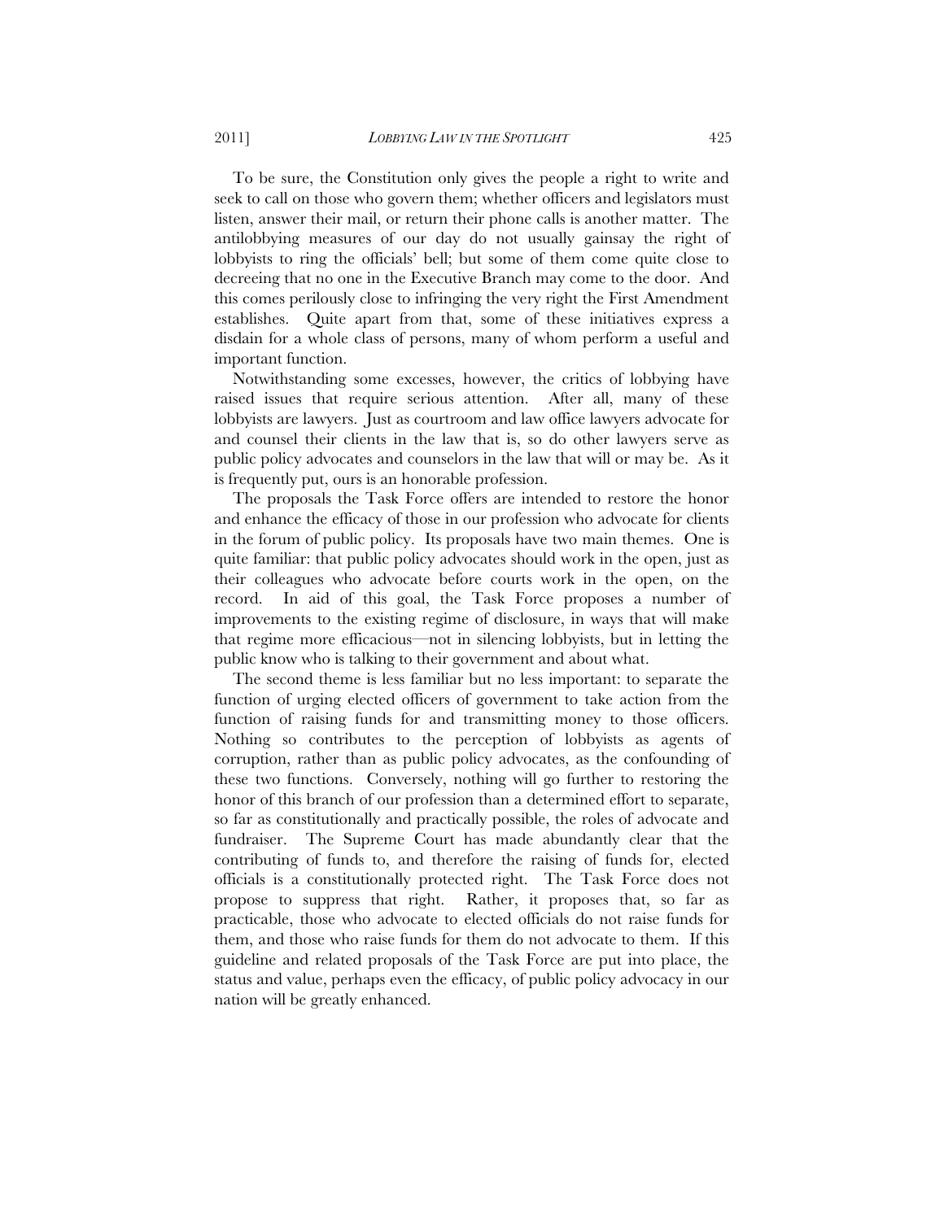To be sure, the Constitution only gives the people a right to write and seek to call on those who govern them; whether officers and legislators must listen, answer their mail, or return their phone calls is another matter. The antilobbying measures of our day do not usually gainsay the right of lobbyists to ring the officials' bell; but some of them come quite close to decreeing that no one in the Executive Branch may come to the door. And this comes perilously close to infringing the very right the First Amendment establishes. Quite apart from that, some of these initiatives express a disdain for a whole class of persons, many of whom perform a useful and important function.

Notwithstanding some excesses, however, the critics of lobbying have raised issues that require serious attention. After all, many of these lobbyists are lawyers. Just as courtroom and law office lawyers advocate for and counsel their clients in the law that is, so do other lawyers serve as public policy advocates and counselors in the law that will or may be. As it is frequently put, ours is an honorable profession.

The proposals the Task Force offers are intended to restore the honor and enhance the efficacy of those in our profession who advocate for clients in the forum of public policy. Its proposals have two main themes. One is quite familiar: that public policy advocates should work in the open, just as their colleagues who advocate before courts work in the open, on the record. In aid of this goal, the Task Force proposes a number of improvements to the existing regime of disclosure, in ways that will make that regime more efficacious—not in silencing lobbyists, but in letting the public know who is talking to their government and about what.

The second theme is less familiar but no less important: to separate the function of urging elected officers of government to take action from the function of raising funds for and transmitting money to those officers. Nothing so contributes to the perception of lobbyists as agents of corruption, rather than as public policy advocates, as the confounding of these two functions. Conversely, nothing will go further to restoring the honor of this branch of our profession than a determined effort to separate, so far as constitutionally and practically possible, the roles of advocate and fundraiser. The Supreme Court has made abundantly clear that the contributing of funds to, and therefore the raising of funds for, elected officials is a constitutionally protected right. The Task Force does not propose to suppress that right. Rather, it proposes that, so far as practicable, those who advocate to elected officials do not raise funds for them, and those who raise funds for them do not advocate to them. If this guideline and related proposals of the Task Force are put into place, the status and value, perhaps even the efficacy, of public policy advocacy in our nation will be greatly enhanced.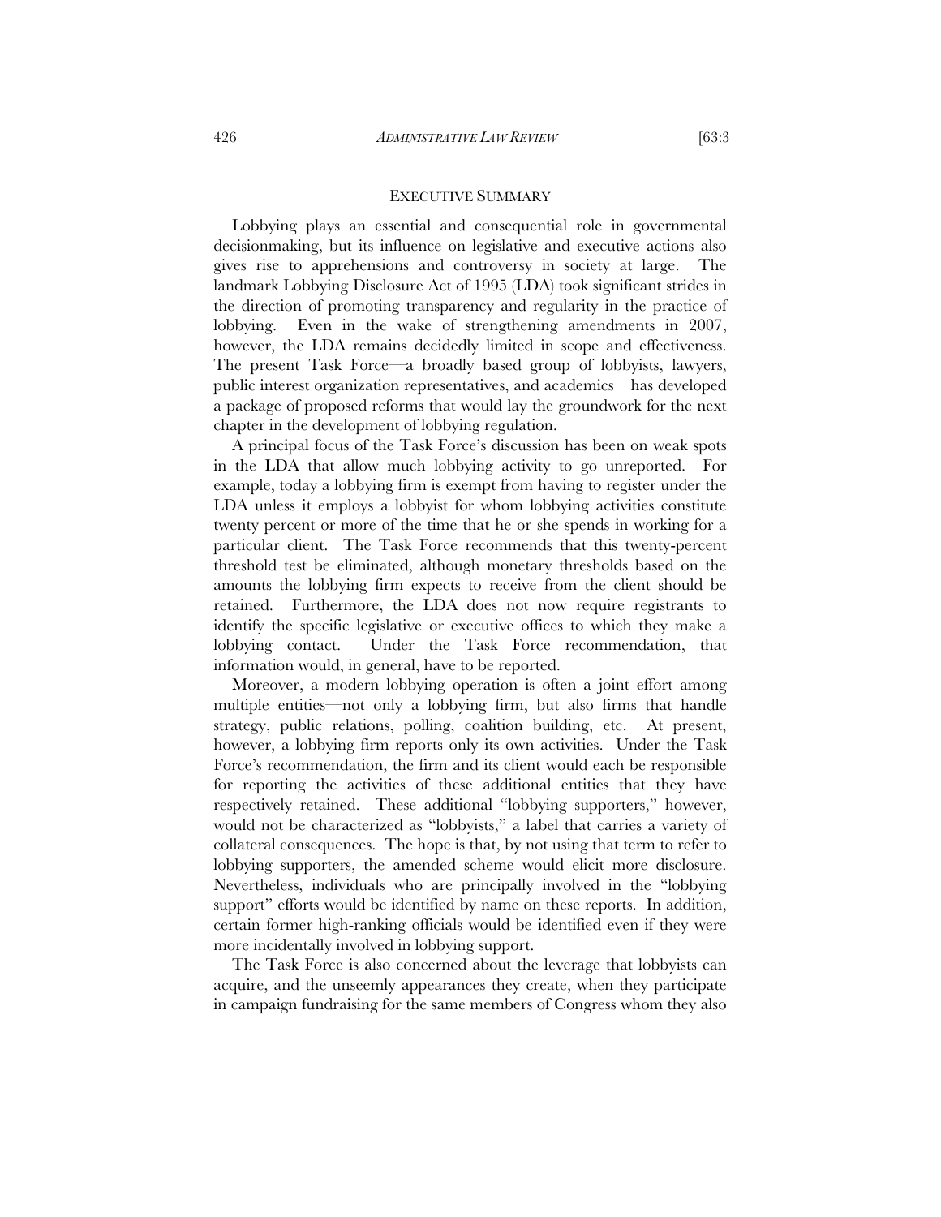## EXECUTIVE SUMMARY

Lobbying plays an essential and consequential role in governmental decisionmaking, but its influence on legislative and executive actions also gives rise to apprehensions and controversy in society at large. The landmark Lobbying Disclosure Act of 1995 (LDA) took significant strides in the direction of promoting transparency and regularity in the practice of lobbying. Even in the wake of strengthening amendments in 2007, however, the LDA remains decidedly limited in scope and effectiveness. The present Task Force—a broadly based group of lobbyists, lawyers, public interest organization representatives, and academics—has developed a package of proposed reforms that would lay the groundwork for the next chapter in the development of lobbying regulation.

A principal focus of the Task Force's discussion has been on weak spots in the LDA that allow much lobbying activity to go unreported. For example, today a lobbying firm is exempt from having to register under the LDA unless it employs a lobbyist for whom lobbying activities constitute twenty percent or more of the time that he or she spends in working for a particular client. The Task Force recommends that this twenty-percent threshold test be eliminated, although monetary thresholds based on the amounts the lobbying firm expects to receive from the client should be retained. Furthermore, the LDA does not now require registrants to identify the specific legislative or executive offices to which they make a lobbying contact. Under the Task Force recommendation, that information would, in general, have to be reported.

Moreover, a modern lobbying operation is often a joint effort among multiple entities—not only a lobbying firm, but also firms that handle strategy, public relations, polling, coalition building, etc. At present, however, a lobbying firm reports only its own activities. Under the Task Force's recommendation, the firm and its client would each be responsible for reporting the activities of these additional entities that they have respectively retained. These additional "lobbying supporters," however, would not be characterized as "lobbyists," a label that carries a variety of collateral consequences. The hope is that, by not using that term to refer to lobbying supporters, the amended scheme would elicit more disclosure. Nevertheless, individuals who are principally involved in the "lobbying support" efforts would be identified by name on these reports. In addition, certain former high-ranking officials would be identified even if they were more incidentally involved in lobbying support.

The Task Force is also concerned about the leverage that lobbyists can acquire, and the unseemly appearances they create, when they participate in campaign fundraising for the same members of Congress whom they also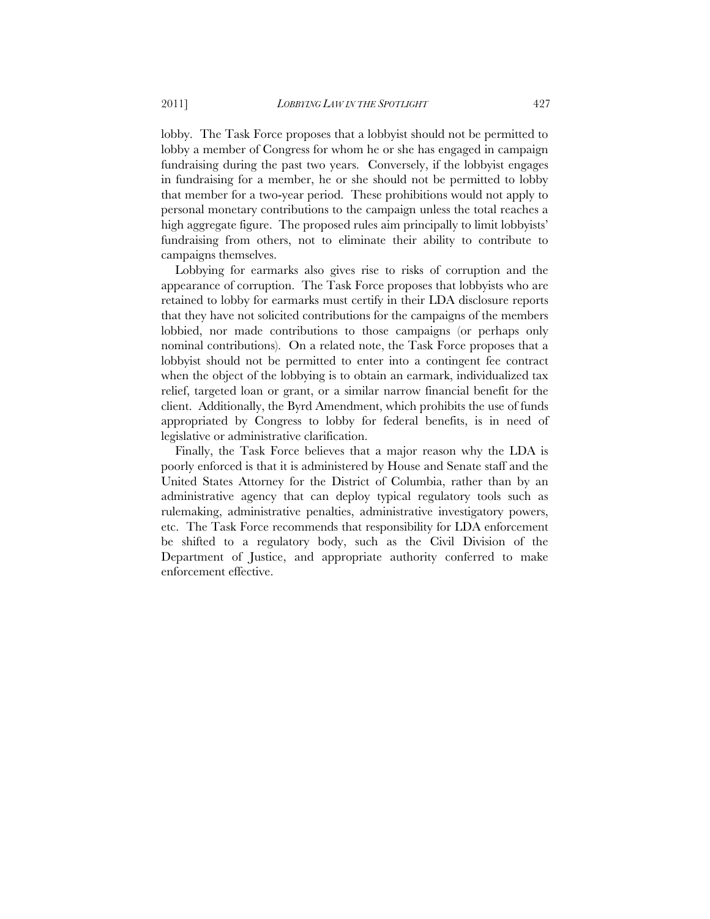lobby. The Task Force proposes that a lobbyist should not be permitted to lobby a member of Congress for whom he or she has engaged in campaign fundraising during the past two years. Conversely, if the lobbyist engages in fundraising for a member, he or she should not be permitted to lobby that member for a two-year period. These prohibitions would not apply to personal monetary contributions to the campaign unless the total reaches a high aggregate figure. The proposed rules aim principally to limit lobbyists' fundraising from others, not to eliminate their ability to contribute to campaigns themselves.

Lobbying for earmarks also gives rise to risks of corruption and the appearance of corruption. The Task Force proposes that lobbyists who are retained to lobby for earmarks must certify in their LDA disclosure reports that they have not solicited contributions for the campaigns of the members lobbied, nor made contributions to those campaigns (or perhaps only nominal contributions). On a related note, the Task Force proposes that a lobbyist should not be permitted to enter into a contingent fee contract when the object of the lobbying is to obtain an earmark, individualized tax relief, targeted loan or grant, or a similar narrow financial benefit for the client. Additionally, the Byrd Amendment, which prohibits the use of funds appropriated by Congress to lobby for federal benefits, is in need of legislative or administrative clarification.

Finally, the Task Force believes that a major reason why the LDA is poorly enforced is that it is administered by House and Senate staff and the United States Attorney for the District of Columbia, rather than by an administrative agency that can deploy typical regulatory tools such as rulemaking, administrative penalties, administrative investigatory powers, etc. The Task Force recommends that responsibility for LDA enforcement be shifted to a regulatory body, such as the Civil Division of the Department of Justice, and appropriate authority conferred to make enforcement effective.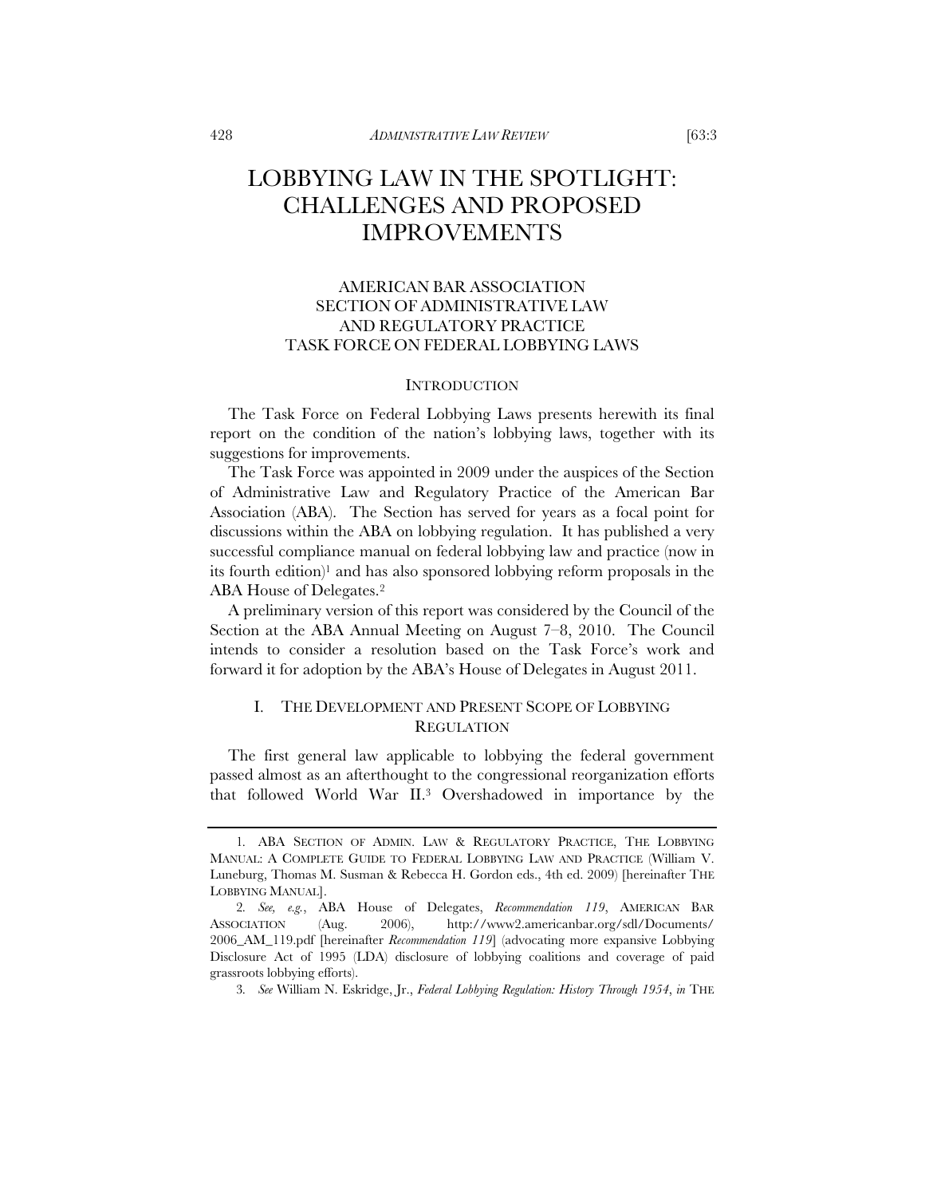# LOBBYING LAW IN THE SPOTLIGHT: CHALLENGES AND PROPOSED IMPROVEMENTS

AMERICAN BAR ASSOCIATION
SECTION OF ADMINISTRATIVE LAW
AND REGULATORY PRACTICE
TASK FORCE ON FEDERAL LOBBYING LAWS

## INTRODUCTION

The Task Force on Federal Lobbying Laws presents herewith its final report on the condition of the nation's lobbying laws, together with its suggestions for improvements.

The Task Force was appointed in 2009 under the auspices of the Section of Administrative Law and Regulatory Practice of the American Bar Association (ABA). The Section has served for years as a focal point for discussions within the ABA on lobbying regulation. It has published a very successful compliance manual on federal lobbying law and practice (now in its fourth edition)[1] and has also sponsored lobbying reform proposals in the ABA House of Delegates.[2]

A preliminary version of this report was considered by the Council of the Section at the ABA Annual Meeting on August 7–8, 2010. The Council intends to consider a resolution based on the Task Force's work and forward it for adoption by the ABA's House of Delegates in August 2011.

## I. THE DEVELOPMENT AND PRESENT SCOPE OF LOBBYING REGULATION

The first general law applicable to lobbying the federal government passed almost as an afterthought to the congressional reorganization efforts that followed World War II.[3] Overshadowed in importance by the

---

1. ABA SECTION OF ADMIN. LAW & REGULATORY PRACTICE, THE LOBBYING MANUAL: A COMPLETE GUIDE TO FEDERAL LOBBYING LAW AND PRACTICE (William V. Luneburg, Thomas M. Susman & Rebecca H. Gordon eds., 4th ed. 2009) [hereinafter THE LOBBYING MANUAL].

2. *See, e.g.*, ABA House of Delegates, *Recommendation 119*, AMERICAN BAR ASSOCIATION (Aug. 2006), http://www2.americanbar.org/sdl/Documents/2006_AM_119.pdf [hereinafter *Recommendation 119*] (advocating more expansive Lobbying Disclosure Act of 1995 (LDA) disclosure of lobbying coalitions and coverage of paid grassroots lobbying efforts).

3. *See* William N. Eskridge, Jr., *Federal Lobbying Regulation: History Through 1954*, *in* THE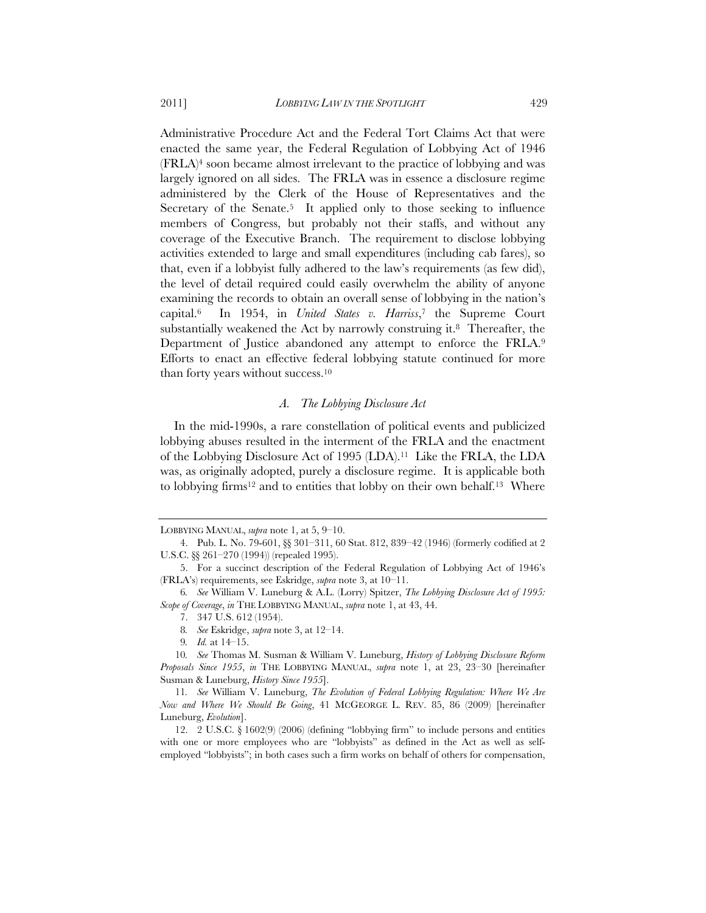Administrative Procedure Act and the Federal Tort Claims Act that were enacted the same year, the Federal Regulation of Lobbying Act of 1946 (FRLA)[4] soon became almost irrelevant to the practice of lobbying and was largely ignored on all sides. The FRLA was in essence a disclosure regime administered by the Clerk of the House of Representatives and the Secretary of the Senate.[5] It applied only to those seeking to influence members of Congress, but probably not their staffs, and without any coverage of the Executive Branch. The requirement to disclose lobbying activities extended to large and small expenditures (including cab fares), so that, even if a lobbyist fully adhered to the law's requirements (as few did), the level of detail required could easily overwhelm the ability of anyone examining the records to obtain an overall sense of lobbying in the nation's capital.[6] In 1954, in *United States v. Harriss*,[7] the Supreme Court substantially weakened the Act by narrowly construing it.[8] Thereafter, the Department of Justice abandoned any attempt to enforce the FRLA.[9] Efforts to enact an effective federal lobbying statute continued for more than forty years without success.[10]

### *A. The Lobbying Disclosure Act*

In the mid-1990s, a rare constellation of political events and publicized lobbying abuses resulted in the interment of the FRLA and the enactment of the Lobbying Disclosure Act of 1995 (LDA).[11] Like the FRLA, the LDA was, as originally adopted, purely a disclosure regime. It is applicable both to lobbying firms[12] and to entities that lobby on their own behalf.[13] Where

---

LOBBYING MANUAL, *supra* note 1, at 5, 9–10.

4. Pub. L. No. 79-601, §§ 301–311, 60 Stat. 812, 839–42 (1946) (formerly codified at 2 U.S.C. §§ 261–270 (1994)) (repealed 1995).

5. For a succinct description of the Federal Regulation of Lobbying Act of 1946's (FRLA's) requirements, see Eskridge, *supra* note 3, at 10–11.

6. *See* William V. Luneburg & A.L. (Lorry) Spitzer, *The Lobbying Disclosure Act of 1995: Scope of Coverage*, *in* THE LOBBYING MANUAL, *supra* note 1, at 43, 44.

7. 347 U.S. 612 (1954).

8. *See* Eskridge, *supra* note 3, at 12–14.

9. *Id.* at 14–15.

10. *See* Thomas M. Susman & William V. Luneburg, *History of Lobbying Disclosure Reform Proposals Since 1955*, *in* THE LOBBYING MANUAL, *supra* note 1, at 23, 23–30 [hereinafter Susman & Luneburg, *History Since 1955*].

11. *See* William V. Luneburg, *The Evolution of Federal Lobbying Regulation: Where We Are Now and Where We Should Be Going*, 41 MCGEORGE L. REV. 85, 86 (2009) [hereinafter Luneburg, *Evolution*].

12. 2 U.S.C. § 1602(9) (2006) (defining "lobbying firm" to include persons and entities with one or more employees who are "lobbyists" as defined in the Act as well as self-employed "lobbyists"; in both cases such a firm works on behalf of others for compensation,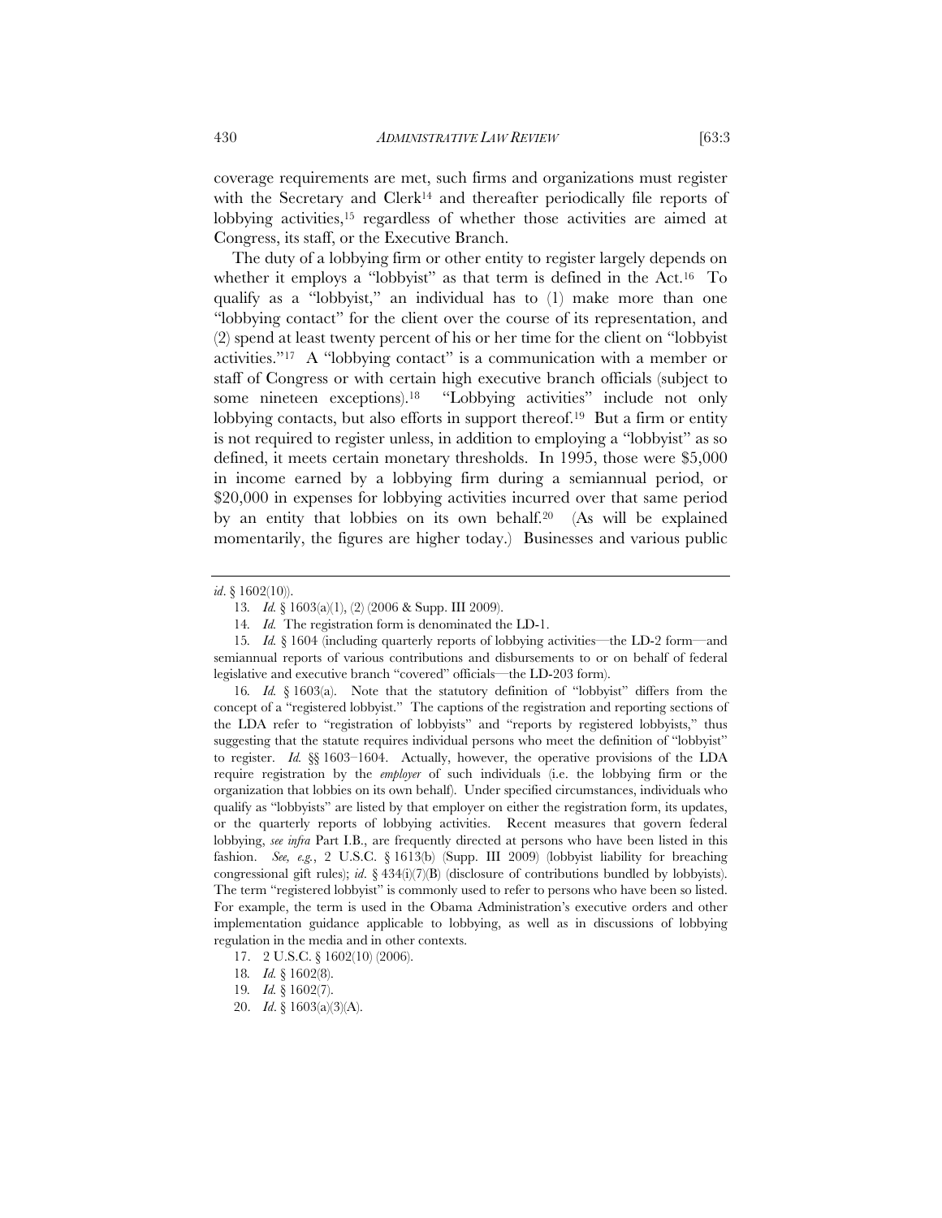coverage requirements are met, such firms and organizations must register with the Secretary and Clerk[14] and thereafter periodically file reports of lobbying activities,[15] regardless of whether those activities are aimed at Congress, its staff, or the Executive Branch.

The duty of a lobbying firm or other entity to register largely depends on whether it employs a "lobbyist" as that term is defined in the Act.[16] To qualify as a "lobbyist," an individual has to (1) make more than one "lobbying contact" for the client over the course of its representation, and (2) spend at least twenty percent of his or her time for the client on "lobbyist activities."[17] A "lobbying contact" is a communication with a member or staff of Congress or with certain high executive branch officials (subject to some nineteen exceptions).[18] "Lobbying activities" include not only lobbying contacts, but also efforts in support thereof.[19] But a firm or entity is not required to register unless, in addition to employing a "lobbyist" as so defined, it meets certain monetary thresholds. In 1995, those were $5,000 in income earned by a lobbying firm during a semiannual period, or $20,000 in expenses for lobbying activities incurred over that same period by an entity that lobbies on its own behalf.[20] (As will be explained momentarily, the figures are higher today.) Businesses and various public

---

*id*. § 1602(10)).

13. *Id.* § 1603(a)(1), (2) (2006 & Supp. III 2009).

14. *Id.* The registration form is denominated the LD-1.

15. *Id.* § 1604 (including quarterly reports of lobbying activities—the LD-2 form—and semiannual reports of various contributions and disbursements to or on behalf of federal legislative and executive branch "covered" officials—the LD-203 form).

16. *Id.* § 1603(a). Note that the statutory definition of "lobbyist" differs from the concept of a "registered lobbyist." The captions of the registration and reporting sections of the LDA refer to "registration of lobbyists" and "reports by registered lobbyists," thus suggesting that the statute requires individual persons who meet the definition of "lobbyist" to register. *Id.* §§ 1603–1604. Actually, however, the operative provisions of the LDA require registration by the *employer* of such individuals (i.e. the lobbying firm or the organization that lobbies on its own behalf). Under specified circumstances, individuals who qualify as "lobbyists" are listed by that employer on either the registration form, its updates, or the quarterly reports of lobbying activities. Recent measures that govern federal lobbying, *see infra* Part I.B., are frequently directed at persons who have been listed in this fashion. *See, e.g.*, 2 U.S.C. § 1613(b) (Supp. III 2009) (lobbyist liability for breaching congressional gift rules); *id*. § 434(i)(7)(B) (disclosure of contributions bundled by lobbyists). The term "registered lobbyist" is commonly used to refer to persons who have been so listed. For example, the term is used in the Obama Administration's executive orders and other implementation guidance applicable to lobbying, as well as in discussions of lobbying regulation in the media and in other contexts.

17. 2 U.S.C. § 1602(10) (2006).

18. *Id.* § 1602(8).

19. *Id.* § 1602(7).

20. *Id*. § 1603(a)(3)(A).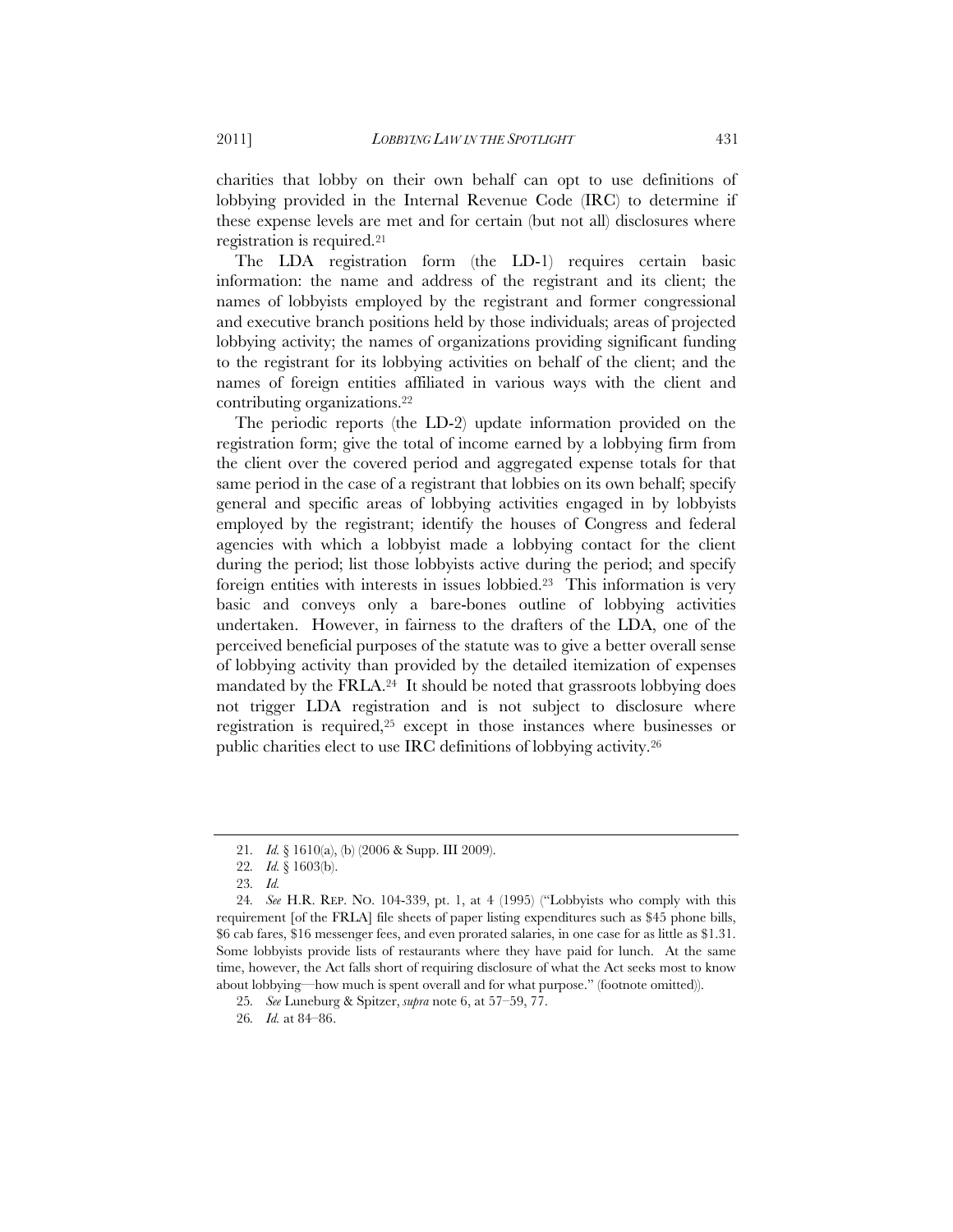charities that lobby on their own behalf can opt to use definitions of lobbying provided in the Internal Revenue Code (IRC) to determine if these expense levels are met and for certain (but not all) disclosures where registration is required.[21]

The LDA registration form (the LD-1) requires certain basic information: the name and address of the registrant and its client; the names of lobbyists employed by the registrant and former congressional and executive branch positions held by those individuals; areas of projected lobbying activity; the names of organizations providing significant funding to the registrant for its lobbying activities on behalf of the client; and the names of foreign entities affiliated in various ways with the client and contributing organizations.[22]

The periodic reports (the LD-2) update information provided on the registration form; give the total of income earned by a lobbying firm from the client over the covered period and aggregated expense totals for that same period in the case of a registrant that lobbies on its own behalf; specify general and specific areas of lobbying activities engaged in by lobbyists employed by the registrant; identify the houses of Congress and federal agencies with which a lobbyist made a lobbying contact for the client during the period; list those lobbyists active during the period; and specify foreign entities with interests in issues lobbied.[23] This information is very basic and conveys only a bare-bones outline of lobbying activities undertaken. However, in fairness to the drafters of the LDA, one of the perceived beneficial purposes of the statute was to give a better overall sense of lobbying activity than provided by the detailed itemization of expenses mandated by the FRLA.[24] It should be noted that grassroots lobbying does not trigger LDA registration and is not subject to disclosure where registration is required,[25] except in those instances where businesses or public charities elect to use IRC definitions of lobbying activity.[26]

---

21. *Id.* § 1610(a), (b) (2006 & Supp. III 2009).

22. *Id.* § 1603(b).

23. *Id.*

24. *See* H.R. REP. NO. 104-339, pt. 1, at 4 (1995) ("Lobbyists who comply with this requirement [of the FRLA] file sheets of paper listing expenditures such as $45 phone bills, $6 cab fares, $16 messenger fees, and even prorated salaries, in one case for as little as $1.31. Some lobbyists provide lists of restaurants where they have paid for lunch. At the same time, however, the Act falls short of requiring disclosure of what the Act seeks most to know about lobbying—how much is spent overall and for what purpose." (footnote omitted)).

25. *See* Luneburg & Spitzer, *supra* note 6, at 57–59, 77.

26. *Id.* at 84–86.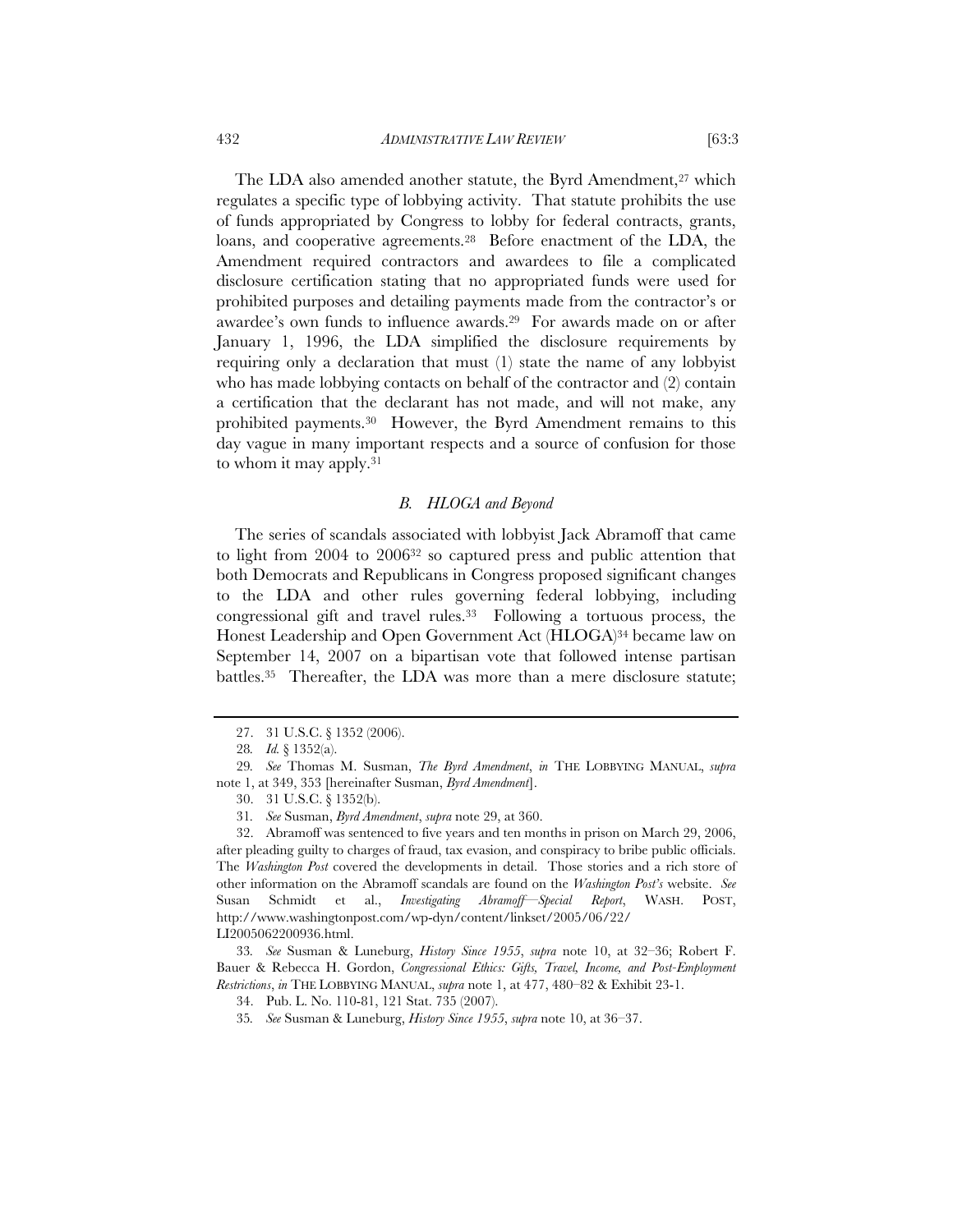The LDA also amended another statute, the Byrd Amendment,[27] which regulates a specific type of lobbying activity. That statute prohibits the use of funds appropriated by Congress to lobby for federal contracts, grants, loans, and cooperative agreements.[28] Before enactment of the LDA, the Amendment required contractors and awardees to file a complicated disclosure certification stating that no appropriated funds were used for prohibited purposes and detailing payments made from the contractor's or awardee's own funds to influence awards.[29] For awards made on or after January 1, 1996, the LDA simplified the disclosure requirements by requiring only a declaration that must (1) state the name of any lobbyist who has made lobbying contacts on behalf of the contractor and (2) contain a certification that the declarant has not made, and will not make, any prohibited payments.[30] However, the Byrd Amendment remains to this day vague in many important respects and a source of confusion for those to whom it may apply.[31]

### *B. HLOGA and Beyond*

The series of scandals associated with lobbyist Jack Abramoff that came to light from 2004 to 2006[32] so captured press and public attention that both Democrats and Republicans in Congress proposed significant changes to the LDA and other rules governing federal lobbying, including congressional gift and travel rules.[33] Following a tortuous process, the Honest Leadership and Open Government Act (HLOGA)[34] became law on September 14, 2007 on a bipartisan vote that followed intense partisan battles.[35] Thereafter, the LDA was more than a mere disclosure statute;

---

27. 31 U.S.C. § 1352 (2006).

28. *Id.* § 1352(a).

29. *See* Thomas M. Susman, *The Byrd Amendment*, *in* THE LOBBYING MANUAL, *supra* note 1, at 349, 353 [hereinafter Susman, *Byrd Amendment*].

30. 31 U.S.C. § 1352(b).

31. *See* Susman, *Byrd Amendment*, *supra* note 29, at 360.

32. Abramoff was sentenced to five years and ten months in prison on March 29, 2006, after pleading guilty to charges of fraud, tax evasion, and conspiracy to bribe public officials. The *Washington Post* covered the developments in detail. Those stories and a rich store of other information on the Abramoff scandals are found on the *Washington Post's* website. *See* Susan Schmidt et al., *Investigating Abramoff—Special Report*, WASH. POST, http://www.washingtonpost.com/wp-dyn/content/linkset/2005/06/22/LI2005062200936.html.

33. *See* Susman & Luneburg, *History Since 1955*, *supra* note 10, at 32–36; Robert F. Bauer & Rebecca H. Gordon, *Congressional Ethics: Gifts, Travel, Income, and Post-Employment Restrictions*, *in* THE LOBBYING MANUAL, *supra* note 1, at 477, 480–82 & Exhibit 23-1.

34. Pub. L. No. 110-81, 121 Stat. 735 (2007).

35. *See* Susman & Luneburg, *History Since 1955*, *supra* note 10, at 36–37.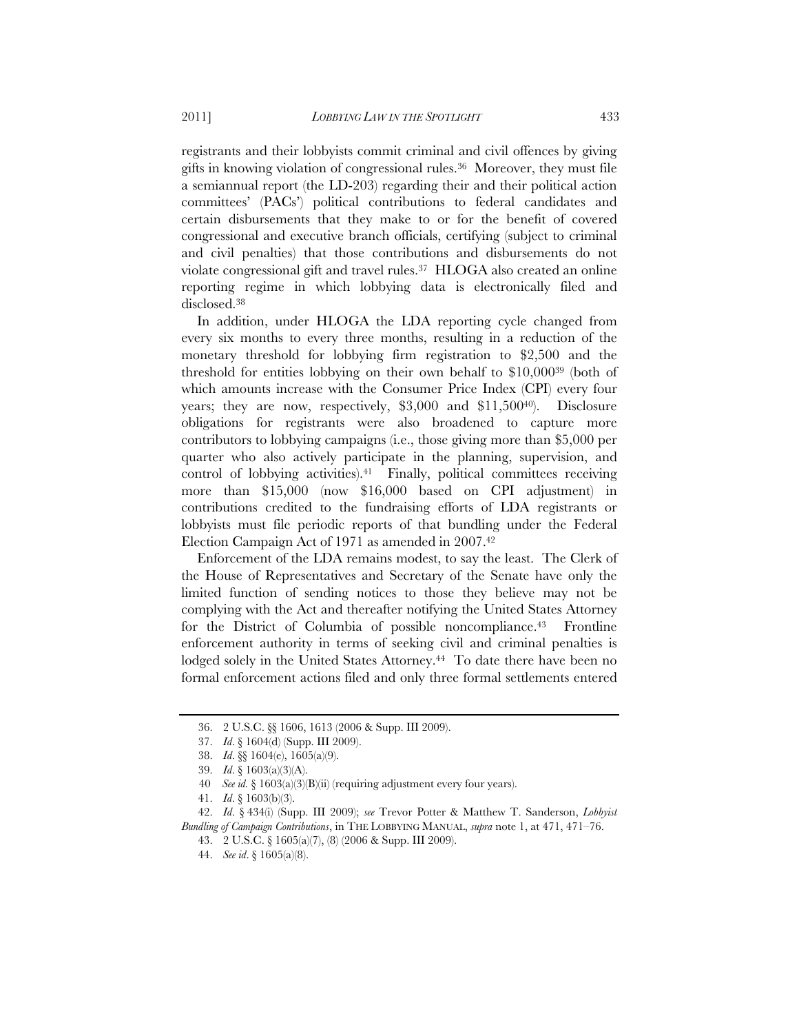registrants and their lobbyists commit criminal and civil offences by giving gifts in knowing violation of congressional rules.[36] Moreover, they must file a semiannual report (the LD-203) regarding their and their political action committees' (PACs') political contributions to federal candidates and certain disbursements that they make to or for the benefit of covered congressional and executive branch officials, certifying (subject to criminal and civil penalties) that those contributions and disbursements do not violate congressional gift and travel rules.[37] HLOGA also created an online reporting regime in which lobbying data is electronically filed and disclosed.[38]

In addition, under HLOGA the LDA reporting cycle changed from every six months to every three months, resulting in a reduction of the monetary threshold for lobbying firm registration to $2,500 and the threshold for entities lobbying on their own behalf to $10,000[39] (both of which amounts increase with the Consumer Price Index (CPI) every four years; they are now, respectively, $3,000 and $11,500[40]). Disclosure obligations for registrants were also broadened to capture more contributors to lobbying campaigns (i.e., those giving more than $5,000 per quarter who also actively participate in the planning, supervision, and control of lobbying activities).[41] Finally, political committees receiving more than $15,000 (now $16,000 based on CPI adjustment) in contributions credited to the fundraising efforts of LDA registrants or lobbyists must file periodic reports of that bundling under the Federal Election Campaign Act of 1971 as amended in 2007.[42]

Enforcement of the LDA remains modest, to say the least. The Clerk of the House of Representatives and Secretary of the Senate have only the limited function of sending notices to those they believe may not be complying with the Act and thereafter notifying the United States Attorney for the District of Columbia of possible noncompliance.[43] Frontline enforcement authority in terms of seeking civil and criminal penalties is lodged solely in the United States Attorney.[44] To date there have been no formal enforcement actions filed and only three formal settlements entered

---

36. 2 U.S.C. §§ 1606, 1613 (2006 & Supp. III 2009).

37. *Id*. § 1604(d) (Supp. III 2009).

38. *Id*. §§ 1604(e), 1605(a)(9).

39. *Id*. § 1603(a)(3)(A).

40. *See id.* § 1603(a)(3)(B)(ii) (requiring adjustment every four years).

41. *Id*. § 1603(b)(3).

42. *Id*. § 434(i) (Supp. III 2009); *see* Trevor Potter & Matthew T. Sanderson, *Lobbyist Bundling of Campaign Contributions*, in THE LOBBYING MANUAL, *supra* note 1, at 471, 471–76.

43. 2 U.S.C. § 1605(a)(7), (8) (2006 & Supp. III 2009).

44. *See id*. § 1605(a)(8).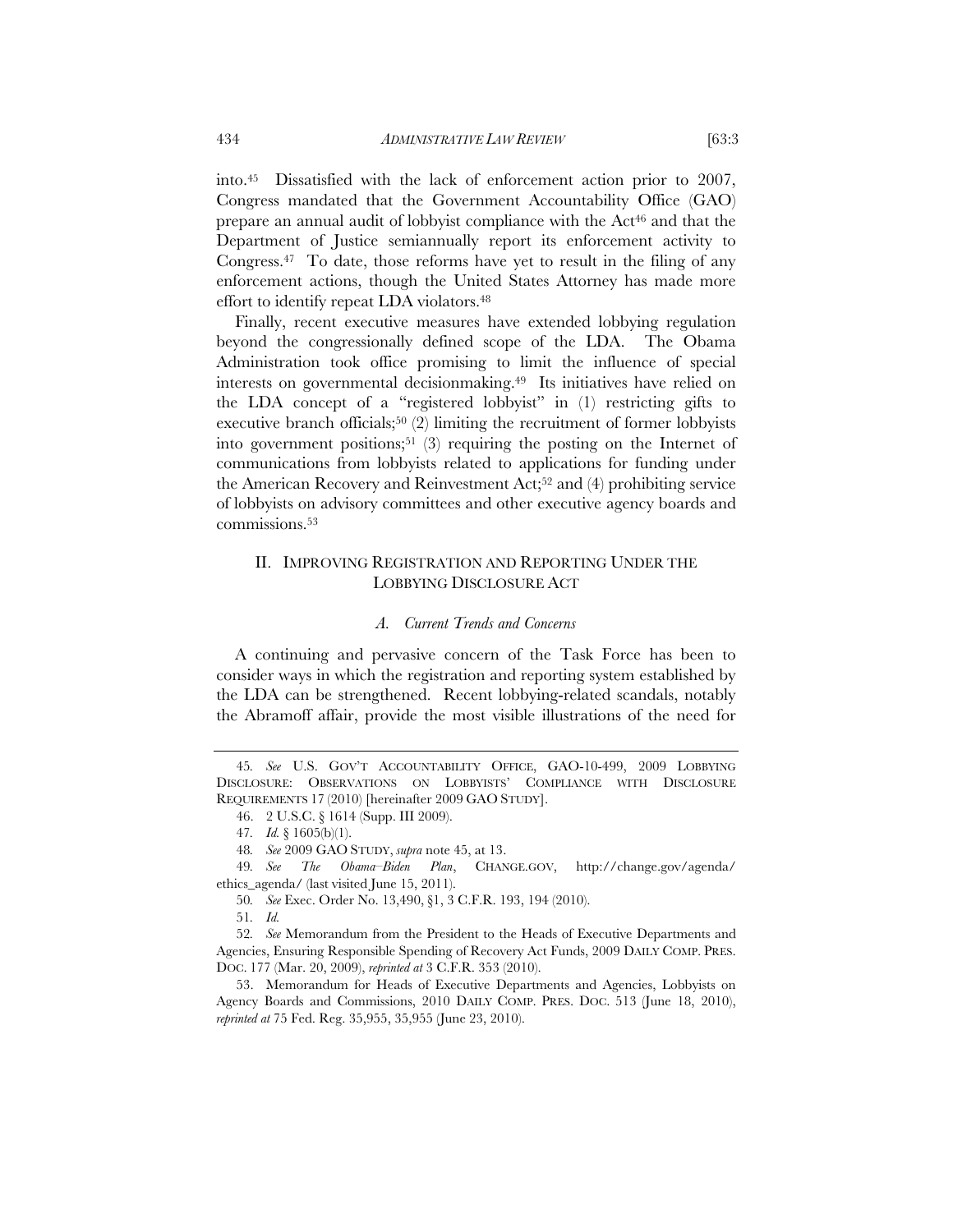into.[45] Dissatisfied with the lack of enforcement action prior to 2007, Congress mandated that the Government Accountability Office (GAO) prepare an annual audit of lobbyist compliance with the Act[46] and that the Department of Justice semiannually report its enforcement activity to Congress.[47] To date, those reforms have yet to result in the filing of any enforcement actions, though the United States Attorney has made more effort to identify repeat LDA violators.[48]

Finally, recent executive measures have extended lobbying regulation beyond the congressionally defined scope of the LDA. The Obama Administration took office promising to limit the influence of special interests on governmental decisionmaking.[49] Its initiatives have relied on the LDA concept of a "registered lobbyist" in (1) restricting gifts to executive branch officials;[50] (2) limiting the recruitment of former lobbyists into government positions;[51] (3) requiring the posting on the Internet of communications from lobbyists related to applications for funding under the American Recovery and Reinvestment Act;[52] and (4) prohibiting service of lobbyists on advisory committees and other executive agency boards and commissions.[53]

## II. IMPROVING REGISTRATION AND REPORTING UNDER THE LOBBYING DISCLOSURE ACT

### *A. Current Trends and Concerns*

A continuing and pervasive concern of the Task Force has been to consider ways in which the registration and reporting system established by the LDA can be strengthened. Recent lobbying-related scandals, notably the Abramoff affair, provide the most visible illustrations of the need for

---

45. *See* U.S. GOV'T ACCOUNTABILITY OFFICE, GAO-10-499, 2009 LOBBYING DISCLOSURE: OBSERVATIONS ON LOBBYISTS' COMPLIANCE WITH DISCLOSURE REQUIREMENTS 17 (2010) [hereinafter 2009 GAO STUDY].

46. 2 U.S.C. § 1614 (Supp. III 2009).

47. *Id.* § 1605(b)(1).

48. *See* 2009 GAO STUDY, *supra* note 45, at 13.

49. *See The Obama–Biden Plan*, CHANGE.GOV, http://change.gov/agenda/ethics_agenda/ (last visited June 15, 2011).

50. *See* Exec. Order No. 13,490, §1, 3 C.F.R. 193, 194 (2010).

51. *Id.*

52. *See* Memorandum from the President to the Heads of Executive Departments and Agencies, Ensuring Responsible Spending of Recovery Act Funds, 2009 DAILY COMP. PRES. DOC. 177 (Mar. 20, 2009), *reprinted at* 3 C.F.R. 353 (2010).

53. Memorandum for Heads of Executive Departments and Agencies, Lobbyists on Agency Boards and Commissions, 2010 DAILY COMP. PRES. DOC. 513 (June 18, 2010), *reprinted at* 75 Fed. Reg. 35,955, 35,955 (June 23, 2010).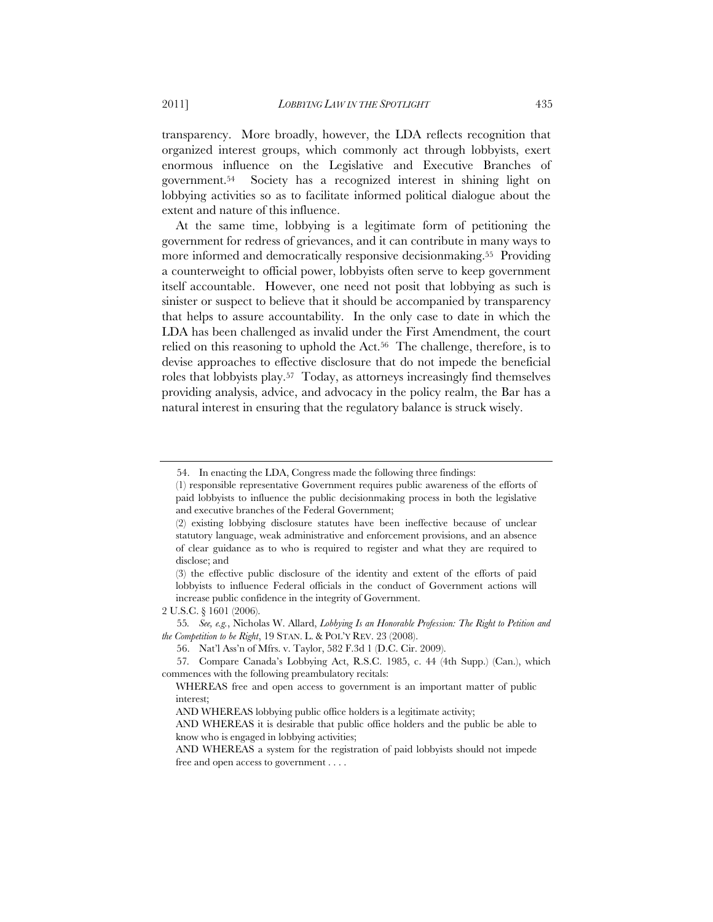transparency. More broadly, however, the LDA reflects recognition that organized interest groups, which commonly act through lobbyists, exert enormous influence on the Legislative and Executive Branches of government.[54] Society has a recognized interest in shining light on lobbying activities so as to facilitate informed political dialogue about the extent and nature of this influence.

At the same time, lobbying is a legitimate form of petitioning the government for redress of grievances, and it can contribute in many ways to more informed and democratically responsive decisionmaking.[55] Providing a counterweight to official power, lobbyists often serve to keep government itself accountable. However, one need not posit that lobbying as such is sinister or suspect to believe that it should be accompanied by transparency that helps to assure accountability. In the only case to date in which the LDA has been challenged as invalid under the First Amendment, the court relied on this reasoning to uphold the Act.[56] The challenge, therefore, is to devise approaches to effective disclosure that do not impede the beneficial roles that lobbyists play.[57] Today, as attorneys increasingly find themselves providing analysis, advice, and advocacy in the policy realm, the Bar has a natural interest in ensuring that the regulatory balance is struck wisely.

---

54. In enacting the LDA, Congress made the following three findings:

> (1) responsible representative Government requires public awareness of the efforts of paid lobbyists to influence the public decisionmaking process in both the legislative and executive branches of the Federal Government;
>
> (2) existing lobbying disclosure statutes have been ineffective because of unclear statutory language, weak administrative and enforcement provisions, and an absence of clear guidance as to who is required to register and what they are required to disclose; and
>
> (3) the effective public disclosure of the identity and extent of the efforts of paid lobbyists to influence Federal officials in the conduct of Government actions will increase public confidence in the integrity of Government.

2 U.S.C. § 1601 (2006).

55. *See, e.g.*, Nicholas W. Allard, *Lobbying Is an Honorable Profession: The Right to Petition and the Competition to be Right*, 19 STAN. L. & POL'Y REV. 23 (2008).

56. Nat'l Ass'n of Mfrs. v. Taylor, 582 F.3d 1 (D.C. Cir. 2009).

57. Compare Canada's Lobbying Act, R.S.C. 1985, c. 44 (4th Supp.) (Can.), which commences with the following preambulatory recitals:

> WHEREAS free and open access to government is an important matter of public interest;
>
> AND WHEREAS lobbying public office holders is a legitimate activity;
>
> AND WHEREAS it is desirable that public office holders and the public be able to know who is engaged in lobbying activities;
>
> AND WHEREAS a system for the registration of paid lobbyists should not impede free and open access to government . . . .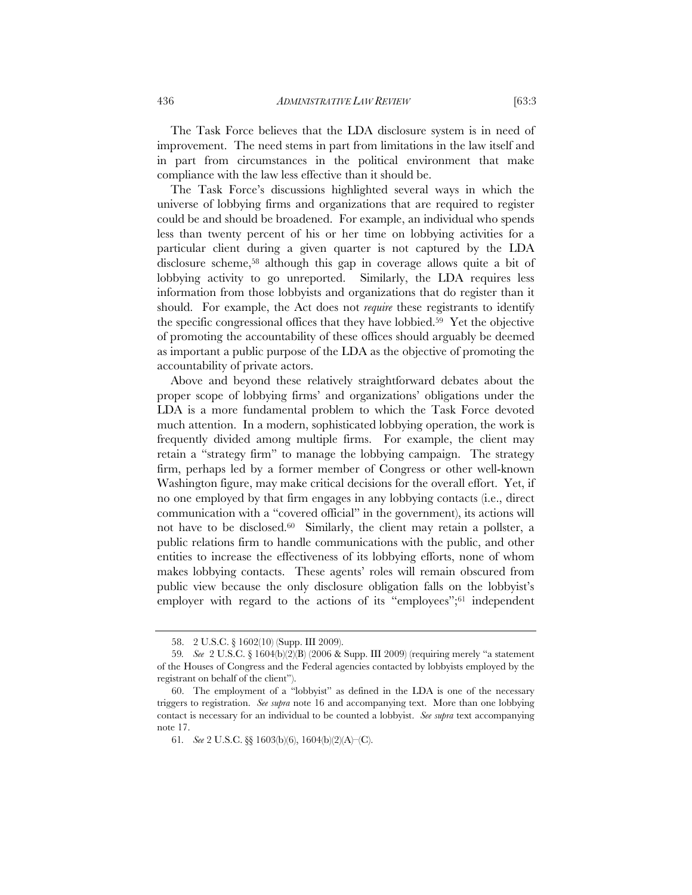The Task Force believes that the LDA disclosure system is in need of improvement. The need stems in part from limitations in the law itself and in part from circumstances in the political environment that make compliance with the law less effective than it should be.

The Task Force's discussions highlighted several ways in which the universe of lobbying firms and organizations that are required to register could be and should be broadened. For example, an individual who spends less than twenty percent of his or her time on lobbying activities for a particular client during a given quarter is not captured by the LDA disclosure scheme,[58] although this gap in coverage allows quite a bit of lobbying activity to go unreported. Similarly, the LDA requires less information from those lobbyists and organizations that do register than it should. For example, the Act does not *require* these registrants to identify the specific congressional offices that they have lobbied.[59] Yet the objective of promoting the accountability of these offices should arguably be deemed as important a public purpose of the LDA as the objective of promoting the accountability of private actors.

Above and beyond these relatively straightforward debates about the proper scope of lobbying firms' and organizations' obligations under the LDA is a more fundamental problem to which the Task Force devoted much attention. In a modern, sophisticated lobbying operation, the work is frequently divided among multiple firms. For example, the client may retain a "strategy firm" to manage the lobbying campaign. The strategy firm, perhaps led by a former member of Congress or other well-known Washington figure, may make critical decisions for the overall effort. Yet, if no one employed by that firm engages in any lobbying contacts (i.e., direct communication with a "covered official" in the government), its actions will not have to be disclosed.[60] Similarly, the client may retain a pollster, a public relations firm to handle communications with the public, and other entities to increase the effectiveness of its lobbying efforts, none of whom makes lobbying contacts. These agents' roles will remain obscured from public view because the only disclosure obligation falls on the lobbyist's employer with regard to the actions of its "employees";[61] independent

---

58. 2 U.S.C. § 1602(10) (Supp. III 2009).

59. *See* 2 U.S.C. § 1604(b)(2)(B) (2006 & Supp. III 2009) (requiring merely "a statement of the Houses of Congress and the Federal agencies contacted by lobbyists employed by the registrant on behalf of the client").

60. The employment of a "lobbyist" as defined in the LDA is one of the necessary triggers to registration. *See supra* note 16 and accompanying text. More than one lobbying contact is necessary for an individual to be counted a lobbyist. *See supra* text accompanying note 17.

61. *See* 2 U.S.C. §§ 1603(b)(6), 1604(b)(2)(A)–(C).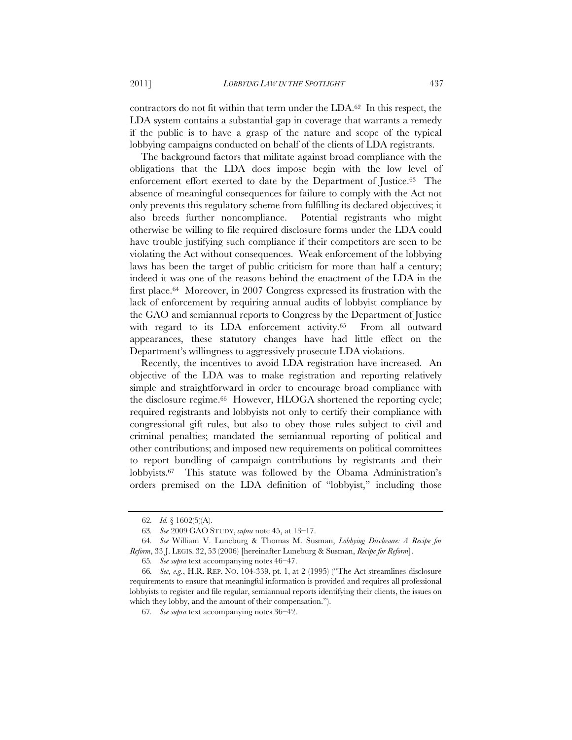contractors do not fit within that term under the LDA.[62] In this respect, the LDA system contains a substantial gap in coverage that warrants a remedy if the public is to have a grasp of the nature and scope of the typical lobbying campaigns conducted on behalf of the clients of LDA registrants.

The background factors that militate against broad compliance with the obligations that the LDA does impose begin with the low level of enforcement effort exerted to date by the Department of Justice.[63] The absence of meaningful consequences for failure to comply with the Act not only prevents this regulatory scheme from fulfilling its declared objectives; it also breeds further noncompliance. Potential registrants who might otherwise be willing to file required disclosure forms under the LDA could have trouble justifying such compliance if their competitors are seen to be violating the Act without consequences. Weak enforcement of the lobbying laws has been the target of public criticism for more than half a century; indeed it was one of the reasons behind the enactment of the LDA in the first place.[64] Moreover, in 2007 Congress expressed its frustration with the lack of enforcement by requiring annual audits of lobbyist compliance by the GAO and semiannual reports to Congress by the Department of Justice with regard to its LDA enforcement activity.[65] From all outward appearances, these statutory changes have had little effect on the Department's willingness to aggressively prosecute LDA violations.

Recently, the incentives to avoid LDA registration have increased. An objective of the LDA was to make registration and reporting relatively simple and straightforward in order to encourage broad compliance with the disclosure regime.[66] However, HLOGA shortened the reporting cycle; required registrants and lobbyists not only to certify their compliance with congressional gift rules, but also to obey those rules subject to civil and criminal penalties; mandated the semiannual reporting of political and other contributions; and imposed new requirements on political committees to report bundling of campaign contributions by registrants and their lobbyists.[67] This statute was followed by the Obama Administration's orders premised on the LDA definition of "lobbyist," including those

---

62. *Id.* § 1602(5)(A).

63. *See* 2009 GAO STUDY, *supra* note 45, at 13–17.

64. *See* William V. Luneburg & Thomas M. Susman, *Lobbying Disclosure: A Recipe for Reform*, 33 J. LEGIS. 32, 53 (2006) [hereinafter Luneburg & Susman, *Recipe for Reform*].

65. *See supra* text accompanying notes 46–47.

66. *See, e.g.*, H.R. REP. NO. 104-339, pt. 1, at 2 (1995) ("The Act streamlines disclosure requirements to ensure that meaningful information is provided and requires all professional lobbyists to register and file regular, semiannual reports identifying their clients, the issues on which they lobby, and the amount of their compensation.").

67. *See supra* text accompanying notes 36–42.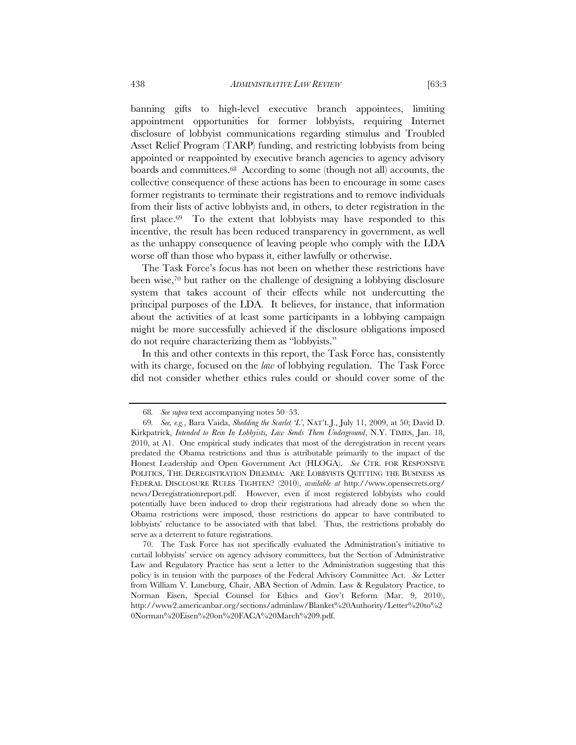banning gifts to high-level executive branch appointees, limiting appointment opportunities for former lobbyists, requiring Internet disclosure of lobbyist communications regarding stimulus and Troubled Asset Relief Program (TARP) funding, and restricting lobbyists from being appointed or reappointed by executive branch agencies to agency advisory boards and committees.[68] According to some (though not all) accounts, the collective consequence of these actions has been to encourage in some cases former registrants to terminate their registrations and to remove individuals from their lists of active lobbyists and, in others, to deter registration in the first place.[69] To the extent that lobbyists may have responded to this incentive, the result has been reduced transparency in government, as well as the unhappy consequence of leaving people who comply with the LDA worse off than those who bypass it, either lawfully or otherwise.

The Task Force's focus has not been on whether these restrictions have been wise,[70] but rather on the challenge of designing a lobbying disclosure system that takes account of their effects while not undercutting the principal purposes of the LDA. It believes, for instance, that information about the activities of at least some participants in a lobbying campaign might be more successfully achieved if the disclosure obligations imposed do not require characterizing them as "lobbyists."

In this and other contexts in this report, the Task Force has, consistently with its charge, focused on the *law* of lobbying regulation. The Task Force did not consider whether ethics rules could or should cover some of the

---

68. *See supra* text accompanying notes 50–53.

69. *See, e.g.*, Bara Vaida, *Shedding the Scarlet 'L'*, NAT'L J., July 11, 2009, at 50; David D. Kirkpatrick, *Intended to Rein In Lobbyists, Law Sends Them Underground*, N.Y. TIMES, Jan. 18, 2010, at A1. One empirical study indicates that most of the deregistration in recent years predated the Obama restrictions and thus is attributable primarily to the impact of the Honest Leadership and Open Government Act (HLOGA). *See* CTR. FOR RESPONSIVE POLITICS, THE DEREGISTRATION DILEMMA: ARE LOBBYISTS QUITTING THE BUSINESS AS FEDERAL DISCLOSURE RULES TIGHTEN? (2010), *available at* http://www.opensecrets.org/news/Deregistrationreport.pdf. However, even if most registered lobbyists who could potentially have been induced to drop their registrations had already done so when the Obama restrictions were imposed, those restrictions do appear to have contributed to lobbyists' reluctance to be associated with that label. Thus, the restrictions probably do serve as a deterrent to future registrations.

70. The Task Force has not specifically evaluated the Administration's initiative to curtail lobbyists' service on agency advisory committees, but the Section of Administrative Law and Regulatory Practice has sent a letter to the Administration suggesting that this policy is in tension with the purposes of the Federal Advisory Committee Act. *See* Letter from William V. Luneburg, Chair, ABA Section of Admin. Law & Regulatory Practice, to Norman Eisen, Special Counsel for Ethics and Gov't Reform (Mar. 9, 2010), http://www2.americanbar.org/sections/adminlaw/Blanket%20Authority/Letter%20to%20Norman%20Eisen%20on%20FACA%20March%209.pdf.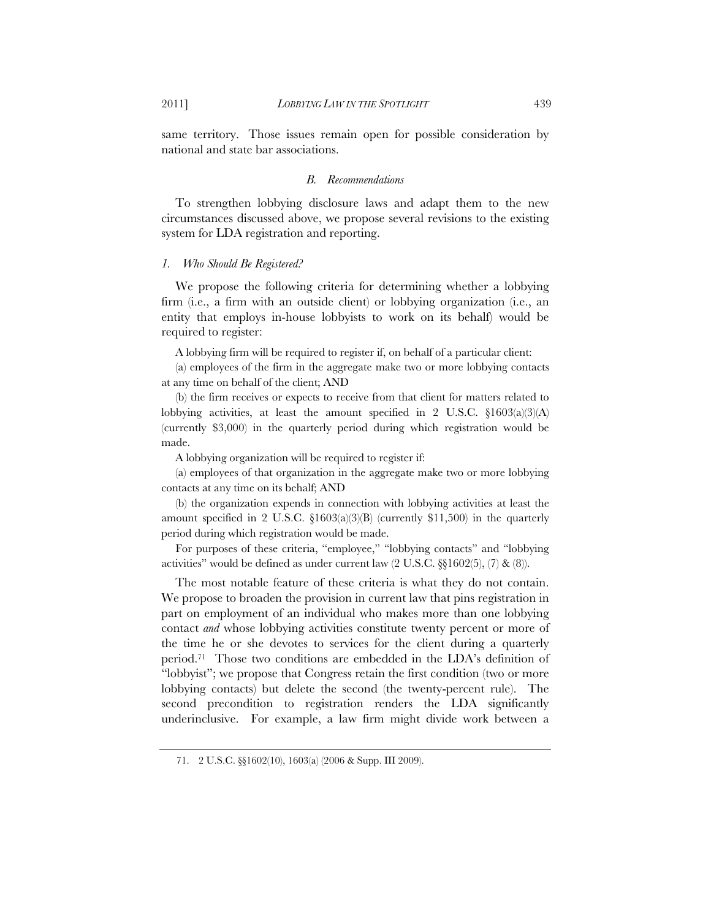same territory. Those issues remain open for possible consideration by national and state bar associations.

### *B. Recommendations*

To strengthen lobbying disclosure laws and adapt them to the new circumstances discussed above, we propose several revisions to the existing system for LDA registration and reporting.

#### *1. Who Should Be Registered?*

We propose the following criteria for determining whether a lobbying firm (i.e., a firm with an outside client) or lobbying organization (i.e., an entity that employs in-house lobbyists to work on its behalf) would be required to register:

A lobbying firm will be required to register if, on behalf of a particular client:

(a) employees of the firm in the aggregate make two or more lobbying contacts at any time on behalf of the client; AND

(b) the firm receives or expects to receive from that client for matters related to lobbying activities, at least the amount specified in 2 U.S.C. §1603(a)(3)(A) (currently $3,000) in the quarterly period during which registration would be made.

A lobbying organization will be required to register if:

(a) employees of that organization in the aggregate make two or more lobbying contacts at any time on its behalf; AND

(b) the organization expends in connection with lobbying activities at least the amount specified in 2 U.S.C. §1603(a)(3)(B) (currently $11,500) in the quarterly period during which registration would be made.

For purposes of these criteria, "employee," "lobbying contacts" and "lobbying activities" would be defined as under current law (2 U.S.C. §§1602(5), (7) & (8)).

The most notable feature of these criteria is what they do not contain. We propose to broaden the provision in current law that pins registration in part on employment of an individual who makes more than one lobbying contact *and* whose lobbying activities constitute twenty percent or more of the time he or she devotes to services for the client during a quarterly period.[71] Those two conditions are embedded in the LDA's definition of "lobbyist"; we propose that Congress retain the first condition (two or more lobbying contacts) but delete the second (the twenty-percent rule). The second precondition to registration renders the LDA significantly underinclusive. For example, a law firm might divide work between a

71. 2 U.S.C. §§1602(10), 1603(a) (2006 & Supp. III 2009).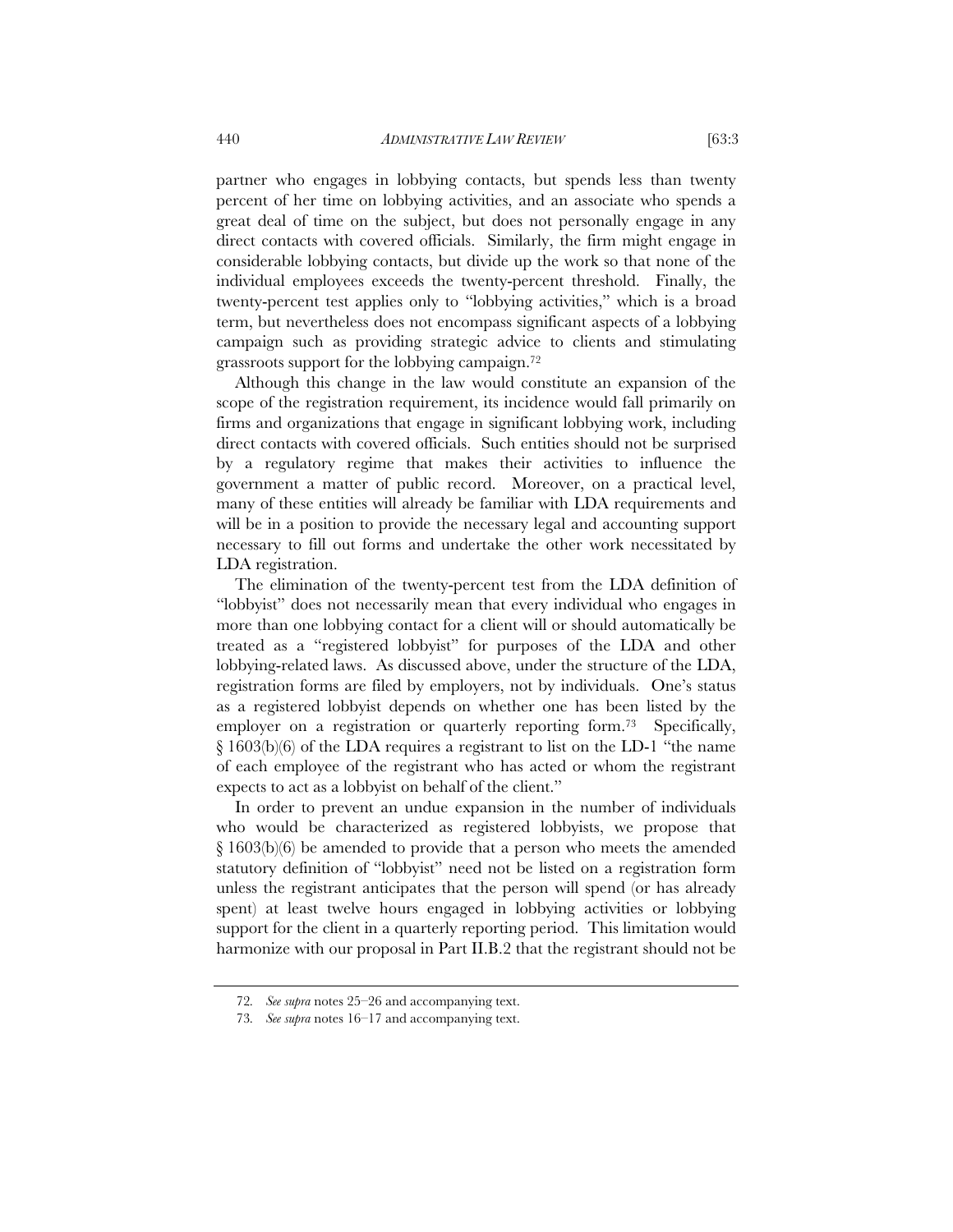partner who engages in lobbying contacts, but spends less than twenty percent of her time on lobbying activities, and an associate who spends a great deal of time on the subject, but does not personally engage in any direct contacts with covered officials. Similarly, the firm might engage in considerable lobbying contacts, but divide up the work so that none of the individual employees exceeds the twenty-percent threshold. Finally, the twenty-percent test applies only to "lobbying activities," which is a broad term, but nevertheless does not encompass significant aspects of a lobbying campaign such as providing strategic advice to clients and stimulating grassroots support for the lobbying campaign.[72]

Although this change in the law would constitute an expansion of the scope of the registration requirement, its incidence would fall primarily on firms and organizations that engage in significant lobbying work, including direct contacts with covered officials. Such entities should not be surprised by a regulatory regime that makes their activities to influence the government a matter of public record. Moreover, on a practical level, many of these entities will already be familiar with LDA requirements and will be in a position to provide the necessary legal and accounting support necessary to fill out forms and undertake the other work necessitated by LDA registration.

The elimination of the twenty-percent test from the LDA definition of "lobbyist" does not necessarily mean that every individual who engages in more than one lobbying contact for a client will or should automatically be treated as a "registered lobbyist" for purposes of the LDA and other lobbying-related laws. As discussed above, under the structure of the LDA, registration forms are filed by employers, not by individuals. One's status as a registered lobbyist depends on whether one has been listed by the employer on a registration or quarterly reporting form.[73] Specifically, § 1603(b)(6) of the LDA requires a registrant to list on the LD-1 "the name of each employee of the registrant who has acted or whom the registrant expects to act as a lobbyist on behalf of the client."

In order to prevent an undue expansion in the number of individuals who would be characterized as registered lobbyists, we propose that § 1603(b)(6) be amended to provide that a person who meets the amended statutory definition of "lobbyist" need not be listed on a registration form unless the registrant anticipates that the person will spend (or has already spent) at least twelve hours engaged in lobbying activities or lobbying support for the client in a quarterly reporting period. This limitation would harmonize with our proposal in Part II.B.2 that the registrant should not be

---

72. *See supra* notes 25–26 and accompanying text.

73. *See supra* notes 16–17 and accompanying text.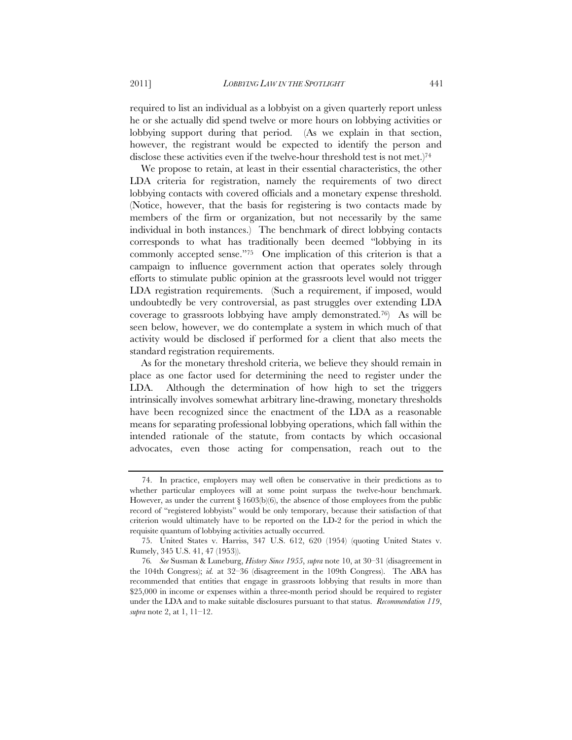required to list an individual as a lobbyist on a given quarterly report unless he or she actually did spend twelve or more hours on lobbying activities or lobbying support during that period. (As we explain in that section, however, the registrant would be expected to identify the person and disclose these activities even if the twelve-hour threshold test is not met.)[74]

We propose to retain, at least in their essential characteristics, the other LDA criteria for registration, namely the requirements of two direct lobbying contacts with covered officials and a monetary expense threshold. (Notice, however, that the basis for registering is two contacts made by members of the firm or organization, but not necessarily by the same individual in both instances.) The benchmark of direct lobbying contacts corresponds to what has traditionally been deemed "lobbying in its commonly accepted sense."[75] One implication of this criterion is that a campaign to influence government action that operates solely through efforts to stimulate public opinion at the grassroots level would not trigger LDA registration requirements. (Such a requirement, if imposed, would undoubtedly be very controversial, as past struggles over extending LDA coverage to grassroots lobbying have amply demonstrated.[76]) As will be seen below, however, we do contemplate a system in which much of that activity would be disclosed if performed for a client that also meets the standard registration requirements.

As for the monetary threshold criteria, we believe they should remain in place as one factor used for determining the need to register under the LDA. Although the determination of how high to set the triggers intrinsically involves somewhat arbitrary line-drawing, monetary thresholds have been recognized since the enactment of the LDA as a reasonable means for separating professional lobbying operations, which fall within the intended rationale of the statute, from contacts by which occasional advocates, even those acting for compensation, reach out to the

---

74. In practice, employers may well often be conservative in their predictions as to whether particular employees will at some point surpass the twelve-hour benchmark. However, as under the current § 1603(b)(6), the absence of those employees from the public record of "registered lobbyists" would be only temporary, because their satisfaction of that criterion would ultimately have to be reported on the LD-2 for the period in which the requisite quantum of lobbying activities actually occurred.

75. United States v. Harriss, 347 U.S. 612, 620 (1954) (quoting United States v. Rumely, 345 U.S. 41, 47 (1953)).

76. *See* Susman & Luneburg, *History Since 1955*, *supra* note 10, at 30–31 (disagreement in the 104th Congress); *id.* at 32–36 (disagreement in the 109th Congress). The ABA has recommended that entities that engage in grassroots lobbying that results in more than $25,000 in income or expenses within a three-month period should be required to register under the LDA and to make suitable disclosures pursuant to that status. *Recommendation 119*, *supra* note 2, at 1, 11–12.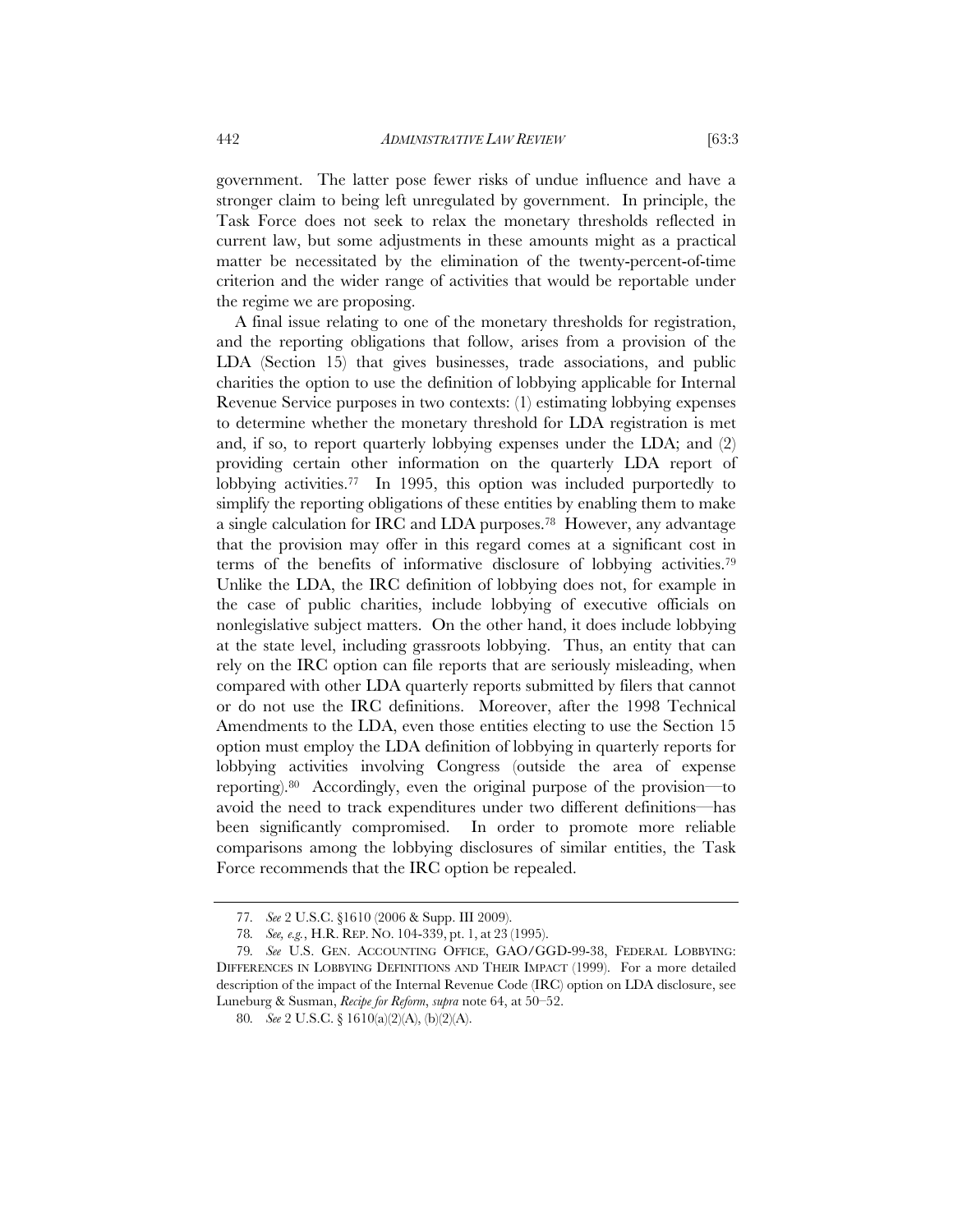government. The latter pose fewer risks of undue influence and have a stronger claim to being left unregulated by government. In principle, the Task Force does not seek to relax the monetary thresholds reflected in current law, but some adjustments in these amounts might as a practical matter be necessitated by the elimination of the twenty-percent-of-time criterion and the wider range of activities that would be reportable under the regime we are proposing.

A final issue relating to one of the monetary thresholds for registration, and the reporting obligations that follow, arises from a provision of the LDA (Section 15) that gives businesses, trade associations, and public charities the option to use the definition of lobbying applicable for Internal Revenue Service purposes in two contexts: (1) estimating lobbying expenses to determine whether the monetary threshold for LDA registration is met and, if so, to report quarterly lobbying expenses under the LDA; and (2) providing certain other information on the quarterly LDA report of lobbying activities.[77] In 1995, this option was included purportedly to simplify the reporting obligations of these entities by enabling them to make a single calculation for IRC and LDA purposes.[78] However, any advantage that the provision may offer in this regard comes at a significant cost in terms of the benefits of informative disclosure of lobbying activities.[79] Unlike the LDA, the IRC definition of lobbying does not, for example in the case of public charities, include lobbying of executive officials on nonlegislative subject matters. On the other hand, it does include lobbying at the state level, including grassroots lobbying. Thus, an entity that can rely on the IRC option can file reports that are seriously misleading, when compared with other LDA quarterly reports submitted by filers that cannot or do not use the IRC definitions. Moreover, after the 1998 Technical Amendments to the LDA, even those entities electing to use the Section 15 option must employ the LDA definition of lobbying in quarterly reports for lobbying activities involving Congress (outside the area of expense reporting).[80] Accordingly, even the original purpose of the provision—to avoid the need to track expenditures under two different definitions—has been significantly compromised. In order to promote more reliable comparisons among the lobbying disclosures of similar entities, the Task Force recommends that the IRC option be repealed.

---

77. *See* 2 U.S.C. §1610 (2006 & Supp. III 2009).

78. *See, e.g.*, H.R. REP. NO. 104-339, pt. 1, at 23 (1995).

79. *See* U.S. GEN. ACCOUNTING OFFICE, GAO/GGD-99-38, FEDERAL LOBBYING: DIFFERENCES IN LOBBYING DEFINITIONS AND THEIR IMPACT (1999). For a more detailed description of the impact of the Internal Revenue Code (IRC) option on LDA disclosure, see Luneburg & Susman, *Recipe for Reform*, *supra* note 64, at 50–52.

80. *See* 2 U.S.C. § 1610(a)(2)(A), (b)(2)(A).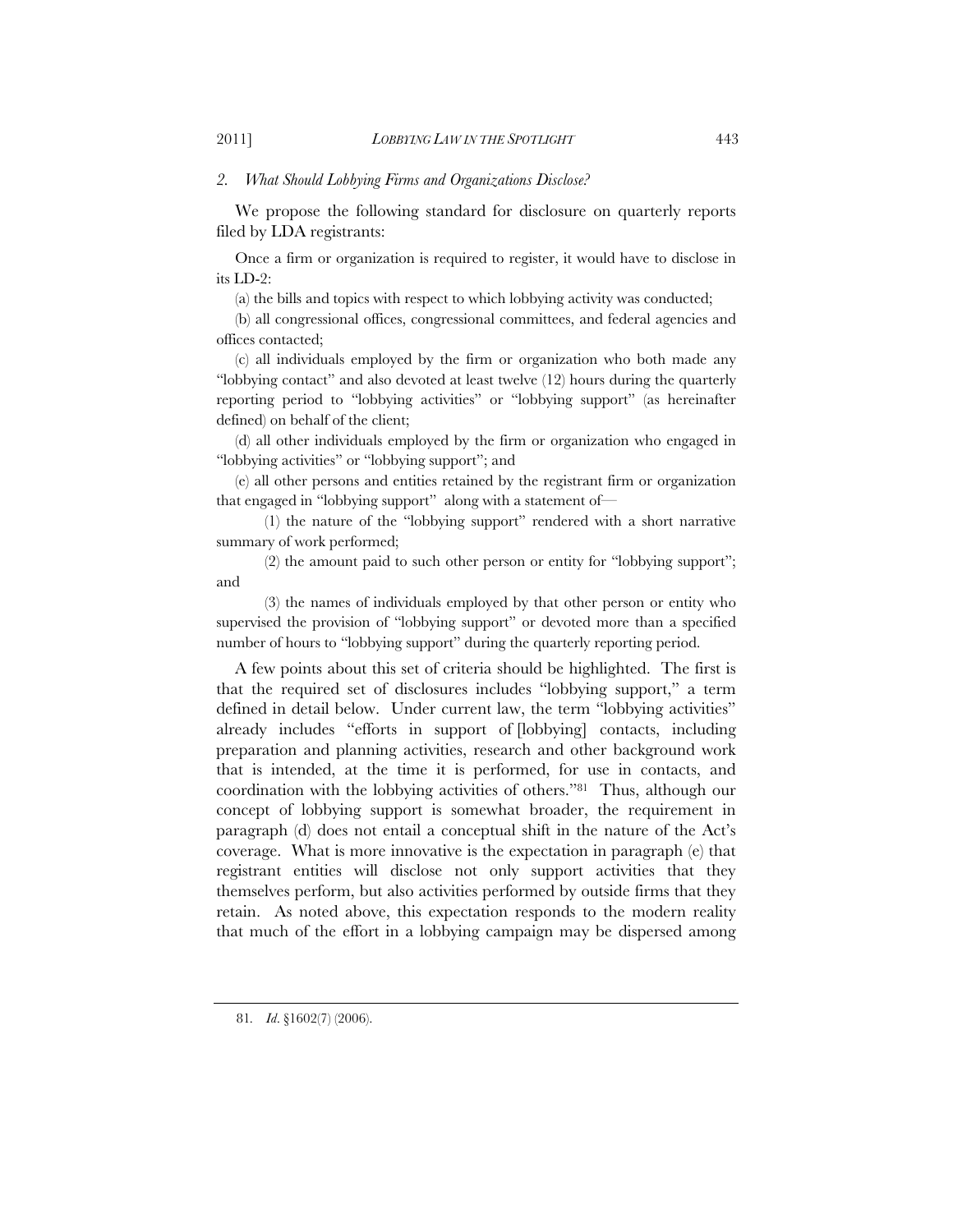### *2. What Should Lobbying Firms and Organizations Disclose?*

We propose the following standard for disclosure on quarterly reports filed by LDA registrants:

Once a firm or organization is required to register, it would have to disclose in its LD-2:

(a) the bills and topics with respect to which lobbying activity was conducted;

(b) all congressional offices, congressional committees, and federal agencies and offices contacted;

(c) all individuals employed by the firm or organization who both made any "lobbying contact" and also devoted at least twelve (12) hours during the quarterly reporting period to "lobbying activities" or "lobbying support" (as hereinafter defined) on behalf of the client;

(d) all other individuals employed by the firm or organization who engaged in "lobbying activities" or "lobbying support"; and

(e) all other persons and entities retained by the registrant firm or organization that engaged in "lobbying support" along with a statement of—

> (1) the nature of the "lobbying support" rendered with a short narrative summary of work performed;
>
> (2) the amount paid to such other person or entity for "lobbying support"; and
>
> (3) the names of individuals employed by that other person or entity who supervised the provision of "lobbying support" or devoted more than a specified number of hours to "lobbying support" during the quarterly reporting period.

A few points about this set of criteria should be highlighted. The first is that the required set of disclosures includes "lobbying support," a term defined in detail below. Under current law, the term "lobbying activities" already includes "efforts in support of [lobbying] contacts, including preparation and planning activities, research and other background work that is intended, at the time it is performed, for use in contacts, and coordination with the lobbying activities of others."[81] Thus, although our concept of lobbying support is somewhat broader, the requirement in paragraph (d) does not entail a conceptual shift in the nature of the Act's coverage. What is more innovative is the expectation in paragraph (e) that registrant entities will disclose not only support activities that they themselves perform, but also activities performed by outside firms that they retain. As noted above, this expectation responds to the modern reality that much of the effort in a lobbying campaign may be dispersed among

---

81. *Id.* §1602(7) (2006).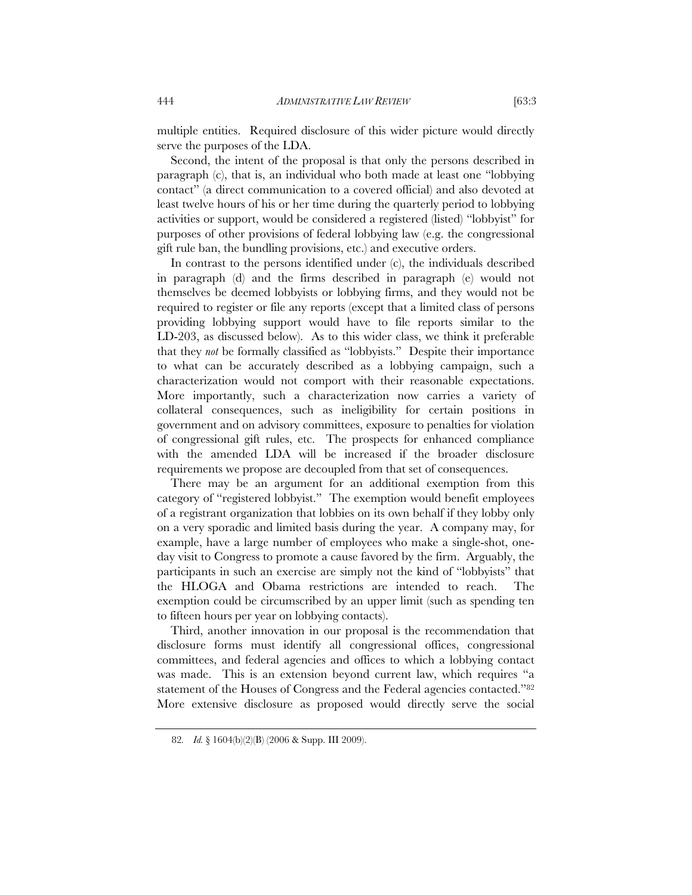multiple entities. Required disclosure of this wider picture would directly serve the purposes of the LDA.

Second, the intent of the proposal is that only the persons described in paragraph (c), that is, an individual who both made at least one "lobbying contact" (a direct communication to a covered official) and also devoted at least twelve hours of his or her time during the quarterly period to lobbying activities or support, would be considered a registered (listed) "lobbyist" for purposes of other provisions of federal lobbying law (e.g. the congressional gift rule ban, the bundling provisions, etc.) and executive orders.

In contrast to the persons identified under (c), the individuals described in paragraph (d) and the firms described in paragraph (e) would not themselves be deemed lobbyists or lobbying firms, and they would not be required to register or file any reports (except that a limited class of persons providing lobbying support would have to file reports similar to the LD-203, as discussed below). As to this wider class, we think it preferable that they *not* be formally classified as "lobbyists." Despite their importance to what can be accurately described as a lobbying campaign, such a characterization would not comport with their reasonable expectations. More importantly, such a characterization now carries a variety of collateral consequences, such as ineligibility for certain positions in government and on advisory committees, exposure to penalties for violation of congressional gift rules, etc. The prospects for enhanced compliance with the amended LDA will be increased if the broader disclosure requirements we propose are decoupled from that set of consequences.

There may be an argument for an additional exemption from this category of "registered lobbyist." The exemption would benefit employees of a registrant organization that lobbies on its own behalf if they lobby only on a very sporadic and limited basis during the year. A company may, for example, have a large number of employees who make a single-shot, one-day visit to Congress to promote a cause favored by the firm. Arguably, the participants in such an exercise are simply not the kind of "lobbyists" that the HLOGA and Obama restrictions are intended to reach. The exemption could be circumscribed by an upper limit (such as spending ten to fifteen hours per year on lobbying contacts).

Third, another innovation in our proposal is the recommendation that disclosure forms must identify all congressional offices, congressional committees, and federal agencies and offices to which a lobbying contact was made. This is an extension beyond current law, which requires "a statement of the Houses of Congress and the Federal agencies contacted."[82] More extensive disclosure as proposed would directly serve the social

---

82. *Id.* § 1604(b)(2)(B) (2006 & Supp. III 2009).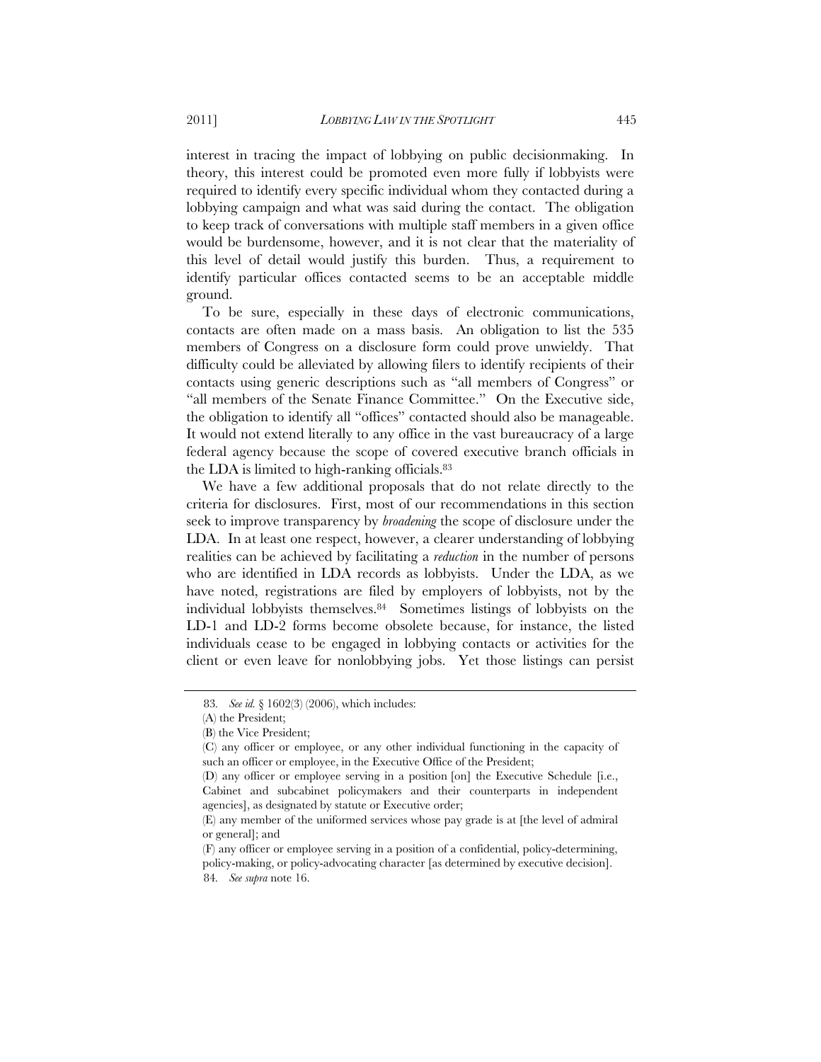interest in tracing the impact of lobbying on public decisionmaking. In theory, this interest could be promoted even more fully if lobbyists were required to identify every specific individual whom they contacted during a lobbying campaign and what was said during the contact. The obligation to keep track of conversations with multiple staff members in a given office would be burdensome, however, and it is not clear that the materiality of this level of detail would justify this burden. Thus, a requirement to identify particular offices contacted seems to be an acceptable middle ground.

To be sure, especially in these days of electronic communications, contacts are often made on a mass basis. An obligation to list the 535 members of Congress on a disclosure form could prove unwieldy. That difficulty could be alleviated by allowing filers to identify recipients of their contacts using generic descriptions such as "all members of Congress" or "all members of the Senate Finance Committee." On the Executive side, the obligation to identify all "offices" contacted should also be manageable. It would not extend literally to any office in the vast bureaucracy of a large federal agency because the scope of covered executive branch officials in the LDA is limited to high-ranking officials.[83]

We have a few additional proposals that do not relate directly to the criteria for disclosures. First, most of our recommendations in this section seek to improve transparency by *broadening* the scope of disclosure under the LDA. In at least one respect, however, a clearer understanding of lobbying realities can be achieved by facilitating a *reduction* in the number of persons who are identified in LDA records as lobbyists. Under the LDA, as we have noted, registrations are filed by employers of lobbyists, not by the individual lobbyists themselves.[84] Sometimes listings of lobbyists on the LD-1 and LD-2 forms become obsolete because, for instance, the listed individuals cease to be engaged in lobbying contacts or activities for the client or even leave for nonlobbying jobs. Yet those listings can persist

---

83. *See id.* § 1602(3) (2006), which includes:

(A) the President;

(B) the Vice President;

(C) any officer or employee, or any other individual functioning in the capacity of such an officer or employee, in the Executive Office of the President;

(D) any officer or employee serving in a position [on] the Executive Schedule [i.e., Cabinet and subcabinet policymakers and their counterparts in independent agencies], as designated by statute or Executive order;

(E) any member of the uniformed services whose pay grade is at [the level of admiral or general]; and

(F) any officer or employee serving in a position of a confidential, policy-determining, policy-making, or policy-advocating character [as determined by executive decision].

84. *See supra* note 16.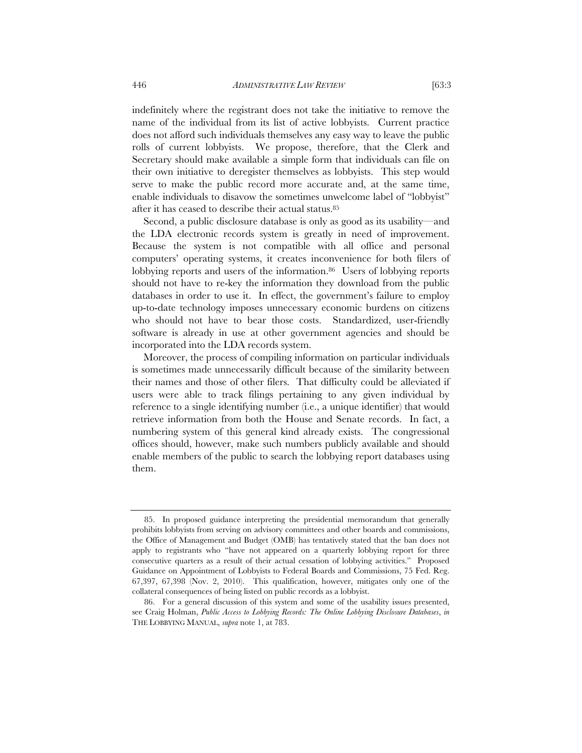indefinitely where the registrant does not take the initiative to remove the name of the individual from its list of active lobbyists. Current practice does not afford such individuals themselves any easy way to leave the public rolls of current lobbyists. We propose, therefore, that the Clerk and Secretary should make available a simple form that individuals can file on their own initiative to deregister themselves as lobbyists. This step would serve to make the public record more accurate and, at the same time, enable individuals to disavow the sometimes unwelcome label of "lobbyist" after it has ceased to describe their actual status.[85]

Second, a public disclosure database is only as good as its usability—and the LDA electronic records system is greatly in need of improvement. Because the system is not compatible with all office and personal computers' operating systems, it creates inconvenience for both filers of lobbying reports and users of the information.[86] Users of lobbying reports should not have to re-key the information they download from the public databases in order to use it. In effect, the government's failure to employ up-to-date technology imposes unnecessary economic burdens on citizens who should not have to bear those costs. Standardized, user-friendly software is already in use at other government agencies and should be incorporated into the LDA records system.

Moreover, the process of compiling information on particular individuals is sometimes made unnecessarily difficult because of the similarity between their names and those of other filers. That difficulty could be alleviated if users were able to track filings pertaining to any given individual by reference to a single identifying number (i.e., a unique identifier) that would retrieve information from both the House and Senate records. In fact, a numbering system of this general kind already exists. The congressional offices should, however, make such numbers publicly available and should enable members of the public to search the lobbying report databases using them.

---

85. In proposed guidance interpreting the presidential memorandum that generally prohibits lobbyists from serving on advisory committees and other boards and commissions, the Office of Management and Budget (OMB) has tentatively stated that the ban does not apply to registrants who "have not appeared on a quarterly lobbying report for three consecutive quarters as a result of their actual cessation of lobbying activities." Proposed Guidance on Appointment of Lobbyists to Federal Boards and Commissions, 75 Fed. Reg. 67,397, 67,398 (Nov. 2, 2010). This qualification, however, mitigates only one of the collateral consequences of being listed on public records as a lobbyist.

86. For a general discussion of this system and some of the usability issues presented, see Craig Holman, *Public Access to Lobbying Records: The Online Lobbying Disclosure Databases*, *in* THE LOBBYING MANUAL, *supra* note 1, at 783.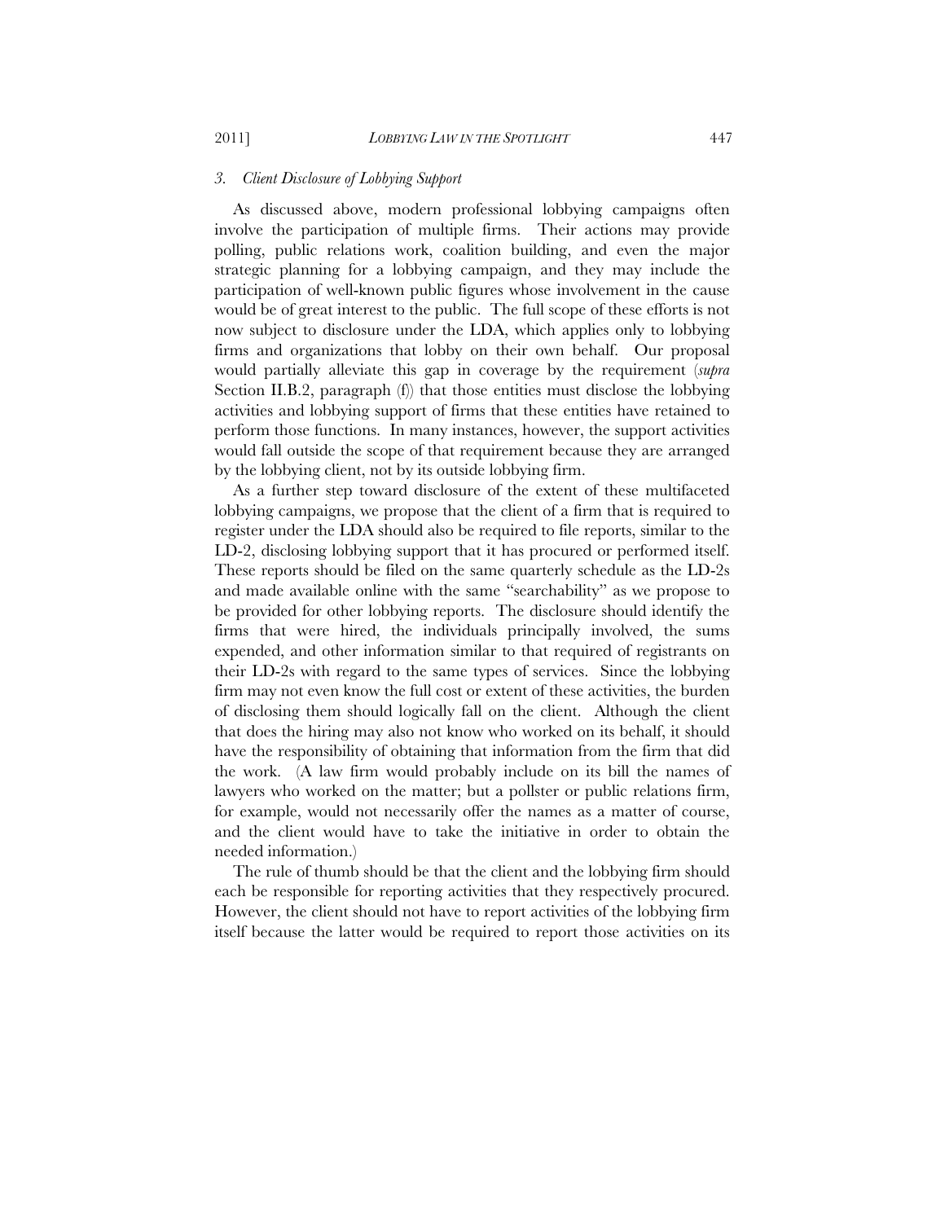### *3. Client Disclosure of Lobbying Support*

As discussed above, modern professional lobbying campaigns often involve the participation of multiple firms. Their actions may provide polling, public relations work, coalition building, and even the major strategic planning for a lobbying campaign, and they may include the participation of well-known public figures whose involvement in the cause would be of great interest to the public. The full scope of these efforts is not now subject to disclosure under the LDA, which applies only to lobbying firms and organizations that lobby on their own behalf. Our proposal would partially alleviate this gap in coverage by the requirement (*supra* Section II.B.2, paragraph (f)) that those entities must disclose the lobbying activities and lobbying support of firms that these entities have retained to perform those functions. In many instances, however, the support activities would fall outside the scope of that requirement because they are arranged by the lobbying client, not by its outside lobbying firm.

As a further step toward disclosure of the extent of these multifaceted lobbying campaigns, we propose that the client of a firm that is required to register under the LDA should also be required to file reports, similar to the LD-2, disclosing lobbying support that it has procured or performed itself. These reports should be filed on the same quarterly schedule as the LD-2s and made available online with the same "searchability" as we propose to be provided for other lobbying reports. The disclosure should identify the firms that were hired, the individuals principally involved, the sums expended, and other information similar to that required of registrants on their LD-2s with regard to the same types of services. Since the lobbying firm may not even know the full cost or extent of these activities, the burden of disclosing them should logically fall on the client. Although the client that does the hiring may also not know who worked on its behalf, it should have the responsibility of obtaining that information from the firm that did the work. (A law firm would probably include on its bill the names of lawyers who worked on the matter; but a pollster or public relations firm, for example, would not necessarily offer the names as a matter of course, and the client would have to take the initiative in order to obtain the needed information.)

The rule of thumb should be that the client and the lobbying firm should each be responsible for reporting activities that they respectively procured. However, the client should not have to report activities of the lobbying firm itself because the latter would be required to report those activities on its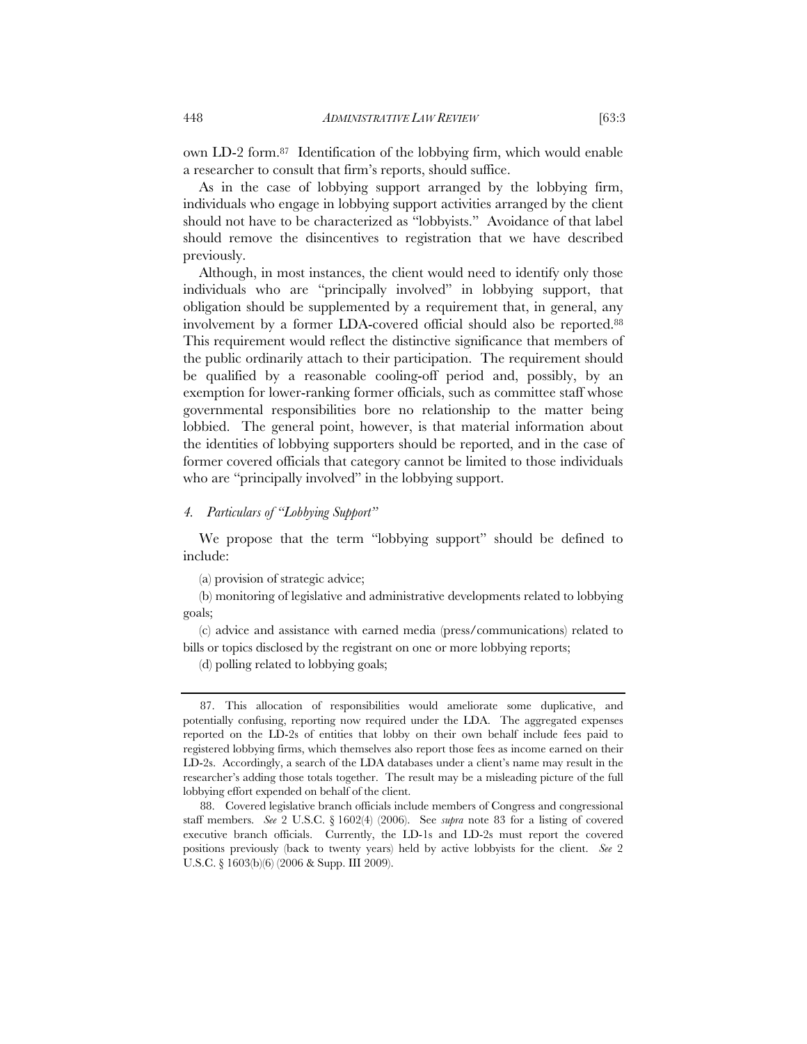own LD-2 form.[87] Identification of the lobbying firm, which would enable a researcher to consult that firm's reports, should suffice.

As in the case of lobbying support arranged by the lobbying firm, individuals who engage in lobbying support activities arranged by the client should not have to be characterized as "lobbyists." Avoidance of that label should remove the disincentives to registration that we have described previously.

Although, in most instances, the client would need to identify only those individuals who are "principally involved" in lobbying support, that obligation should be supplemented by a requirement that, in general, any involvement by a former LDA-covered official should also be reported.[88] This requirement would reflect the distinctive significance that members of the public ordinarily attach to their participation. The requirement should be qualified by a reasonable cooling-off period and, possibly, by an exemption for lower-ranking former officials, such as committee staff whose governmental responsibilities bore no relationship to the matter being lobbied. The general point, however, is that material information about the identities of lobbying supporters should be reported, and in the case of former covered officials that category cannot be limited to those individuals who are "principally involved" in the lobbying support.

#### *4. Particulars of "Lobbying Support"*

We propose that the term "lobbying support" should be defined to include:

(a) provision of strategic advice;

(b) monitoring of legislative and administrative developments related to lobbying goals;

(c) advice and assistance with earned media (press/communications) related to bills or topics disclosed by the registrant on one or more lobbying reports;

(d) polling related to lobbying goals;

---

87. This allocation of responsibilities would ameliorate some duplicative, and potentially confusing, reporting now required under the LDA. The aggregated expenses reported on the LD-2s of entities that lobby on their own behalf include fees paid to registered lobbying firms, which themselves also report those fees as income earned on their LD-2s. Accordingly, a search of the LDA databases under a client's name may result in the researcher's adding those totals together. The result may be a misleading picture of the full lobbying effort expended on behalf of the client.

88. Covered legislative branch officials include members of Congress and congressional staff members. *See* 2 U.S.C. § 1602(4) (2006). See *supra* note 83 for a listing of covered executive branch officials. Currently, the LD-1s and LD-2s must report the covered positions previously (back to twenty years) held by active lobbyists for the client. *See* 2 U.S.C. § 1603(b)(6) (2006 & Supp. III 2009).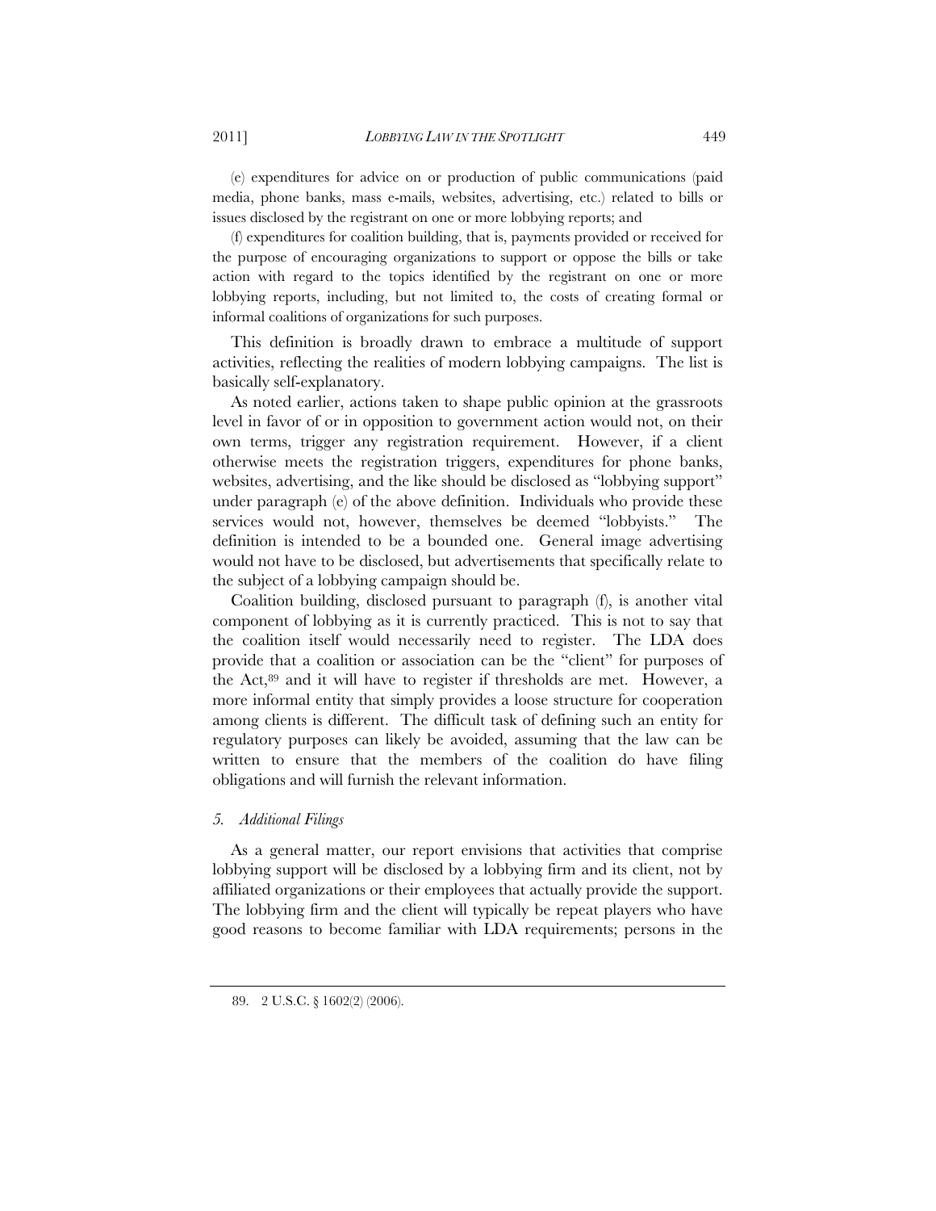(e) expenditures for advice on or production of public communications (paid media, phone banks, mass e-mails, websites, advertising, etc.) related to bills or issues disclosed by the registrant on one or more lobbying reports; and

(f) expenditures for coalition building, that is, payments provided or received for the purpose of encouraging organizations to support or oppose the bills or take action with regard to the topics identified by the registrant on one or more lobbying reports, including, but not limited to, the costs of creating formal or informal coalitions of organizations for such purposes.

This definition is broadly drawn to embrace a multitude of support activities, reflecting the realities of modern lobbying campaigns. The list is basically self-explanatory.

As noted earlier, actions taken to shape public opinion at the grassroots level in favor of or in opposition to government action would not, on their own terms, trigger any registration requirement. However, if a client otherwise meets the registration triggers, expenditures for phone banks, websites, advertising, and the like should be disclosed as "lobbying support" under paragraph (e) of the above definition. Individuals who provide these services would not, however, themselves be deemed "lobbyists." The definition is intended to be a bounded one. General image advertising would not have to be disclosed, but advertisements that specifically relate to the subject of a lobbying campaign should be.

Coalition building, disclosed pursuant to paragraph (f), is another vital component of lobbying as it is currently practiced. This is not to say that the coalition itself would necessarily need to register. The LDA does provide that a coalition or association can be the "client" for purposes of the Act,[89] and it will have to register if thresholds are met. However, a more informal entity that simply provides a loose structure for cooperation among clients is different. The difficult task of defining such an entity for regulatory purposes can likely be avoided, assuming that the law can be written to ensure that the members of the coalition do have filing obligations and will furnish the relevant information.

### *5. Additional Filings*

As a general matter, our report envisions that activities that comprise lobbying support will be disclosed by a lobbying firm and its client, not by affiliated organizations or their employees that actually provide the support. The lobbying firm and the client will typically be repeat players who have good reasons to become familiar with LDA requirements; persons in the

---

89. 2 U.S.C. § 1602(2) (2006).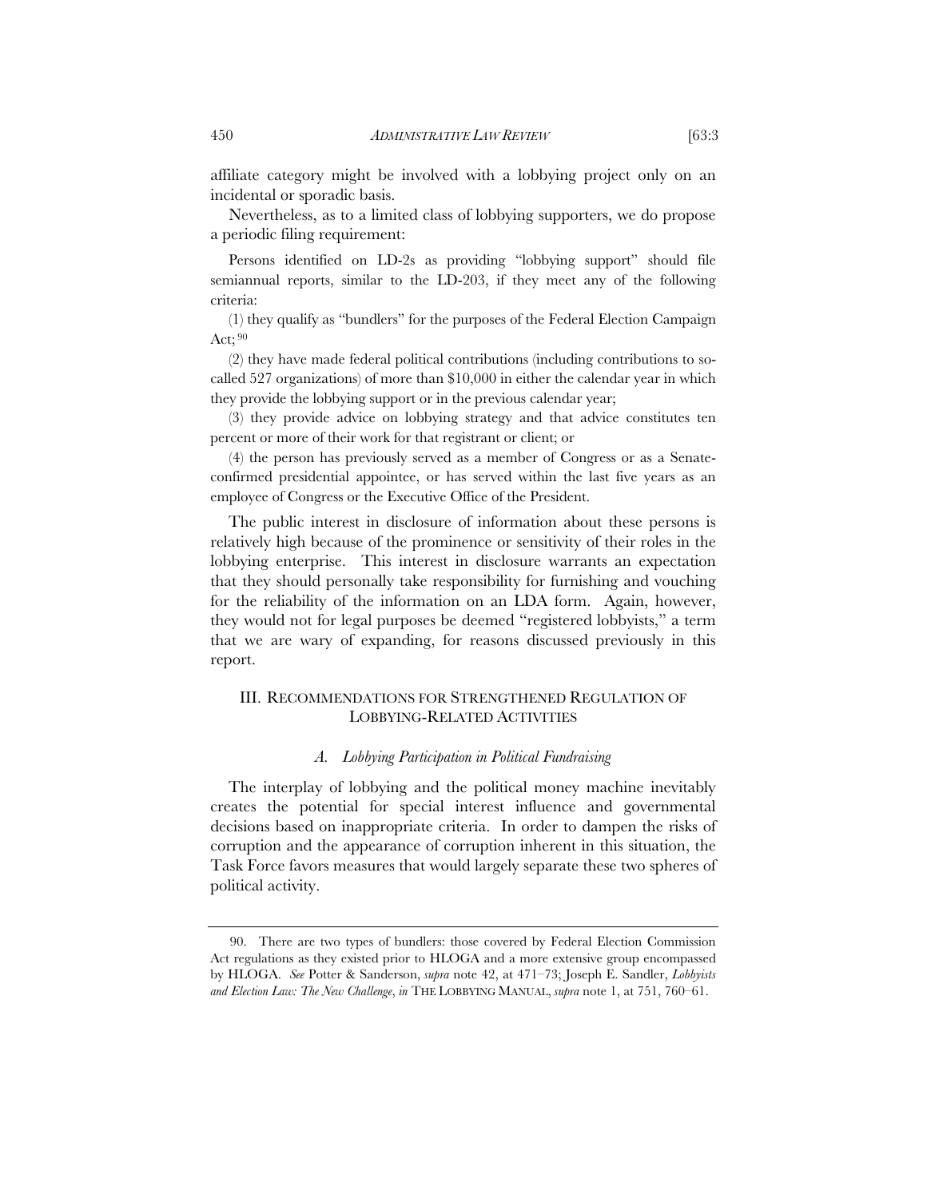affiliate category might be involved with a lobbying project only on an incidental or sporadic basis.

Nevertheless, as to a limited class of lobbying supporters, we do propose a periodic filing requirement:

> Persons identified on LD-2s as providing "lobbying support" should file semiannual reports, similar to the LD-203, if they meet any of the following criteria:
>
> (1) they qualify as "bundlers" for the purposes of the Federal Election Campaign Act;[90]
>
> (2) they have made federal political contributions (including contributions to so-called 527 organizations) of more than $10,000 in either the calendar year in which they provide the lobbying support or in the previous calendar year;
>
> (3) they provide advice on lobbying strategy and that advice constitutes ten percent or more of their work for that registrant or client; or
>
> (4) the person has previously served as a member of Congress or as a Senate-confirmed presidential appointee, or has served within the last five years as an employee of Congress or the Executive Office of the President.

The public interest in disclosure of information about these persons is relatively high because of the prominence or sensitivity of their roles in the lobbying enterprise. This interest in disclosure warrants an expectation that they should personally take responsibility for furnishing and vouching for the reliability of the information on an LDA form. Again, however, they would not for legal purposes be deemed "registered lobbyists," a term that we are wary of expanding, for reasons discussed previously in this report.

## III. Recommendations for Strengthened Regulation of Lobbying-Related Activities

### *A. Lobbying Participation in Political Fundraising*

The interplay of lobbying and the political money machine inevitably creates the potential for special interest influence and governmental decisions based on inappropriate criteria. In order to dampen the risks of corruption and the appearance of corruption inherent in this situation, the Task Force favors measures that would largely separate these two spheres of political activity.

---

90. There are two types of bundlers: those covered by Federal Election Commission Act regulations as they existed prior to HLOGA and a more extensive group encompassed by HLOGA. *See* Potter & Sanderson, *supra* note 42, at 471–73; Joseph E. Sandler, *Lobbyists and Election Law: The New Challenge*, *in* THE LOBBYING MANUAL, *supra* note 1, at 751, 760–61.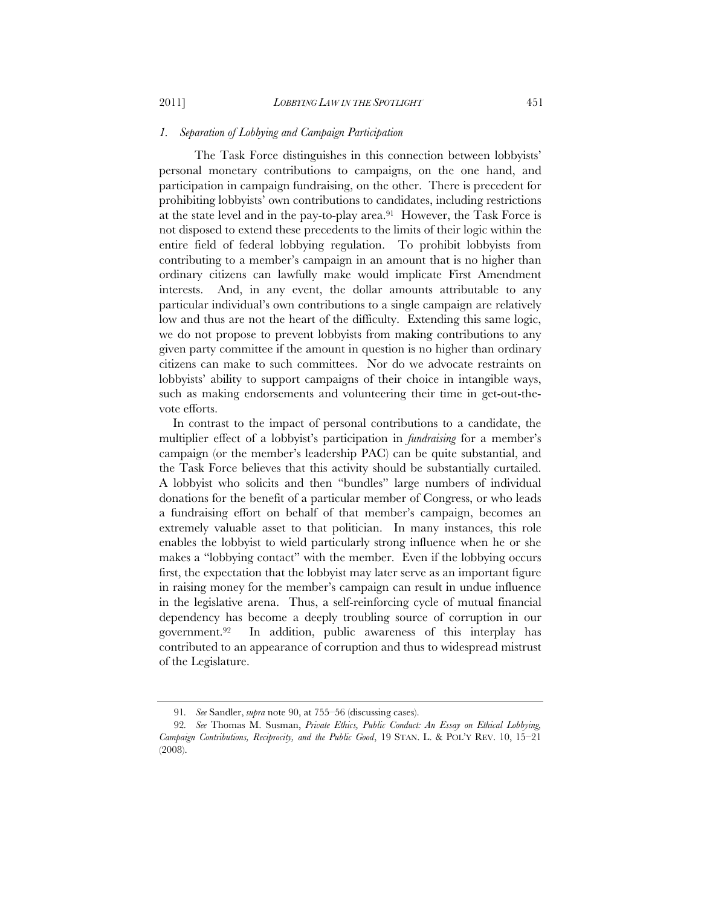### *1. Separation of Lobbying and Campaign Participation*

The Task Force distinguishes in this connection between lobbyists' personal monetary contributions to campaigns, on the one hand, and participation in campaign fundraising, on the other. There is precedent for prohibiting lobbyists' own contributions to candidates, including restrictions at the state level and in the pay-to-play area.[91] However, the Task Force is not disposed to extend these precedents to the limits of their logic within the entire field of federal lobbying regulation. To prohibit lobbyists from contributing to a member's campaign in an amount that is no higher than ordinary citizens can lawfully make would implicate First Amendment interests. And, in any event, the dollar amounts attributable to any particular individual's own contributions to a single campaign are relatively low and thus are not the heart of the difficulty. Extending this same logic, we do not propose to prevent lobbyists from making contributions to any given party committee if the amount in question is no higher than ordinary citizens can make to such committees. Nor do we advocate restraints on lobbyists' ability to support campaigns of their choice in intangible ways, such as making endorsements and volunteering their time in get-out-the-vote efforts.

In contrast to the impact of personal contributions to a candidate, the multiplier effect of a lobbyist's participation in *fundraising* for a member's campaign (or the member's leadership PAC) can be quite substantial, and the Task Force believes that this activity should be substantially curtailed. A lobbyist who solicits and then "bundles" large numbers of individual donations for the benefit of a particular member of Congress, or who leads a fundraising effort on behalf of that member's campaign, becomes an extremely valuable asset to that politician. In many instances, this role enables the lobbyist to wield particularly strong influence when he or she makes a "lobbying contact" with the member. Even if the lobbying occurs first, the expectation that the lobbyist may later serve as an important figure in raising money for the member's campaign can result in undue influence in the legislative arena. Thus, a self-reinforcing cycle of mutual financial dependency has become a deeply troubling source of corruption in our government.[92] In addition, public awareness of this interplay has contributed to an appearance of corruption and thus to widespread mistrust of the Legislature.

---

91. *See* Sandler, *supra* note 90, at 755–56 (discussing cases).

92. *See* Thomas M. Susman, *Private Ethics, Public Conduct: An Essay on Ethical Lobbying, Campaign Contributions, Reciprocity, and the Public Good*, 19 STAN. L. & POL'Y REV. 10, 15–21 (2008).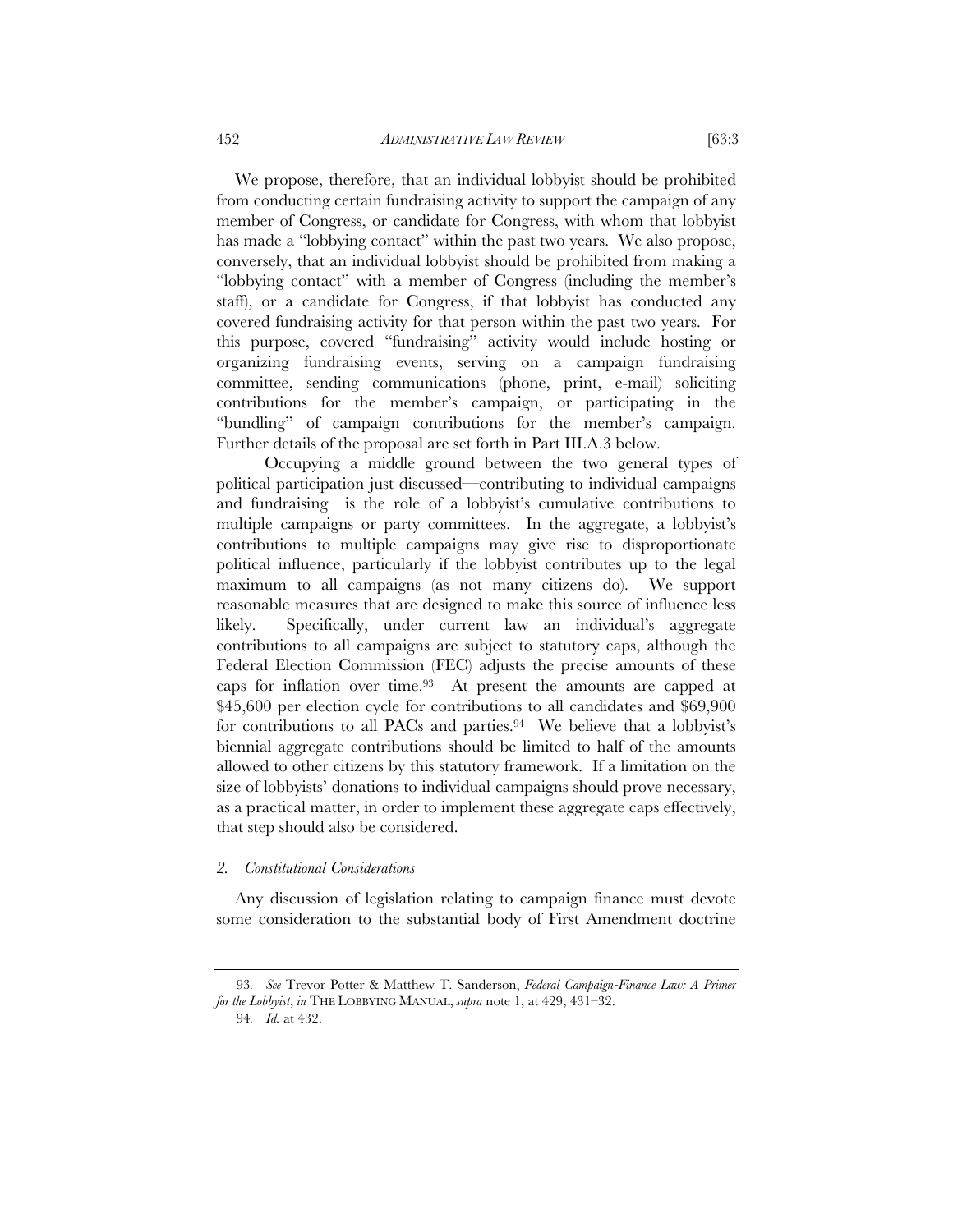We propose, therefore, that an individual lobbyist should be prohibited from conducting certain fundraising activity to support the campaign of any member of Congress, or candidate for Congress, with whom that lobbyist has made a "lobbying contact" within the past two years. We also propose, conversely, that an individual lobbyist should be prohibited from making a "lobbying contact" with a member of Congress (including the member's staff), or a candidate for Congress, if that lobbyist has conducted any covered fundraising activity for that person within the past two years. For this purpose, covered "fundraising" activity would include hosting or organizing fundraising events, serving on a campaign fundraising committee, sending communications (phone, print, e-mail) soliciting contributions for the member's campaign, or participating in the "bundling" of campaign contributions for the member's campaign. Further details of the proposal are set forth in Part III.A.3 below.

Occupying a middle ground between the two general types of political participation just discussed—contributing to individual campaigns and fundraising—is the role of a lobbyist's cumulative contributions to multiple campaigns or party committees. In the aggregate, a lobbyist's contributions to multiple campaigns may give rise to disproportionate political influence, particularly if the lobbyist contributes up to the legal maximum to all campaigns (as not many citizens do). We support reasonable measures that are designed to make this source of influence less likely. Specifically, under current law an individual's aggregate contributions to all campaigns are subject to statutory caps, although the Federal Election Commission (FEC) adjusts the precise amounts of these caps for inflation over time.[93] At present the amounts are capped at $45,600 per election cycle for contributions to all candidates and $69,900 for contributions to all PACs and parties.[94] We believe that a lobbyist's biennial aggregate contributions should be limited to half of the amounts allowed to other citizens by this statutory framework. If a limitation on the size of lobbyists' donations to individual campaigns should prove necessary, as a practical matter, in order to implement these aggregate caps effectively, that step should also be considered.

### *2. Constitutional Considerations*

Any discussion of legislation relating to campaign finance must devote some consideration to the substantial body of First Amendment doctrine

---

93. *See* Trevor Potter & Matthew T. Sanderson, *Federal Campaign-Finance Law: A Primer for the Lobbyist*, *in* THE LOBBYING MANUAL, *supra* note 1, at 429, 431–32.

94. *Id.* at 432.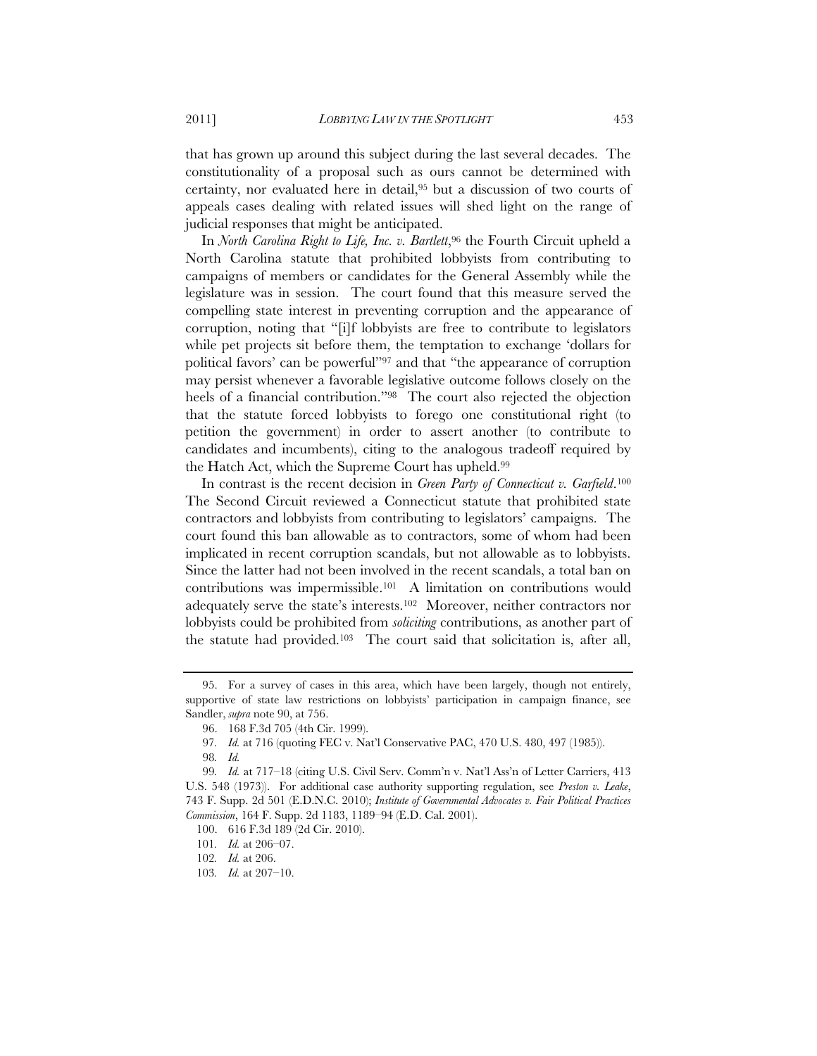that has grown up around this subject during the last several decades. The constitutionality of a proposal such as ours cannot be determined with certainty, nor evaluated here in detail,[95] but a discussion of two courts of appeals cases dealing with related issues will shed light on the range of judicial responses that might be anticipated.

In *North Carolina Right to Life, Inc. v. Bartlett*,[96] the Fourth Circuit upheld a North Carolina statute that prohibited lobbyists from contributing to campaigns of members or candidates for the General Assembly while the legislature was in session. The court found that this measure served the compelling state interest in preventing corruption and the appearance of corruption, noting that "[i]f lobbyists are free to contribute to legislators while pet projects sit before them, the temptation to exchange 'dollars for political favors' can be powerful"[97] and that "the appearance of corruption may persist whenever a favorable legislative outcome follows closely on the heels of a financial contribution."[98] The court also rejected the objection that the statute forced lobbyists to forego one constitutional right (to petition the government) in order to assert another (to contribute to candidates and incumbents), citing to the analogous tradeoff required by the Hatch Act, which the Supreme Court has upheld.[99]

In contrast is the recent decision in *Green Party of Connecticut v. Garfield*.[100] The Second Circuit reviewed a Connecticut statute that prohibited state contractors and lobbyists from contributing to legislators' campaigns. The court found this ban allowable as to contractors, some of whom had been implicated in recent corruption scandals, but not allowable as to lobbyists. Since the latter had not been involved in the recent scandals, a total ban on contributions was impermissible.[101] A limitation on contributions would adequately serve the state's interests.[102] Moreover, neither contractors nor lobbyists could be prohibited from *soliciting* contributions, as another part of the statute had provided.[103] The court said that solicitation is, after all,

---

95. For a survey of cases in this area, which have been largely, though not entirely, supportive of state law restrictions on lobbyists' participation in campaign finance, see Sandler, *supra* note 90, at 756.

96. 168 F.3d 705 (4th Cir. 1999).

97. *Id.* at 716 (quoting FEC v. Nat'l Conservative PAC, 470 U.S. 480, 497 (1985)).

98. *Id.*

99. *Id.* at 717–18 (citing U.S. Civil Serv. Comm'n v. Nat'l Ass'n of Letter Carriers, 413 U.S. 548 (1973)). For additional case authority supporting regulation, see *Preston v. Leake*, 743 F. Supp. 2d 501 (E.D.N.C. 2010); *Institute of Governmental Advocates v. Fair Political Practices Commission*, 164 F. Supp. 2d 1183, 1189–94 (E.D. Cal. 2001).

100. 616 F.3d 189 (2d Cir. 2010).

101. *Id.* at 206–07.

102. *Id.* at 206.

103. *Id.* at 207–10.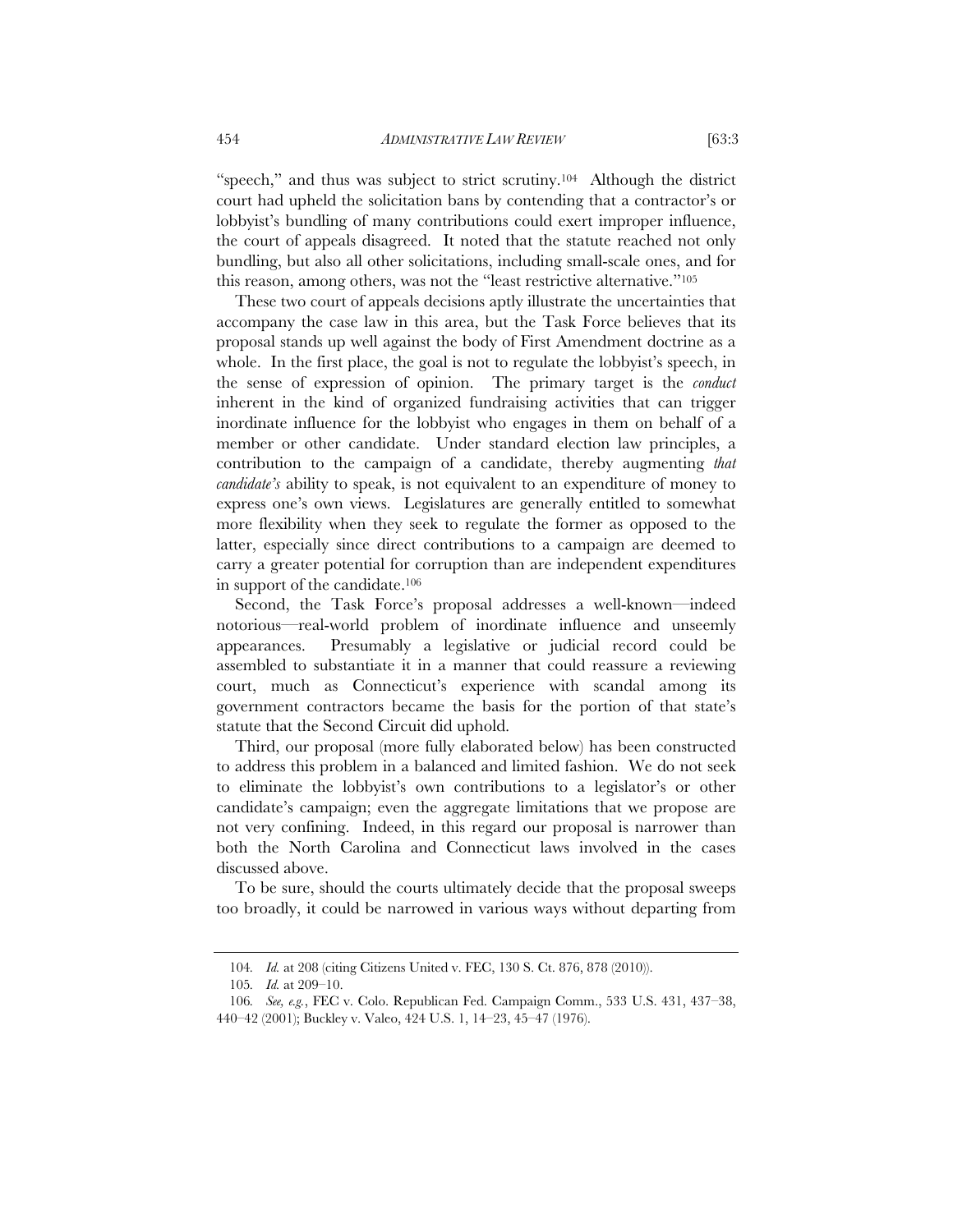"speech," and thus was subject to strict scrutiny.[104] Although the district court had upheld the solicitation bans by contending that a contractor's or lobbyist's bundling of many contributions could exert improper influence, the court of appeals disagreed. It noted that the statute reached not only bundling, but also all other solicitations, including small-scale ones, and for this reason, among others, was not the "least restrictive alternative."[105]

These two court of appeals decisions aptly illustrate the uncertainties that accompany the case law in this area, but the Task Force believes that its proposal stands up well against the body of First Amendment doctrine as a whole. In the first place, the goal is not to regulate the lobbyist's speech, in the sense of expression of opinion. The primary target is the *conduct* inherent in the kind of organized fundraising activities that can trigger inordinate influence for the lobbyist who engages in them on behalf of a member or other candidate. Under standard election law principles, a contribution to the campaign of a candidate, thereby augmenting *that candidate's* ability to speak, is not equivalent to an expenditure of money to express one's own views. Legislatures are generally entitled to somewhat more flexibility when they seek to regulate the former as opposed to the latter, especially since direct contributions to a campaign are deemed to carry a greater potential for corruption than are independent expenditures in support of the candidate.[106]

Second, the Task Force's proposal addresses a well-known—indeed notorious—real-world problem of inordinate influence and unseemly appearances. Presumably a legislative or judicial record could be assembled to substantiate it in a manner that could reassure a reviewing court, much as Connecticut's experience with scandal among its government contractors became the basis for the portion of that state's statute that the Second Circuit did uphold.

Third, our proposal (more fully elaborated below) has been constructed to address this problem in a balanced and limited fashion. We do not seek to eliminate the lobbyist's own contributions to a legislator's or other candidate's campaign; even the aggregate limitations that we propose are not very confining. Indeed, in this regard our proposal is narrower than both the North Carolina and Connecticut laws involved in the cases discussed above.

To be sure, should the courts ultimately decide that the proposal sweeps too broadly, it could be narrowed in various ways without departing from

---

104. *Id.* at 208 (citing Citizens United v. FEC, 130 S. Ct. 876, 878 (2010)).

105. *Id.* at 209–10.

106. *See, e.g.*, FEC v. Colo. Republican Fed. Campaign Comm., 533 U.S. 431, 437–38, 440–42 (2001); Buckley v. Valeo, 424 U.S. 1, 14–23, 45–47 (1976).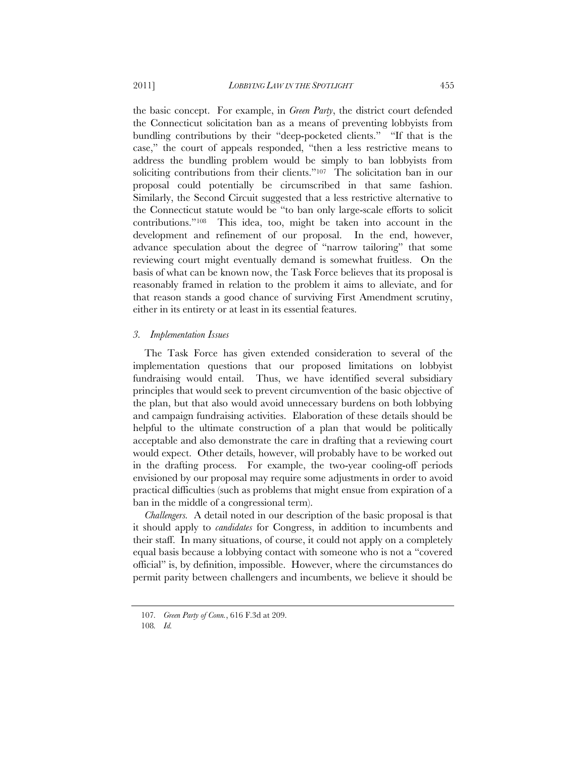the basic concept. For example, in *Green Party*, the district court defended the Connecticut solicitation ban as a means of preventing lobbyists from bundling contributions by their "deep-pocketed clients." "If that is the case," the court of appeals responded, "then a less restrictive means to address the bundling problem would be simply to ban lobbyists from soliciting contributions from their clients."[107] The solicitation ban in our proposal could potentially be circumscribed in that same fashion. Similarly, the Second Circuit suggested that a less restrictive alternative to the Connecticut statute would be "to ban only large-scale efforts to solicit contributions."[108] This idea, too, might be taken into account in the development and refinement of our proposal. In the end, however, advance speculation about the degree of "narrow tailoring" that some reviewing court might eventually demand is somewhat fruitless. On the basis of what can be known now, the Task Force believes that its proposal is reasonably framed in relation to the problem it aims to alleviate, and for that reason stands a good chance of surviving First Amendment scrutiny, either in its entirety or at least in its essential features.

### *3. Implementation Issues*

The Task Force has given extended consideration to several of the implementation questions that our proposed limitations on lobbyist fundraising would entail. Thus, we have identified several subsidiary principles that would seek to prevent circumvention of the basic objective of the plan, but that also would avoid unnecessary burdens on both lobbying and campaign fundraising activities. Elaboration of these details should be helpful to the ultimate construction of a plan that would be politically acceptable and also demonstrate the care in drafting that a reviewing court would expect. Other details, however, will probably have to be worked out in the drafting process. For example, the two-year cooling-off periods envisioned by our proposal may require some adjustments in order to avoid practical difficulties (such as problems that might ensue from expiration of a ban in the middle of a congressional term).

*Challengers*. A detail noted in our description of the basic proposal is that it should apply to *candidates* for Congress, in addition to incumbents and their staff. In many situations, of course, it could not apply on a completely equal basis because a lobbying contact with someone who is not a "covered official" is, by definition, impossible. However, where the circumstances do permit parity between challengers and incumbents, we believe it should be

---

107. *Green Party of Conn.*, 616 F.3d at 209.

108. *Id.*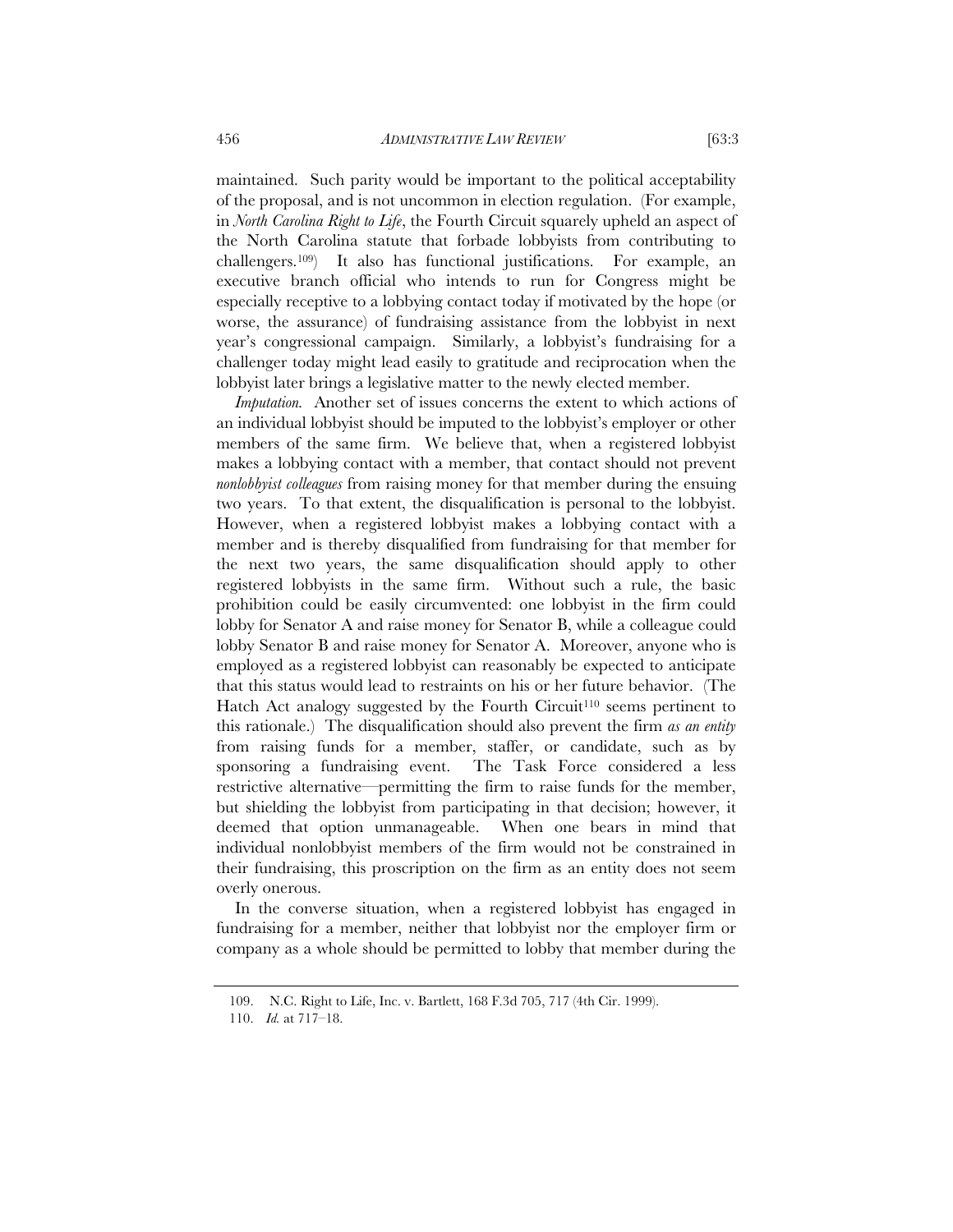maintained. Such parity would be important to the political acceptability of the proposal, and is not uncommon in election regulation. (For example, in *North Carolina Right to Life*, the Fourth Circuit squarely upheld an aspect of the North Carolina statute that forbade lobbyists from contributing to challengers.[109]) It also has functional justifications. For example, an executive branch official who intends to run for Congress might be especially receptive to a lobbying contact today if motivated by the hope (or worse, the assurance) of fundraising assistance from the lobbyist in next year's congressional campaign. Similarly, a lobbyist's fundraising for a challenger today might lead easily to gratitude and reciprocation when the lobbyist later brings a legislative matter to the newly elected member.

*Imputation.* Another set of issues concerns the extent to which actions of an individual lobbyist should be imputed to the lobbyist's employer or other members of the same firm. We believe that, when a registered lobbyist makes a lobbying contact with a member, that contact should not prevent *nonlobbyist colleagues* from raising money for that member during the ensuing two years. To that extent, the disqualification is personal to the lobbyist. However, when a registered lobbyist makes a lobbying contact with a member and is thereby disqualified from fundraising for that member for the next two years, the same disqualification should apply to other registered lobbyists in the same firm. Without such a rule, the basic prohibition could be easily circumvented: one lobbyist in the firm could lobby for Senator A and raise money for Senator B, while a colleague could lobby Senator B and raise money for Senator A. Moreover, anyone who is employed as a registered lobbyist can reasonably be expected to anticipate that this status would lead to restraints on his or her future behavior. (The Hatch Act analogy suggested by the Fourth Circuit[110] seems pertinent to this rationale.) The disqualification should also prevent the firm *as an entity* from raising funds for a member, staffer, or candidate, such as by sponsoring a fundraising event. The Task Force considered a less restrictive alternative—permitting the firm to raise funds for the member, but shielding the lobbyist from participating in that decision; however, it deemed that option unmanageable. When one bears in mind that individual nonlobbyist members of the firm would not be constrained in their fundraising, this proscription on the firm as an entity does not seem overly onerous.

In the converse situation, when a registered lobbyist has engaged in fundraising for a member, neither that lobbyist nor the employer firm or company as a whole should be permitted to lobby that member during the

109. N.C. Right to Life, Inc. v. Bartlett, 168 F.3d 705, 717 (4th Cir. 1999).

110. *Id.* at 717–18.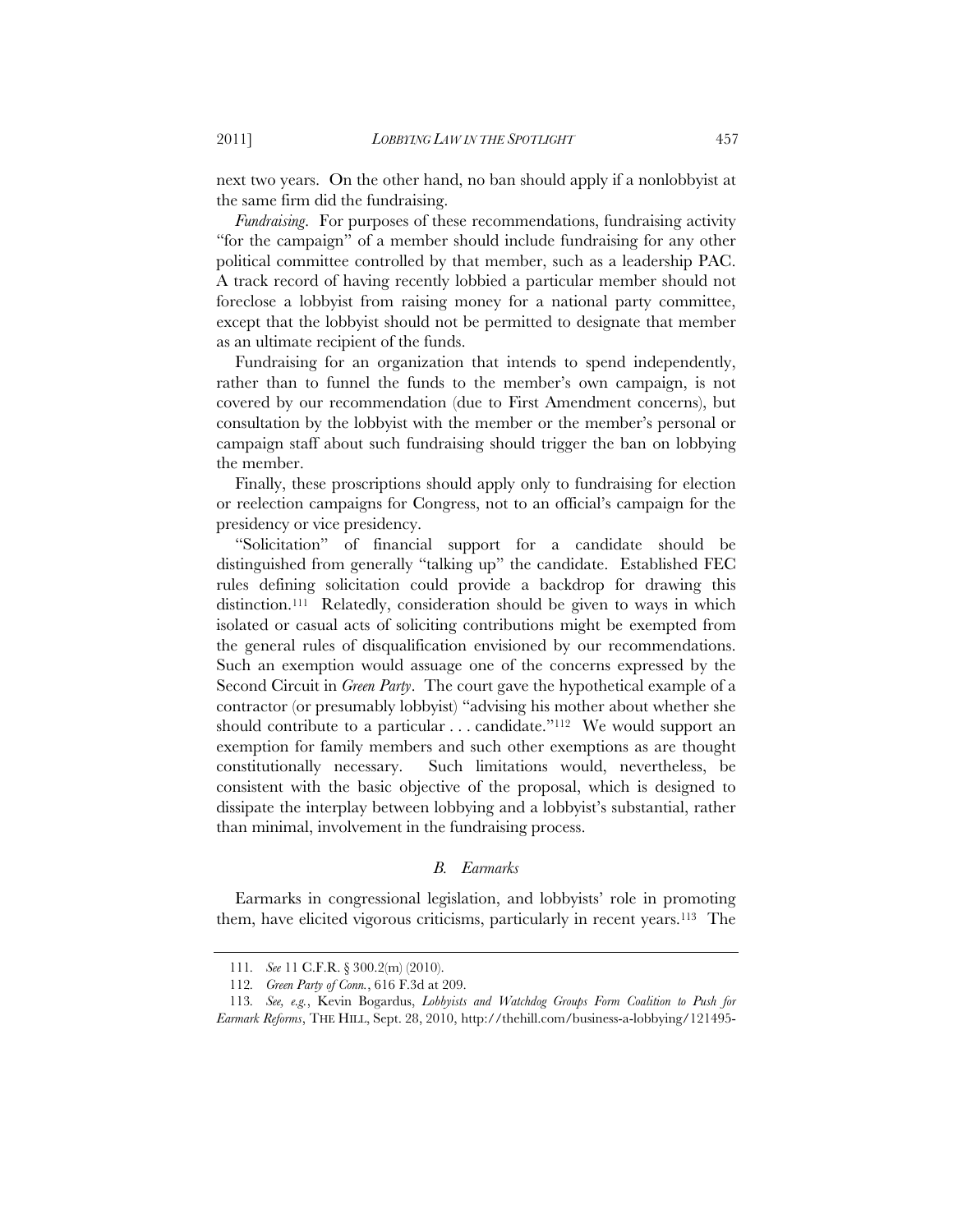next two years. On the other hand, no ban should apply if a nonlobbyist at the same firm did the fundraising.

*Fundraising*. For purposes of these recommendations, fundraising activity "for the campaign" of a member should include fundraising for any other political committee controlled by that member, such as a leadership PAC. A track record of having recently lobbied a particular member should not foreclose a lobbyist from raising money for a national party committee, except that the lobbyist should not be permitted to designate that member as an ultimate recipient of the funds.

Fundraising for an organization that intends to spend independently, rather than to funnel the funds to the member's own campaign, is not covered by our recommendation (due to First Amendment concerns), but consultation by the lobbyist with the member or the member's personal or campaign staff about such fundraising should trigger the ban on lobbying the member.

Finally, these proscriptions should apply only to fundraising for election or reelection campaigns for Congress, not to an official's campaign for the presidency or vice presidency.

"Solicitation" of financial support for a candidate should be distinguished from generally "talking up" the candidate. Established FEC rules defining solicitation could provide a backdrop for drawing this distinction.[111] Relatedly, consideration should be given to ways in which isolated or casual acts of soliciting contributions might be exempted from the general rules of disqualification envisioned by our recommendations. Such an exemption would assuage one of the concerns expressed by the Second Circuit in *Green Party*. The court gave the hypothetical example of a contractor (or presumably lobbyist) "advising his mother about whether she should contribute to a particular . . . candidate."[112] We would support an exemption for family members and such other exemptions as are thought constitutionally necessary. Such limitations would, nevertheless, be consistent with the basic objective of the proposal, which is designed to dissipate the interplay between lobbying and a lobbyist's substantial, rather than minimal, involvement in the fundraising process.

### *B. Earmarks*

Earmarks in congressional legislation, and lobbyists' role in promoting them, have elicited vigorous criticisms, particularly in recent years.[113] The

---

111. *See* 11 C.F.R. § 300.2(m) (2010).

112. *Green Party of Conn.*, 616 F.3d at 209.

113. *See, e.g.*, Kevin Bogardus, *Lobbyists and Watchdog Groups Form Coalition to Push for Earmark Reforms*, THE HILL, Sept. 28, 2010, http://thehill.com/business-a-lobbying/121495-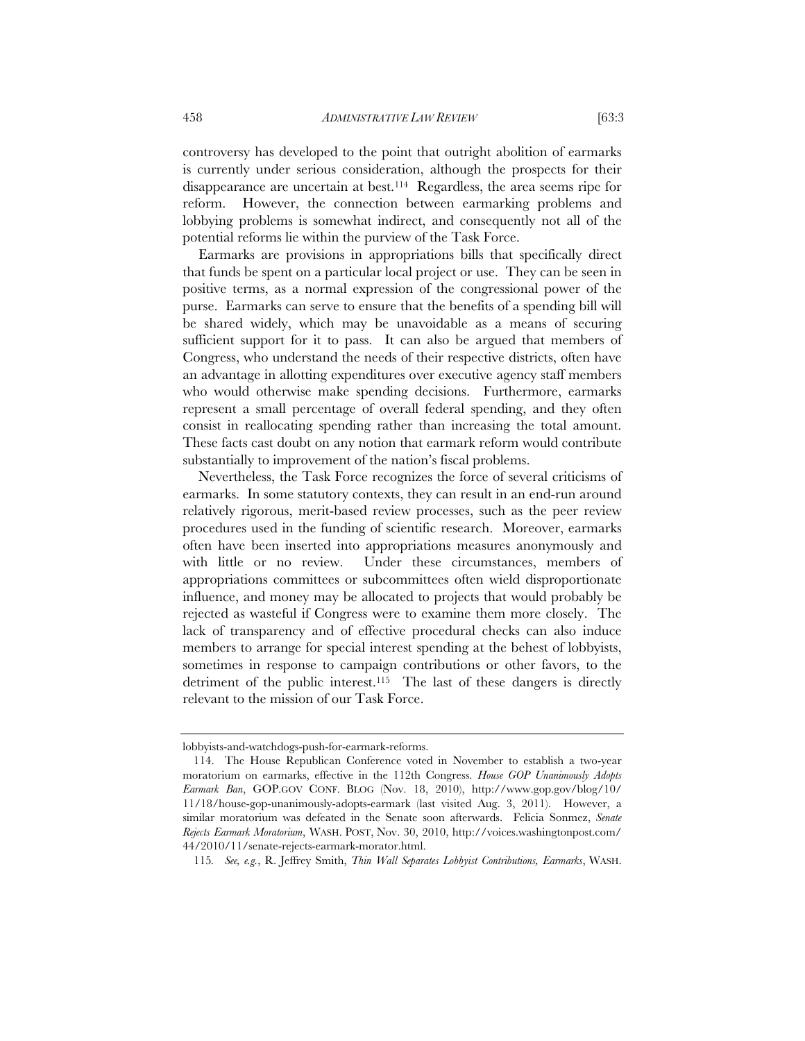controversy has developed to the point that outright abolition of earmarks is currently under serious consideration, although the prospects for their disappearance are uncertain at best.[114] Regardless, the area seems ripe for reform. However, the connection between earmarking problems and lobbying problems is somewhat indirect, and consequently not all of the potential reforms lie within the purview of the Task Force.

Earmarks are provisions in appropriations bills that specifically direct that funds be spent on a particular local project or use. They can be seen in positive terms, as a normal expression of the congressional power of the purse. Earmarks can serve to ensure that the benefits of a spending bill will be shared widely, which may be unavoidable as a means of securing sufficient support for it to pass. It can also be argued that members of Congress, who understand the needs of their respective districts, often have an advantage in allotting expenditures over executive agency staff members who would otherwise make spending decisions. Furthermore, earmarks represent a small percentage of overall federal spending, and they often consist in reallocating spending rather than increasing the total amount. These facts cast doubt on any notion that earmark reform would contribute substantially to improvement of the nation's fiscal problems.

Nevertheless, the Task Force recognizes the force of several criticisms of earmarks. In some statutory contexts, they can result in an end-run around relatively rigorous, merit-based review processes, such as the peer review procedures used in the funding of scientific research. Moreover, earmarks often have been inserted into appropriations measures anonymously and with little or no review. Under these circumstances, members of appropriations committees or subcommittees often wield disproportionate influence, and money may be allocated to projects that would probably be rejected as wasteful if Congress were to examine them more closely. The lack of transparency and of effective procedural checks can also induce members to arrange for special interest spending at the behest of lobbyists, sometimes in response to campaign contributions or other favors, to the detriment of the public interest.[115] The last of these dangers is directly relevant to the mission of our Task Force.

---

lobbyists-and-watchdogs-push-for-earmark-reforms.

114. The House Republican Conference voted in November to establish a two-year moratorium on earmarks, effective in the 112th Congress. *House GOP Unanimously Adopts Earmark Ban*, GOP.GOV CONF. BLOG (Nov. 18, 2010), http://www.gop.gov/blog/10/11/18/house-gop-unanimously-adopts-earmark (last visited Aug. 3, 2011). However, a similar moratorium was defeated in the Senate soon afterwards. Felicia Sonmez, *Senate Rejects Earmark Moratorium*, WASH. POST, Nov. 30, 2010, http://voices.washingtonpost.com/44/2010/11/senate-rejects-earmark-morator.html.

115. *See, e.g.*, R. Jeffrey Smith, *Thin Wall Separates Lobbyist Contributions, Earmarks*, WASH.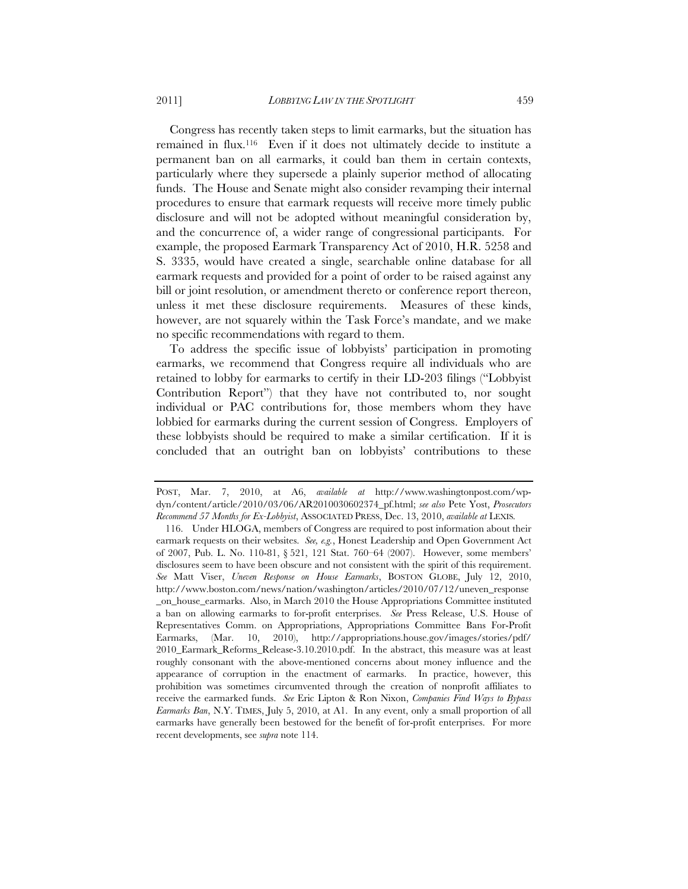Congress has recently taken steps to limit earmarks, but the situation has remained in flux.[116] Even if it does not ultimately decide to institute a permanent ban on all earmarks, it could ban them in certain contexts, particularly where they supersede a plainly superior method of allocating funds. The House and Senate might also consider revamping their internal procedures to ensure that earmark requests will receive more timely public disclosure and will not be adopted without meaningful consideration by, and the concurrence of, a wider range of congressional participants. For example, the proposed Earmark Transparency Act of 2010, H.R. 5258 and S. 3335, would have created a single, searchable online database for all earmark requests and provided for a point of order to be raised against any bill or joint resolution, or amendment thereto or conference report thereon, unless it met these disclosure requirements. Measures of these kinds, however, are not squarely within the Task Force's mandate, and we make no specific recommendations with regard to them.

To address the specific issue of lobbyists' participation in promoting earmarks, we recommend that Congress require all individuals who are retained to lobby for earmarks to certify in their LD-203 filings ("Lobbyist Contribution Report") that they have not contributed to, nor sought individual or PAC contributions for, those members whom they have lobbied for earmarks during the current session of Congress. Employers of these lobbyists should be required to make a similar certification. If it is concluded that an outright ban on lobbyists' contributions to these

---

POST, Mar. 7, 2010, at A6, *available at* http://www.washingtonpost.com/wp-dyn/content/article/2010/03/06/AR2010030602374_pf.html; *see also* Pete Yost, *Prosecutors Recommend 57 Months for Ex-Lobbyist*, ASSOCIATED PRESS, Dec. 13, 2010, *available at* LEXIS.

116. Under HLOGA, members of Congress are required to post information about their earmark requests on their websites. *See, e.g.*, Honest Leadership and Open Government Act of 2007, Pub. L. No. 110-81, § 521, 121 Stat. 760–64 (2007). However, some members' disclosures seem to have been obscure and not consistent with the spirit of this requirement. *See* Matt Viser, *Uneven Response on House Earmarks*, BOSTON GLOBE, July 12, 2010, http://www.boston.com/news/nation/washington/articles/2010/07/12/uneven_response_on_house_earmarks. Also, in March 2010 the House Appropriations Committee instituted a ban on allowing earmarks to for-profit enterprises. *See* Press Release, U.S. House of Representatives Comm. on Appropriations, Appropriations Committee Bans For-Profit Earmarks, (Mar. 10, 2010), http://appropriations.house.gov/images/stories/pdf/2010_Earmark_Reforms_Release-3.10.2010.pdf. In the abstract, this measure was at least roughly consonant with the above-mentioned concerns about money influence and the appearance of corruption in the enactment of earmarks. In practice, however, this prohibition was sometimes circumvented through the creation of nonprofit affiliates to receive the earmarked funds. *See* Eric Lipton & Ron Nixon, *Companies Find Ways to Bypass Earmarks Ban*, N.Y. TIMES, July 5, 2010, at A1. In any event, only a small proportion of all earmarks have generally been bestowed for the benefit of for-profit enterprises. For more recent developments, see *supra* note 114.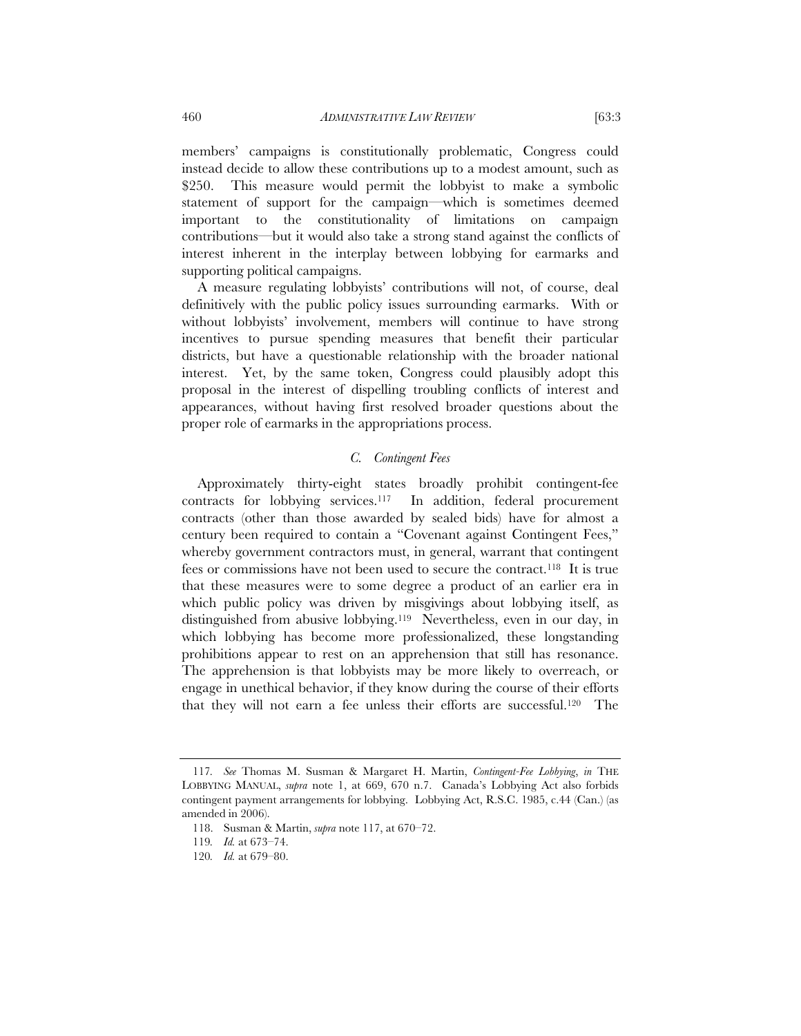members' campaigns is constitutionally problematic, Congress could instead decide to allow these contributions up to a modest amount, such as $250. This measure would permit the lobbyist to make a symbolic statement of support for the campaign—which is sometimes deemed important to the constitutionality of limitations on campaign contributions—but it would also take a strong stand against the conflicts of interest inherent in the interplay between lobbying for earmarks and supporting political campaigns.

A measure regulating lobbyists' contributions will not, of course, deal definitively with the public policy issues surrounding earmarks. With or without lobbyists' involvement, members will continue to have strong incentives to pursue spending measures that benefit their particular districts, but have a questionable relationship with the broader national interest. Yet, by the same token, Congress could plausibly adopt this proposal in the interest of dispelling troubling conflicts of interest and appearances, without having first resolved broader questions about the proper role of earmarks in the appropriations process.

### *C. Contingent Fees*

Approximately thirty-eight states broadly prohibit contingent-fee contracts for lobbying services.[117] In addition, federal procurement contracts (other than those awarded by sealed bids) have for almost a century been required to contain a "Covenant against Contingent Fees," whereby government contractors must, in general, warrant that contingent fees or commissions have not been used to secure the contract.[118] It is true that these measures were to some degree a product of an earlier era in which public policy was driven by misgivings about lobbying itself, as distinguished from abusive lobbying.[119] Nevertheless, even in our day, in which lobbying has become more professionalized, these longstanding prohibitions appear to rest on an apprehension that still has resonance. The apprehension is that lobbyists may be more likely to overreach, or engage in unethical behavior, if they know during the course of their efforts that they will not earn a fee unless their efforts are successful.[120] The

---

117. *See* Thomas M. Susman & Margaret H. Martin, *Contingent-Fee Lobbying*, *in* THE LOBBYING MANUAL, *supra* note 1, at 669, 670 n.7. Canada's Lobbying Act also forbids contingent payment arrangements for lobbying. Lobbying Act, R.S.C. 1985, c.44 (Can.) (as amended in 2006).

118. Susman & Martin, *supra* note 117, at 670–72.

119. *Id.* at 673–74.

120. *Id.* at 679–80.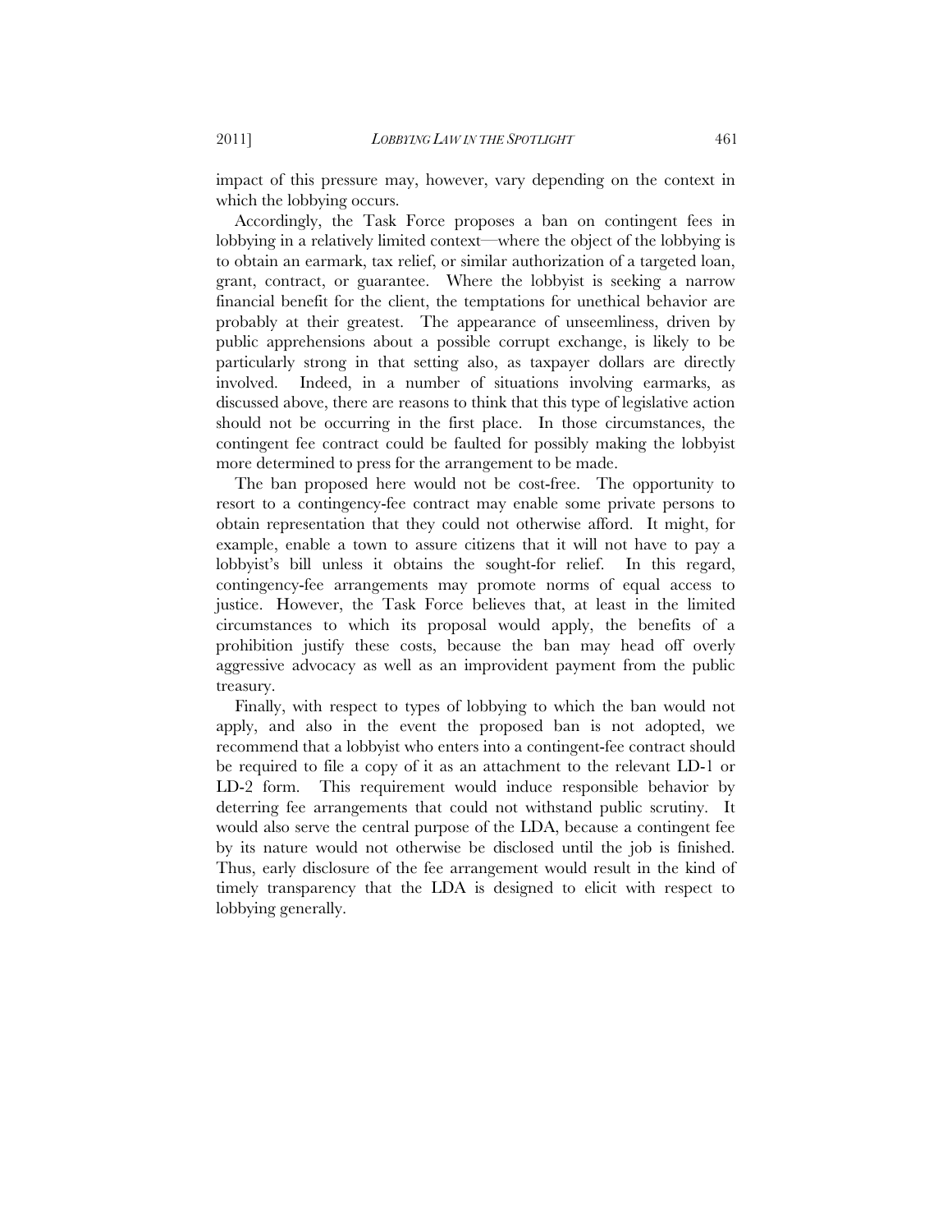impact of this pressure may, however, vary depending on the context in which the lobbying occurs.

Accordingly, the Task Force proposes a ban on contingent fees in lobbying in a relatively limited context—where the object of the lobbying is to obtain an earmark, tax relief, or similar authorization of a targeted loan, grant, contract, or guarantee. Where the lobbyist is seeking a narrow financial benefit for the client, the temptations for unethical behavior are probably at their greatest. The appearance of unseemliness, driven by public apprehensions about a possible corrupt exchange, is likely to be particularly strong in that setting also, as taxpayer dollars are directly involved. Indeed, in a number of situations involving earmarks, as discussed above, there are reasons to think that this type of legislative action should not be occurring in the first place. In those circumstances, the contingent fee contract could be faulted for possibly making the lobbyist more determined to press for the arrangement to be made.

The ban proposed here would not be cost-free. The opportunity to resort to a contingency-fee contract may enable some private persons to obtain representation that they could not otherwise afford. It might, for example, enable a town to assure citizens that it will not have to pay a lobbyist's bill unless it obtains the sought-for relief. In this regard, contingency-fee arrangements may promote norms of equal access to justice. However, the Task Force believes that, at least in the limited circumstances to which its proposal would apply, the benefits of a prohibition justify these costs, because the ban may head off overly aggressive advocacy as well as an improvident payment from the public treasury.

Finally, with respect to types of lobbying to which the ban would not apply, and also in the event the proposed ban is not adopted, we recommend that a lobbyist who enters into a contingent-fee contract should be required to file a copy of it as an attachment to the relevant LD-1 or LD-2 form. This requirement would induce responsible behavior by deterring fee arrangements that could not withstand public scrutiny. It would also serve the central purpose of the LDA, because a contingent fee by its nature would not otherwise be disclosed until the job is finished. Thus, early disclosure of the fee arrangement would result in the kind of timely transparency that the LDA is designed to elicit with respect to lobbying generally.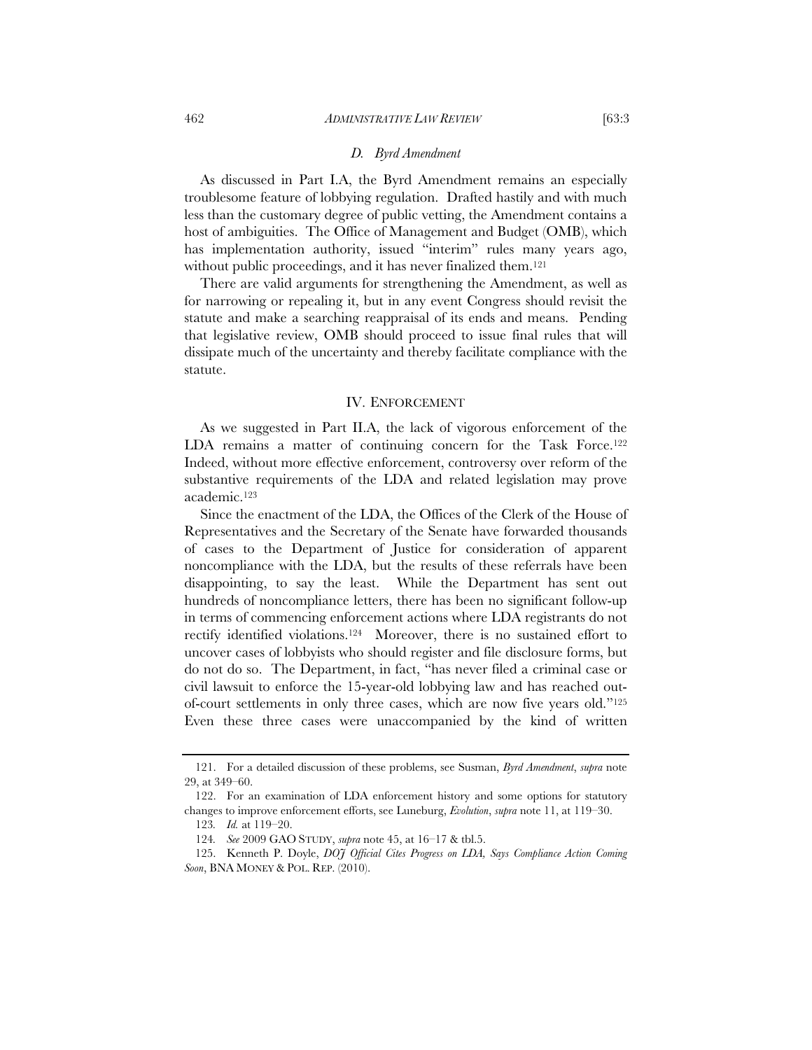### *D. Byrd Amendment*

As discussed in Part I.A, the Byrd Amendment remains an especially troublesome feature of lobbying regulation. Drafted hastily and with much less than the customary degree of public vetting, the Amendment contains a host of ambiguities. The Office of Management and Budget (OMB), which has implementation authority, issued "interim" rules many years ago, without public proceedings, and it has never finalized them.[121]

There are valid arguments for strengthening the Amendment, as well as for narrowing or repealing it, but in any event Congress should revisit the statute and make a searching reappraisal of its ends and means. Pending that legislative review, OMB should proceed to issue final rules that will dissipate much of the uncertainty and thereby facilitate compliance with the statute.

## IV. ENFORCEMENT

As we suggested in Part II.A, the lack of vigorous enforcement of the LDA remains a matter of continuing concern for the Task Force.[122] Indeed, without more effective enforcement, controversy over reform of the substantive requirements of the LDA and related legislation may prove academic.[123]

Since the enactment of the LDA, the Offices of the Clerk of the House of Representatives and the Secretary of the Senate have forwarded thousands of cases to the Department of Justice for consideration of apparent noncompliance with the LDA, but the results of these referrals have been disappointing, to say the least. While the Department has sent out hundreds of noncompliance letters, there has been no significant follow-up in terms of commencing enforcement actions where LDA registrants do not rectify identified violations.[124] Moreover, there is no sustained effort to uncover cases of lobbyists who should register and file disclosure forms, but do not do so. The Department, in fact, "has never filed a criminal case or civil lawsuit to enforce the 15-year-old lobbying law and has reached out-of-court settlements in only three cases, which are now five years old."[125] Even these three cases were unaccompanied by the kind of written

---

121. For a detailed discussion of these problems, see Susman, *Byrd Amendment*, *supra* note 29, at 349–60.

122. For an examination of LDA enforcement history and some options for statutory changes to improve enforcement efforts, see Luneburg, *Evolution*, *supra* note 11, at 119–30.

123. *Id.* at 119–20.

124. *See* 2009 GAO STUDY, *supra* note 45, at 16–17 & tbl.5.

125. Kenneth P. Doyle, *DOJ Official Cites Progress on LDA, Says Compliance Action Coming Soon*, BNA MONEY & POL. REP. (2010).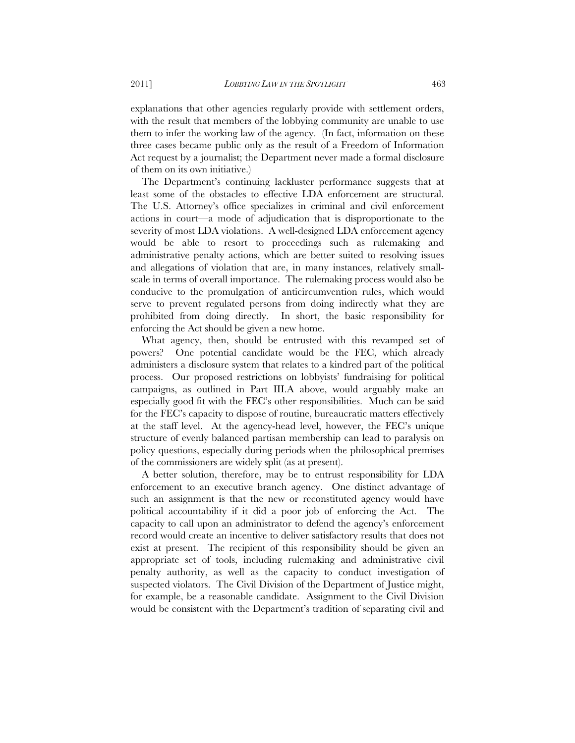explanations that other agencies regularly provide with settlement orders, with the result that members of the lobbying community are unable to use them to infer the working law of the agency. (In fact, information on these three cases became public only as the result of a Freedom of Information Act request by a journalist; the Department never made a formal disclosure of them on its own initiative.)

The Department's continuing lackluster performance suggests that at least some of the obstacles to effective LDA enforcement are structural. The U.S. Attorney's office specializes in criminal and civil enforcement actions in court—a mode of adjudication that is disproportionate to the severity of most LDA violations. A well-designed LDA enforcement agency would be able to resort to proceedings such as rulemaking and administrative penalty actions, which are better suited to resolving issues and allegations of violation that are, in many instances, relatively small-scale in terms of overall importance. The rulemaking process would also be conducive to the promulgation of anticircumvention rules, which would serve to prevent regulated persons from doing indirectly what they are prohibited from doing directly. In short, the basic responsibility for enforcing the Act should be given a new home.

What agency, then, should be entrusted with this revamped set of powers? One potential candidate would be the FEC, which already administers a disclosure system that relates to a kindred part of the political process. Our proposed restrictions on lobbyists' fundraising for political campaigns, as outlined in Part III.A above, would arguably make an especially good fit with the FEC's other responsibilities. Much can be said for the FEC's capacity to dispose of routine, bureaucratic matters effectively at the staff level. At the agency-head level, however, the FEC's unique structure of evenly balanced partisan membership can lead to paralysis on policy questions, especially during periods when the philosophical premises of the commissioners are widely split (as at present).

A better solution, therefore, may be to entrust responsibility for LDA enforcement to an executive branch agency. One distinct advantage of such an assignment is that the new or reconstituted agency would have political accountability if it did a poor job of enforcing the Act. The capacity to call upon an administrator to defend the agency's enforcement record would create an incentive to deliver satisfactory results that does not exist at present. The recipient of this responsibility should be given an appropriate set of tools, including rulemaking and administrative civil penalty authority, as well as the capacity to conduct investigation of suspected violators. The Civil Division of the Department of Justice might, for example, be a reasonable candidate. Assignment to the Civil Division would be consistent with the Department's tradition of separating civil and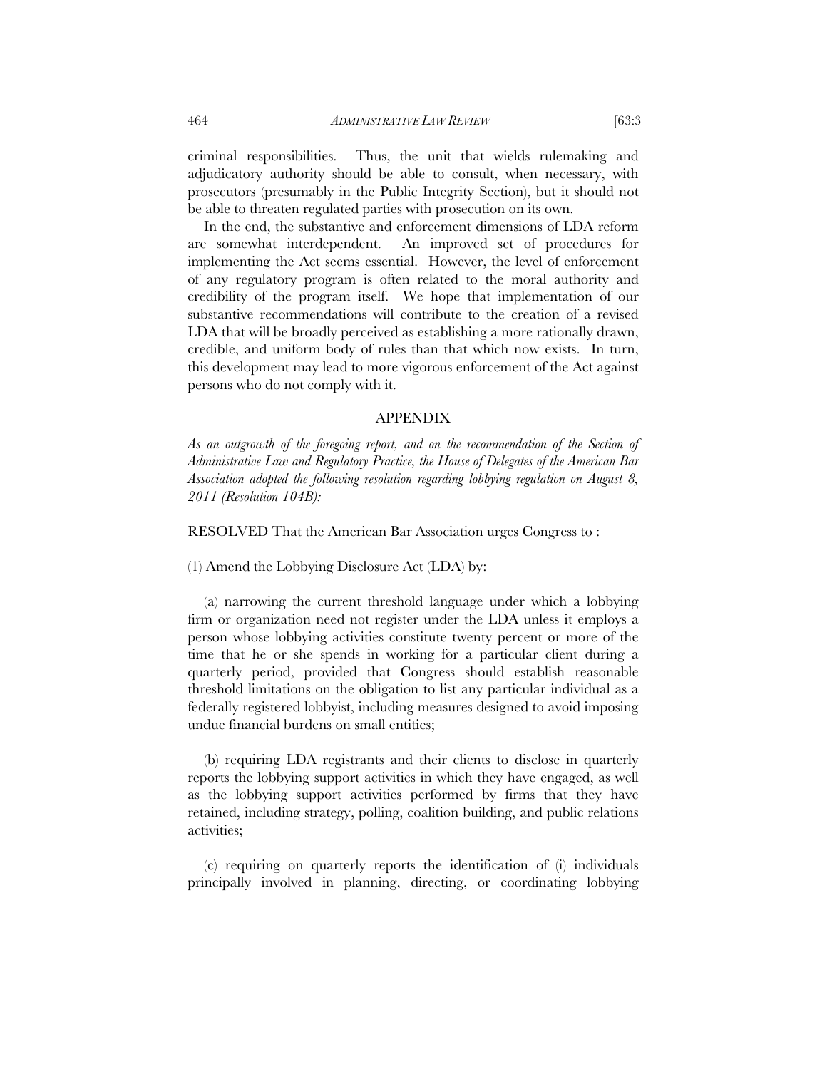criminal responsibilities. Thus, the unit that wields rulemaking and adjudicatory authority should be able to consult, when necessary, with prosecutors (presumably in the Public Integrity Section), but it should not be able to threaten regulated parties with prosecution on its own.

In the end, the substantive and enforcement dimensions of LDA reform are somewhat interdependent. An improved set of procedures for implementing the Act seems essential. However, the level of enforcement of any regulatory program is often related to the moral authority and credibility of the program itself. We hope that implementation of our substantive recommendations will contribute to the creation of a revised LDA that will be broadly perceived as establishing a more rationally drawn, credible, and uniform body of rules than that which now exists. In turn, this development may lead to more vigorous enforcement of the Act against persons who do not comply with it.

## APPENDIX

*As an outgrowth of the foregoing report, and on the recommendation of the Section of Administrative Law and Regulatory Practice, the House of Delegates of the American Bar Association adopted the following resolution regarding lobbying regulation on August 8, 2011 (Resolution 104B):*

RESOLVED That the American Bar Association urges Congress to :

(1) Amend the Lobbying Disclosure Act (LDA) by:

(a) narrowing the current threshold language under which a lobbying firm or organization need not register under the LDA unless it employs a person whose lobbying activities constitute twenty percent or more of the time that he or she spends in working for a particular client during a quarterly period, provided that Congress should establish reasonable threshold limitations on the obligation to list any particular individual as a federally registered lobbyist, including measures designed to avoid imposing undue financial burdens on small entities;

(b) requiring LDA registrants and their clients to disclose in quarterly reports the lobbying support activities in which they have engaged, as well as the lobbying support activities performed by firms that they have retained, including strategy, polling, coalition building, and public relations activities;

(c) requiring on quarterly reports the identification of (i) individuals principally involved in planning, directing, or coordinating lobbying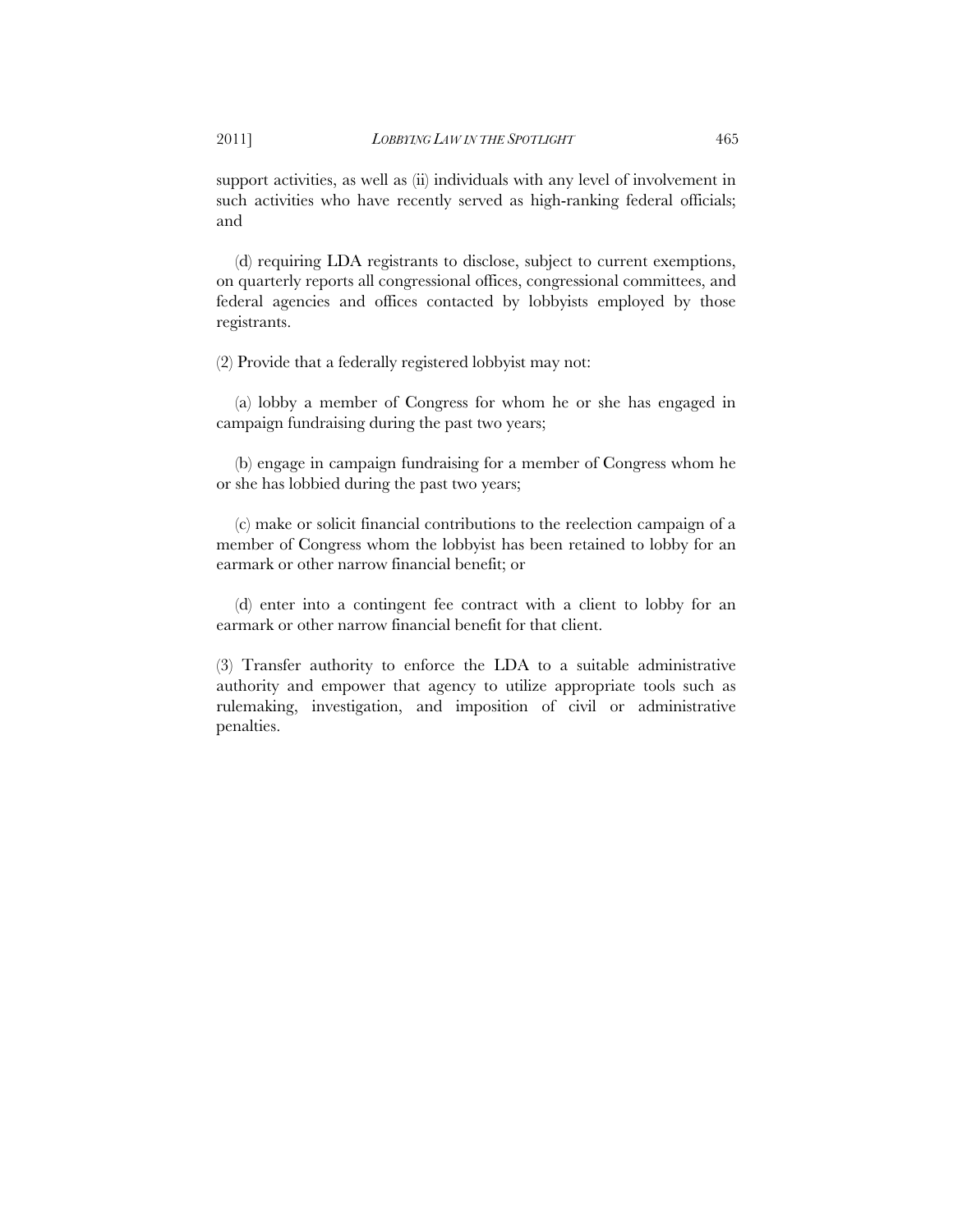support activities, as well as (ii) individuals with any level of involvement in such activities who have recently served as high-ranking federal officials; and

(d) requiring LDA registrants to disclose, subject to current exemptions, on quarterly reports all congressional offices, congressional committees, and federal agencies and offices contacted by lobbyists employed by those registrants.

(2) Provide that a federally registered lobbyist may not:

(a) lobby a member of Congress for whom he or she has engaged in campaign fundraising during the past two years;

(b) engage in campaign fundraising for a member of Congress whom he or she has lobbied during the past two years;

(c) make or solicit financial contributions to the reelection campaign of a member of Congress whom the lobbyist has been retained to lobby for an earmark or other narrow financial benefit; or

(d) enter into a contingent fee contract with a client to lobby for an earmark or other narrow financial benefit for that client.

(3) Transfer authority to enforce the LDA to a suitable administrative authority and empower that agency to utilize appropriate tools such as rulemaking, investigation, and imposition of civil or administrative penalties.